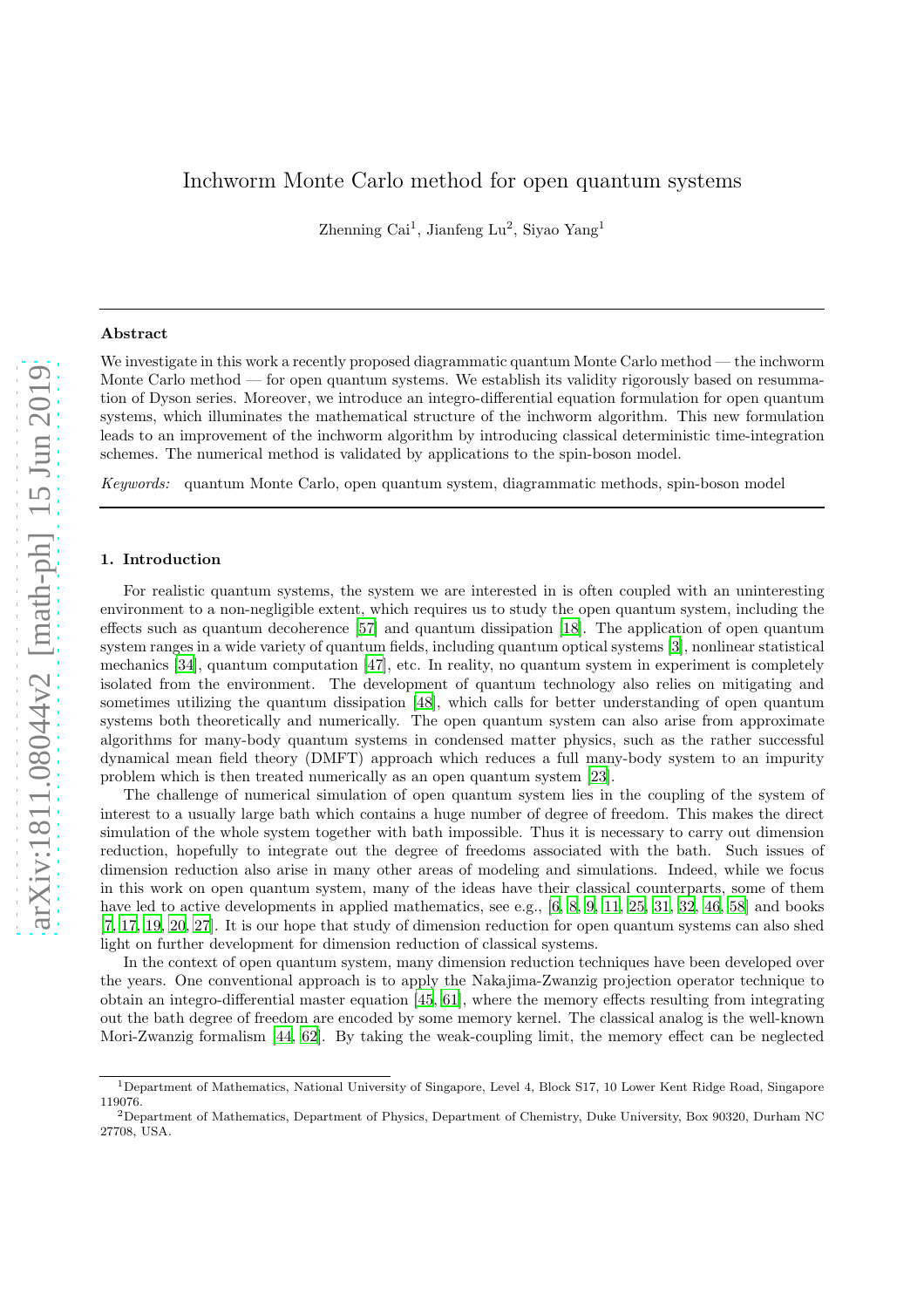# Inchworm Monte Carlo method for open quantum systems

Zhenning Cai[1], Jianfeng Lu[2], Siyao Yang[1]

## Abstract

We investigate in this work a recently proposed diagrammatic quantum Monte Carlo method — the inchworm Monte Carlo method — for open quantum systems. We establish its validity rigorously based on resummation of Dyson series. Moreover, we introduce an integro-differential equation formulation for open quantum systems, which illuminates the mathematical structure of the inchworm algorithm. This new formulation leads to an improvement of the inchworm algorithm by introducing classical deterministic time-integration schemes. The numerical method is validated by applications to the spin-boson model.

*Keywords:* quantum Monte Carlo, open quantum system, diagrammatic methods, spin-boson model

## 1. Introduction

For realistic quantum systems, the system we are interested in is often coupled with an uninteresting environment to a non-negligible extent, which requires us to study the open quantum system, including the effects such as quantum decoherence [57] and quantum dissipation [18]. The application of open quantum system ranges in a wide variety of quantum fields, including quantum optical systems [3], nonlinear statistical mechanics [34], quantum computation [47], etc. In reality, no quantum system in experiment is completely isolated from the environment. The development of quantum technology also relies on mitigating and sometimes utilizing the quantum dissipation [48], which calls for better understanding of open quantum systems both theoretically and numerically. The open quantum system can also arise from approximate algorithms for many-body quantum systems in condensed matter physics, such as the rather successful dynamical mean field theory (DMFT) approach which reduces a full many-body system to an impurity problem which is then treated numerically as an open quantum system [23].

The challenge of numerical simulation of open quantum system lies in the coupling of the system of interest to a usually large bath which contains a huge number of degree of freedom. This makes the direct simulation of the whole system together with bath impossible. Thus it is necessary to carry out dimension reduction, hopefully to integrate out the degree of freedoms associated with the bath. Such issues of dimension reduction also arise in many other areas of modeling and simulations. Indeed, while we focus in this work on open quantum system, many of the ideas have their classical counterparts, some of them have led to active developments in applied mathematics, see e.g., [6, 8, 9, 11, 25, 31, 32, 46, 58] and books [7, 17, 19, 20, 27]. It is our hope that study of dimension reduction for open quantum systems can also shed light on further development for dimension reduction of classical systems.

In the context of open quantum system, many dimension reduction techniques have been developed over the years. One conventional approach is to apply the Nakajima-Zwanzig projection operator technique to obtain an integro-differential master equation [45, 61], where the memory effects resulting from integrating out the bath degree of freedom are encoded by some memory kernel. The classical analog is the well-known Mori-Zwanzig formalism [44, 62]. By taking the weak-coupling limit, the memory effect can be neglected

---

[1] Department of Mathematics, National University of Singapore, Level 4, Block S17, 10 Lower Kent Ridge Road, Singapore 119076.

[2] Department of Mathematics, Department of Physics, Department of Chemistry, Duke University, Box 90320, Durham NC 27708, USA.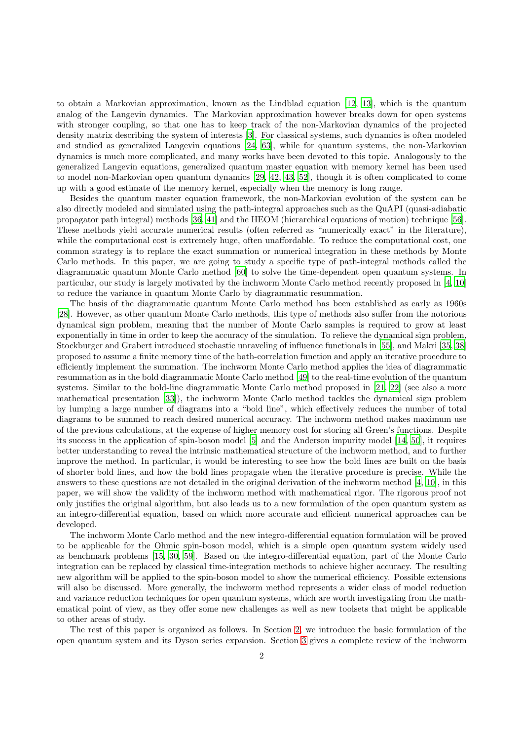to obtain a Markovian approximation, known as the Lindblad equation [12, 13], which is the quantum analog of the Langevin dynamics. The Markovian approximation however breaks down for open systems with stronger coupling, so that one has to keep track of the non-Markovian dynamics of the projected density matrix describing the system of interests [3]. For classical systems, such dynamics is often modeled and studied as generalized Langevin equations [24, 63], while for quantum systems, the non-Markovian dynamics is much more complicated, and many works have been devoted to this topic. Analogously to the generalized Langevin equations, generalized quantum master equation with memory kernel has been used to model non-Markovian open quantum dynamics [29, 42, 43, 52], though it is often complicated to come up with a good estimate of the memory kernel, especially when the memory is long range.

Besides the quantum master equation framework, the non-Markovian evolution of the system can be also directly modeled and simulated using the path-integral approaches such as the QuAPI (quasi-adiabatic propagator path integral) methods [36, 41] and the HEOM (hierarchical equations of motion) technique [56]. These methods yield accurate numerical results (often referred as "numerically exact" in the literature), while the computational cost is extremely huge, often unaffordable. To reduce the computational cost, one common strategy is to replace the exact summation or numerical integration in these methods by Monte Carlo methods. In this paper, we are going to study a specific type of path-integral methods called the diagrammatic quantum Monte Carlo method [60] to solve the time-dependent open quantum systems. In particular, our study is largely motivated by the inchworm Monte Carlo method recently proposed in [4, 10] to reduce the variance in quantum Monte Carlo by diagrammatic resummation.

The basis of the diagrammatic quantum Monte Carlo method has been established as early as 1960s [28]. However, as other quantum Monte Carlo methods, this type of methods also suffer from the notorious dynamical sign problem, meaning that the number of Monte Carlo samples is required to grow at least exponentially in time in order to keep the accuracy of the simulation. To relieve the dynamical sign problem, Stockburger and Grabert introduced stochastic unraveling of influence functionals in [55], and Makri [35, 38] proposed to assume a finite memory time of the bath-correlation function and apply an iterative procedure to efficiently implement the summation. The inchworm Monte Carlo method applies the idea of diagrammatic resummation as in the bold diagrammatic Monte Carlo method [49] to the real-time evolution of the quantum systems. Similar to the bold-line diagrammatic Monte Carlo method proposed in [21, 22] (see also a more mathematical presentation [33]), the inchworm Monte Carlo method tackles the dynamical sign problem by lumping a large number of diagrams into a "bold line", which effectively reduces the number of total diagrams to be summed to reach desired numerical accuracy. The inchworm method makes maximum use of the previous calculations, at the expense of higher memory cost for storing all Green's functions. Despite its success in the application of spin-boson model [5] and the Anderson impurity model [14, 50], it requires better understanding to reveal the intrinsic mathematical structure of the inchworm method, and to further improve the method. In particular, it would be interesting to see how the bold lines are built on the basis of shorter bold lines, and how the bold lines propagate when the iterative procedure is precise. While the answers to these questions are not detailed in the original derivation of the inchworm method [4, 10], in this paper, we will show the validity of the inchworm method with mathematical rigor. The rigorous proof not only justifies the original algorithm, but also leads us to a new formulation of the open quantum system as an integro-differential equation, based on which more accurate and efficient numerical approaches can be developed.

The inchworm Monte Carlo method and the new integro-differential equation formulation will be proved to be applicable for the Ohmic spin-boson model, which is a simple open quantum system widely used as benchmark problems [15, 30, 59]. Based on the integro-differential equation, part of the Monte Carlo integration can be replaced by classical time-integration methods to achieve higher accuracy. The resulting new algorithm will be applied to the spin-boson model to show the numerical efficiency. Possible extensions will also be discussed. More generally, the inchworm method represents a wider class of model reduction and variance reduction techniques for open quantum systems, which are worth investigating from the mathematical point of view, as they offer some new challenges as well as new toolsets that might be applicable to other areas of study.

The rest of this paper is organized as follows. In Section 2, we introduce the basic formulation of the open quantum system and its Dyson series expansion. Section 3 gives a complete review of the inchworm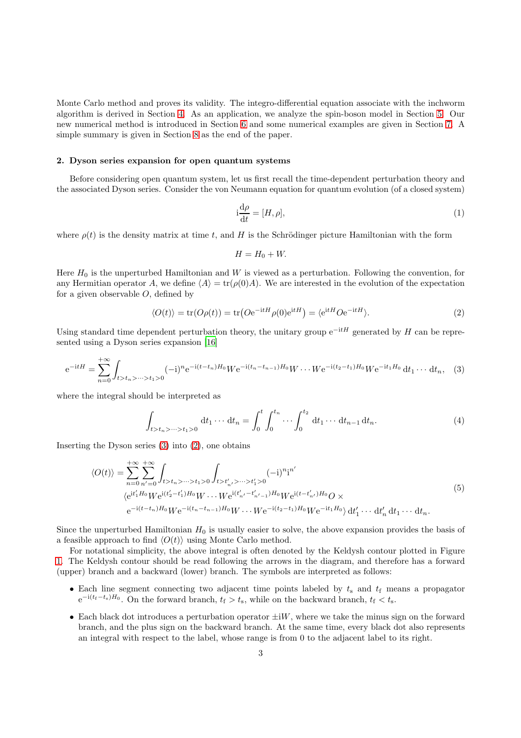Monte Carlo method and proves its validity. The integro-differential equation associate with the inchworm algorithm is derived in Section 4. As an application, we analyze the spin-boson model in Section 5. Our new numerical method is introduced in Section 6 and some numerical examples are given in Section 7. A simple summary is given in Section 8 as the end of the paper.

## 2. Dyson series expansion for open quantum systems

Before considering open quantum system, let us first recall the time-dependent perturbation theory and the associated Dyson series. Consider the von Neumann equation for quantum evolution (of a closed system)

$$\mathrm{i}\frac{\mathrm{d}\rho}{\mathrm{d}t} = [H, \rho], \tag{1}$$

where $\rho(t)$ is the density matrix at time $t$, and $H$ is the Schrödinger picture Hamiltonian with the form

$$H = H_0 + W.$$

Here $H_0$ is the unperturbed Hamiltonian and $W$ is viewed as a perturbation. Following the convention, for any Hermitian operator $A$, we define $\langle A \rangle = \mathrm{tr}(\rho(0)A)$. We are interested in the evolution of the expectation for a given observable $O$, defined by

$$\langle O(t) \rangle = \mathrm{tr}(O\rho(t)) = \mathrm{tr}\big(O\mathrm{e}^{-\mathrm{i}tH}\rho(0)\mathrm{e}^{\mathrm{i}tH}\big) = \langle \mathrm{e}^{\mathrm{i}tH} O \mathrm{e}^{-\mathrm{i}tH} \rangle. \tag{2}$$

Using standard time dependent perturbation theory, the unitary group $\mathrm{e}^{-\mathrm{i}tH}$ generated by $H$ can be represented using a Dyson series expansion [16]

$$\mathrm{e}^{-\mathrm{i}tH} = \sum_{n=0}^{+\infty} \int_{t>t_n>\cdots>t_1>0} (-\mathrm{i})^n \mathrm{e}^{-\mathrm{i}(t-t_n)H_0} W \mathrm{e}^{-\mathrm{i}(t_n-t_{n-1})H_0} W \cdots W \mathrm{e}^{-\mathrm{i}(t_2-t_1)H_0} W \mathrm{e}^{-\mathrm{i}t_1 H_0} \,\mathrm{d}t_1 \cdots \mathrm{d}t_n, \tag{3}$$

where the integral should be interpreted as

$$\int_{t>t_n>\cdots>t_1>0} \mathrm{d}t_1 \cdots \mathrm{d}t_n = \int_0^t \int_0^{t_n} \cdots \int_0^{t_2} \mathrm{d}t_1 \cdots \mathrm{d}t_{n-1}\,\mathrm{d}t_n. \tag{4}$$

Inserting the Dyson series (3) into (2), one obtains

$$\begin{aligned}
\langle O(t) \rangle = \sum_{n=0}^{+\infty} \sum_{n'=0}^{+\infty} &\int_{t>t_n>\cdots>t_1>0} \int_{t>t'_{n'}>\cdots>t'_1>0} (-\mathrm{i})^n \mathrm{i}^{n'} \\
&\langle \mathrm{e}^{\mathrm{i}t'_1 H_0} W \mathrm{e}^{\mathrm{i}(t'_2-t'_1)H_0} W \cdots W \mathrm{e}^{\mathrm{i}(t'_{n'}-t'_{n'-1})H_0} W \mathrm{e}^{\mathrm{i}(t-t'_{n'})H_0} O \times \\
&\mathrm{e}^{-\mathrm{i}(t-t_n)H_0} W \mathrm{e}^{-\mathrm{i}(t_n-t_{n-1})H_0} W \cdots W \mathrm{e}^{-\mathrm{i}(t_2-t_1)H_0} W \mathrm{e}^{-\mathrm{i}t_1 H_0} \rangle \,\mathrm{d}t'_1 \cdots \mathrm{d}t'_n \,\mathrm{d}t_1 \cdots \mathrm{d}t_n.
\end{aligned} \tag{5}$$

Since the unperturbed Hamiltonian $H_0$ is usually easier to solve, the above expansion provides the basis of a feasible approach to find $\langle O(t) \rangle$ using Monte Carlo method.

For notational simplicity, the above integral is often denoted by the Keldysh contour plotted in Figure 1. The Keldysh contour should be read following the arrows in the diagram, and therefore has a forward (upper) branch and a backward (lower) branch. The symbols are interpreted as follows:

- Each line segment connecting two adjacent time points labeled by $t_\mathrm{s}$ and $t_\mathrm{f}$ means a propagator $\mathrm{e}^{-\mathrm{i}(t_\mathrm{f}-t_\mathrm{s})H_0}$. On the forward branch, $t_\mathrm{f} > t_\mathrm{s}$, while on the backward branch, $t_\mathrm{f} < t_\mathrm{s}$.
- Each black dot introduces a perturbation operator $\pm\mathrm{i}W$, where we take the minus sign on the forward branch, and the plus sign on the backward branch. At the same time, every black dot also represents an integral with respect to the label, whose range is from 0 to the adjacent label to its right.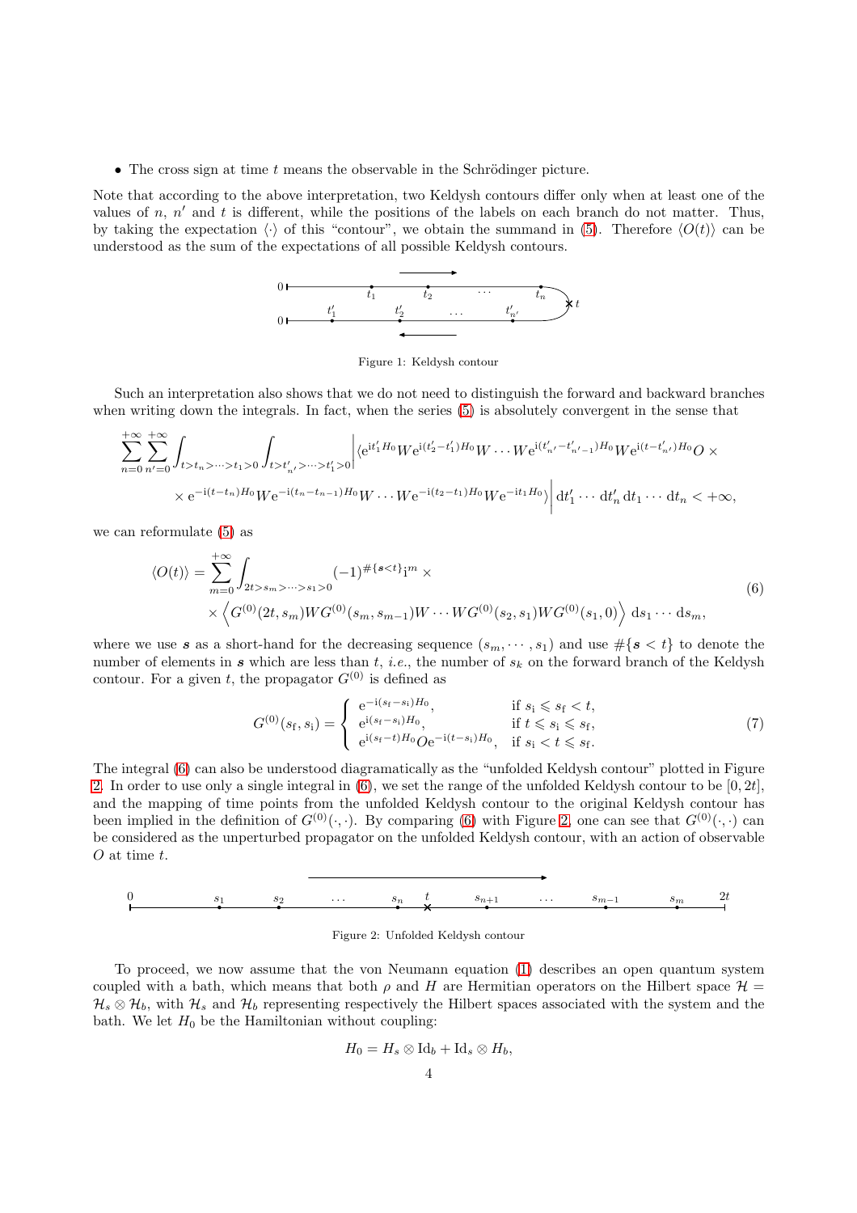- The cross sign at time $t$ means the observable in the Schrödinger picture.

Note that according to the above interpretation, two Keldysh contours differ only when at least one of the values of $n$, $n'$ and $t$ is different, while the positions of the labels on each branch do not matter. Thus, by taking the expectation $\langle\cdot\rangle$ of this "contour", we obtain the summand in (5). Therefore $\langle O(t)\rangle$ can be understood as the sum of the expectations of all possible Keldysh contours.

0
$t_1$ $t_2$ $\cdots$ $t_n$
$t$
0
$t'_1$ $t'_2$ $\cdots$ $t'_{n'}$

Figure 1: Keldysh contour

Such an interpretation also shows that we do not need to distinguish the forward and backward branches when writing down the integrals. In fact, when the series (5) is absolutely convergent in the sense that

$$\sum_{n=0}^{+\infty}\sum_{n'=0}^{+\infty}\int_{t>t_n>\cdots>t_1>0}\int_{t>t'_{n'}>\cdots>t'_1>0}\Big|\langle \mathrm{e}^{\mathrm{i}t'_1H_0}W\mathrm{e}^{\mathrm{i}(t'_2-t'_1)H_0}W\cdots W\mathrm{e}^{\mathrm{i}(t'_{n'}-t'_{n'-1})H_0}W\mathrm{e}^{\mathrm{i}(t-t'_{n'})H_0}O\times$$
$$\times\, \mathrm{e}^{-\mathrm{i}(t-t_n)H_0}W\mathrm{e}^{-\mathrm{i}(t_n-t_{n-1})H_0}W\cdots W\mathrm{e}^{-\mathrm{i}(t_2-t_1)H_0}W\mathrm{e}^{-\mathrm{i}t_1H_0}\rangle\Big|\,\mathrm{d}t'_1\cdots\mathrm{d}t'_n\,\mathrm{d}t_1\cdots\mathrm{d}t_n<+\infty,$$

we can reformulate (5) as

$$\begin{aligned}\langle O(t)\rangle = \sum_{m=0}^{+\infty}\int_{2t>s_m>\cdots>s_1>0}(-1)^{\#\{\boldsymbol{s}<t\}}\mathrm{i}^m\times\\ \times\left\langle G^{(0)}(2t,s_m)WG^{(0)}(s_m,s_{m-1})W\cdots WG^{(0)}(s_2,s_1)WG^{(0)}(s_1,0)\right\rangle \mathrm{d}s_1\cdots\mathrm{d}s_m,\end{aligned}\tag{6}$$

where we use $\boldsymbol{s}$ as a short-hand for the decreasing sequence $(s_m,\cdots,s_1)$ and use $\#\{\boldsymbol{s}<t\}$ to denote the number of elements in $\boldsymbol{s}$ which are less than $t$, *i.e.*, the number of $s_k$ on the forward branch of the Keldysh contour. For a given $t$, the propagator $G^{(0)}$ is defined as

$$G^{(0)}(s_\mathrm{f},s_\mathrm{i})=\begin{cases}\mathrm{e}^{-\mathrm{i}(s_\mathrm{f}-s_\mathrm{i})H_0}, & \text{if } s_\mathrm{i}\leqslant s_\mathrm{f}<t,\\ \mathrm{e}^{\mathrm{i}(s_\mathrm{f}-s_\mathrm{i})H_0}, & \text{if } t\leqslant s_\mathrm{i}\leqslant s_\mathrm{f},\\ \mathrm{e}^{\mathrm{i}(s_\mathrm{f}-t)H_0}O\mathrm{e}^{-\mathrm{i}(t-s_\mathrm{i})H_0}, & \text{if } s_\mathrm{i}<t\leqslant s_\mathrm{f}.\end{cases}\tag{7}$$

The integral (6) can also be understood diagramatically as the "unfolded Keldysh contour" plotted in Figure 2. In order to use only a single integral in (6), we set the range of the unfolded Keldysh contour to be $[0,2t]$, and the mapping of time points from the unfolded Keldysh contour to the original Keldysh contour has been implied in the definition of $G^{(0)}(\cdot,\cdot)$. By comparing (6) with Figure 2, one can see that $G^{(0)}(\cdot,\cdot)$ can be considered as the unperturbed propagator on the unfolded Keldysh contour, with an action of observable $O$ at time $t$.

0 $s_1$ $s_2$ $\cdots$ $s_n$ $t$ $s_{n+1}$ $\cdots$ $s_{m-1}$ $s_m$ $2t$

Figure 2: Unfolded Keldysh contour

To proceed, we now assume that the von Neumann equation (1) describes an open quantum system coupled with a bath, which means that both $\rho$ and $H$ are Hermitian operators on the Hilbert space $\mathcal{H}=\mathcal{H}_s\otimes\mathcal{H}_b$, with $\mathcal{H}_s$ and $\mathcal{H}_b$ representing respectively the Hilbert spaces associated with the system and the bath. We let $H_0$ be the Hamiltonian without coupling:

$$H_0=H_s\otimes\mathrm{Id}_b+\mathrm{Id}_s\otimes H_b,$$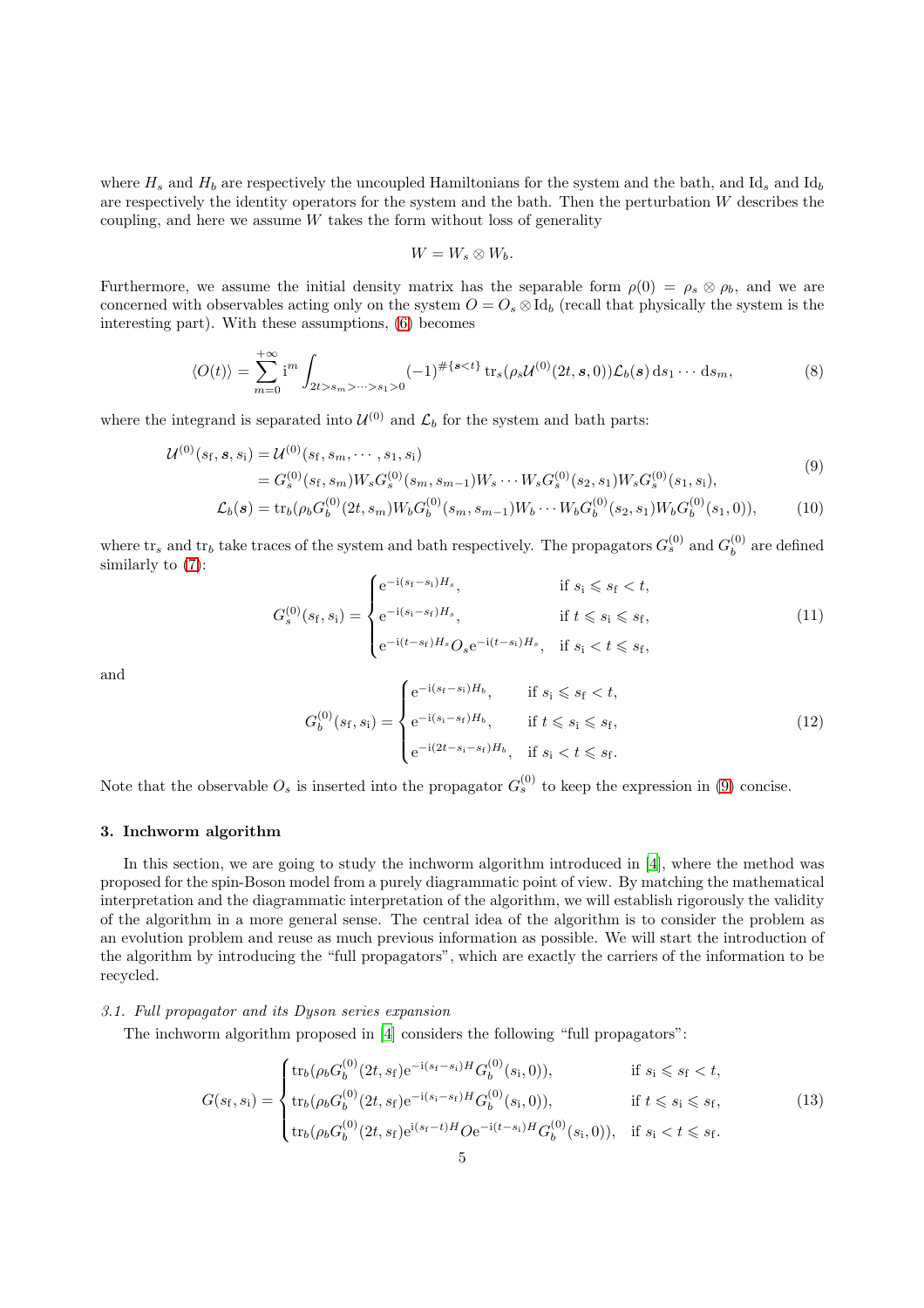where $H_s$ and $H_b$ are respectively the uncoupled Hamiltonians for the system and the bath, and $\mathrm{Id}_s$ and $\mathrm{Id}_b$ are respectively the identity operators for the system and the bath. Then the perturbation $W$ describes the coupling, and here we assume $W$ takes the form without loss of generality

$$W = W_s \otimes W_b.$$

Furthermore, we assume the initial density matrix has the separable form $\rho(0) = \rho_s \otimes \rho_b$, and we are concerned with observables acting only on the system $O = O_s \otimes \mathrm{Id}_b$ (recall that physically the system is the interesting part). With these assumptions, (6) becomes

$$\langle O(t) \rangle = \sum_{m=0}^{+\infty} \mathrm{i}^m \int_{2t > s_m > \cdots > s_1 > 0} (-1)^{\#\{\boldsymbol{s} < t\}} \operatorname{tr}_s(\rho_s \mathcal{U}^{(0)}(2t, \boldsymbol{s}, 0)) \mathcal{L}_b(\boldsymbol{s}) \,\mathrm{d}s_1 \cdots \mathrm{d}s_m, \tag{8}$$

where the integrand is separated into $\mathcal{U}^{(0)}$ and $\mathcal{L}_b$ for the system and bath parts:

$$\begin{aligned}
\mathcal{U}^{(0)}(s_\mathrm{f}, \boldsymbol{s}, s_\mathrm{i}) &= \mathcal{U}^{(0)}(s_\mathrm{f}, s_m, \cdots, s_1, s_\mathrm{i}) \\
&= G_s^{(0)}(s_\mathrm{f}, s_m) W_s G_s^{(0)}(s_m, s_{m-1}) W_s \cdots W_s G_s^{(0)}(s_2, s_1) W_s G_s^{(0)}(s_1, s_\mathrm{i}),
\end{aligned} \tag{9}$$

$$\mathcal{L}_b(\boldsymbol{s}) = \operatorname{tr}_b(\rho_b G_b^{(0)}(2t, s_m) W_b G_b^{(0)}(s_m, s_{m-1}) W_b \cdots W_b G_b^{(0)}(s_2, s_1) W_b G_b^{(0)}(s_1, 0)), \tag{10}$$

where $\operatorname{tr}_s$ and $\operatorname{tr}_b$ take traces of the system and bath respectively. The propagators $G_s^{(0)}$ and $G_b^{(0)}$ are defined similarly to (7):

$$G_s^{(0)}(s_\mathrm{f}, s_\mathrm{i}) = \begin{cases} \mathrm{e}^{-\mathrm{i}(s_\mathrm{f} - s_\mathrm{i}) H_s}, & \text{if } s_\mathrm{i} \leqslant s_\mathrm{f} < t, \\ \mathrm{e}^{-\mathrm{i}(s_\mathrm{i} - s_\mathrm{f}) H_s}, & \text{if } t \leqslant s_\mathrm{i} \leqslant s_\mathrm{f}, \\ \mathrm{e}^{-\mathrm{i}(t - s_\mathrm{f}) H_s} O_s \mathrm{e}^{-\mathrm{i}(t - s_\mathrm{i}) H_s}, & \text{if } s_\mathrm{i} < t \leqslant s_\mathrm{f}, \end{cases} \tag{11}$$

and

$$G_b^{(0)}(s_\mathrm{f}, s_\mathrm{i}) = \begin{cases} \mathrm{e}^{-\mathrm{i}(s_\mathrm{f} - s_\mathrm{i}) H_b}, & \text{if } s_\mathrm{i} \leqslant s_\mathrm{f} < t, \\ \mathrm{e}^{-\mathrm{i}(s_\mathrm{i} - s_\mathrm{f}) H_b}, & \text{if } t \leqslant s_\mathrm{i} \leqslant s_\mathrm{f}, \\ \mathrm{e}^{-\mathrm{i}(2t - s_\mathrm{i} - s_\mathrm{f}) H_b}, & \text{if } s_\mathrm{i} < t \leqslant s_\mathrm{f}. \end{cases} \tag{12}$$

Note that the observable $O_s$ is inserted into the propagator $G_s^{(0)}$ to keep the expression in (9) concise.

### 3. Inchworm algorithm

In this section, we are going to study the inchworm algorithm introduced in [4], where the method was proposed for the spin-Boson model from a purely diagrammatic point of view. By matching the mathematical interpretation and the diagrammatic interpretation of the algorithm, we will establish rigorously the validity of the algorithm in a more general sense. The central idea of the algorithm is to consider the problem as an evolution problem and reuse as much previous information as possible. We will start the introduction of the algorithm by introducing the "full propagators", which are exactly the carriers of the information to be recycled.

#### *3.1. Full propagator and its Dyson series expansion*

The inchworm algorithm proposed in [4] considers the following "full propagators":

$$G(s_\mathrm{f}, s_\mathrm{i}) = \begin{cases} \operatorname{tr}_b(\rho_b G_b^{(0)}(2t, s_\mathrm{f}) \mathrm{e}^{-\mathrm{i}(s_\mathrm{f} - s_\mathrm{i}) H} G_b^{(0)}(s_\mathrm{i}, 0)), & \text{if } s_\mathrm{i} \leqslant s_\mathrm{f} < t, \\ \operatorname{tr}_b(\rho_b G_b^{(0)}(2t, s_\mathrm{f}) \mathrm{e}^{-\mathrm{i}(s_\mathrm{i} - s_\mathrm{f}) H} G_b^{(0)}(s_\mathrm{i}, 0)), & \text{if } t \leqslant s_\mathrm{i} \leqslant s_\mathrm{f}, \\ \operatorname{tr}_b(\rho_b G_b^{(0)}(2t, s_\mathrm{f}) \mathrm{e}^{\mathrm{i}(s_\mathrm{f} - t) H} O \mathrm{e}^{-\mathrm{i}(t - s_\mathrm{i}) H} G_b^{(0)}(s_\mathrm{i}, 0)), & \text{if } s_\mathrm{i} < t \leqslant s_\mathrm{f}. \end{cases} \tag{13}$$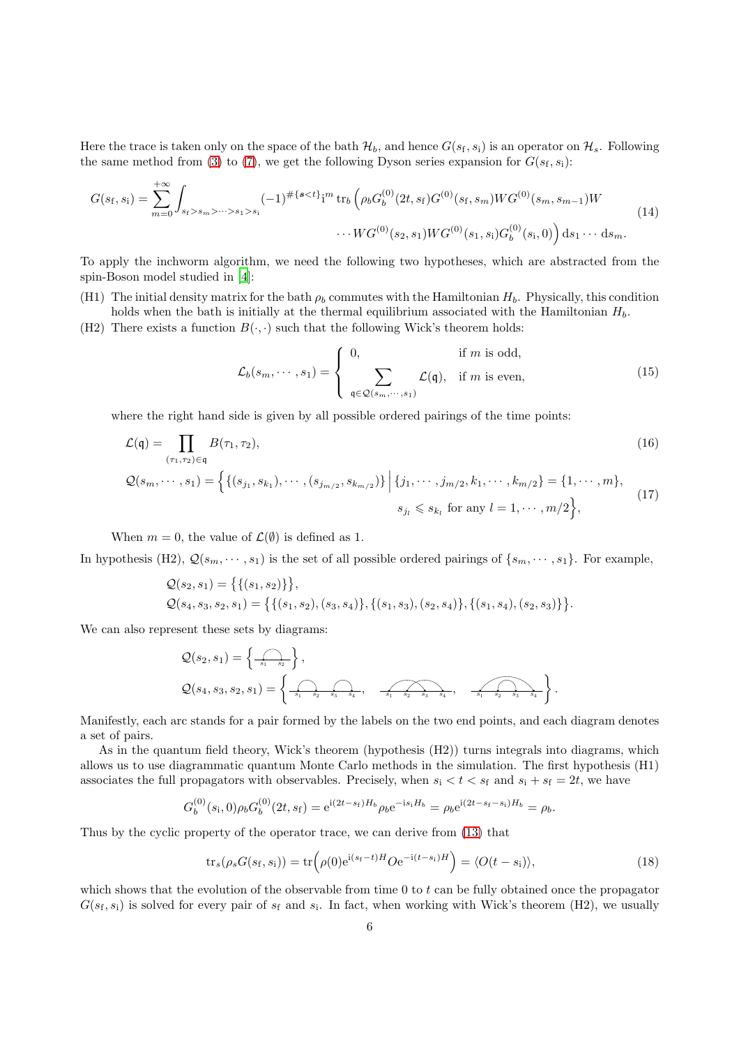Here the trace is taken only on the space of the bath $\mathcal{H}_b$, and hence $G(s_\mathrm{f}, s_\mathrm{i})$ is an operator on $\mathcal{H}_s$. Following the same method from (3) to (7), we get the following Dyson series expansion for $G(s_\mathrm{f}, s_\mathrm{i})$:

$$
\begin{aligned}
G(s_\mathrm{f}, s_\mathrm{i}) = \sum_{m=0}^{+\infty} \int_{s_\mathrm{f} > s_m > \cdots > s_1 > s_\mathrm{i}} (-1)^{\#\{\boldsymbol{s}<t\}} \mathrm{i}^m \operatorname{tr}_b \Big( \rho_b G_b^{(0)}(2t, s_\mathrm{f}) G^{(0)}(s_\mathrm{f}, s_m) W G^{(0)}(s_m, s_{m-1}) W \\
\cdots W G^{(0)}(s_2, s_1) W G^{(0)}(s_1, s_\mathrm{i}) G_b^{(0)}(s_\mathrm{i}, 0) \Big) \,\mathrm{d}s_1 \cdots \mathrm{d}s_m.
\end{aligned} \tag{14}
$$

To apply the inchworm algorithm, we need the following two hypotheses, which are abstracted from the spin-Boson model studied in [4]:

(H1) The initial density matrix for the bath $\rho_b$ commutes with the Hamiltonian $H_b$. Physically, this condition holds when the bath is initially at the thermal equilibrium associated with the Hamiltonian $H_b$.

(H2) There exists a function $B(\cdot,\cdot)$ such that the following Wick's theorem holds:

$$
\mathcal{L}_b(s_m, \cdots, s_1) = \begin{cases} 0, & \text{if } m \text{ is odd}, \\ \displaystyle\sum_{\mathfrak{q} \in \mathcal{Q}(s_m, \cdots, s_1)} \mathcal{L}(\mathfrak{q}), & \text{if } m \text{ is even}, \end{cases} \tag{15}
$$

where the right hand side is given by all possible ordered pairings of the time points:

$$
\mathcal{L}(\mathfrak{q}) = \prod_{(\tau_1, \tau_2) \in \mathfrak{q}} B(\tau_1, \tau_2), \tag{16}
$$

$$
\begin{aligned}
\mathcal{Q}(s_m, \cdots, s_1) = \Big\{ \{(s_{j_1}, s_{k_1}), \cdots, (s_{j_{m/2}}, s_{k_{m/2}})\} \,\Big|\, \{j_1, \cdots, j_{m/2}, k_1, \cdots, k_{m/2}\} = \{1, \cdots, m\}, \\
s_{j_l} \leqslant s_{k_l} \text{ for any } l = 1, \cdots, m/2 \Big\},
\end{aligned} \tag{17}
$$

When $m = 0$, the value of $\mathcal{L}(\emptyset)$ is defined as 1.

In hypothesis (H2), $\mathcal{Q}(s_m, \cdots, s_1)$ is the set of all possible ordered pairings of $\{s_m, \cdots, s_1\}$. For example,

$$
\begin{aligned}
&\mathcal{Q}(s_2, s_1) = \big\{ \{(s_1, s_2)\} \big\}, \\
&\mathcal{Q}(s_4, s_3, s_2, s_1) = \big\{ \{(s_1, s_2), (s_3, s_4)\}, \{(s_1, s_3), (s_2, s_4)\}, \{(s_1, s_4), (s_2, s_3)\} \big\}.
\end{aligned}
$$

We can also represent these sets by diagrams:

$\mathcal{Q}(s_2, s_1) = \{ \text{[diagram: arc } s_1\text{–}s_2] \}$,

$\mathcal{Q}(s_4, s_3, s_2, s_1) = \{ \text{[diagram: arcs } s_1\text{–}s_2, s_3\text{–}s_4], \ \text{[diagram: arcs } s_1\text{–}s_3, s_2\text{–}s_4], \ \text{[diagram: arcs } s_1\text{–}s_4, s_2\text{–}s_3] \}$.

Manifestly, each arc stands for a pair formed by the labels on the two end points, and each diagram denotes a set of pairs.

As in the quantum field theory, Wick's theorem (hypothesis (H2)) turns integrals into diagrams, which allows us to use diagrammatic quantum Monte Carlo methods in the simulation. The first hypothesis (H1) associates the full propagators with observables. Precisely, when $s_\mathrm{i} < t < s_\mathrm{f}$ and $s_\mathrm{i} + s_\mathrm{f} = 2t$, we have

$$
G_b^{(0)}(s_\mathrm{i}, 0) \rho_b G_b^{(0)}(2t, s_\mathrm{f}) = \mathrm{e}^{\mathrm{i}(2t - s_\mathrm{f}) H_b} \rho_b \mathrm{e}^{-\mathrm{i} s_\mathrm{i} H_b} = \rho_b \mathrm{e}^{\mathrm{i}(2t - s_\mathrm{f} - s_\mathrm{i}) H_b} = \rho_b.
$$

Thus by the cyclic property of the operator trace, we can derive from (13) that

$$
\operatorname{tr}_s(\rho_s G(s_\mathrm{f}, s_\mathrm{i})) = \operatorname{tr}\Big( \rho(0) \mathrm{e}^{\mathrm{i}(s_\mathrm{f} - t) H} O \mathrm{e}^{-\mathrm{i}(t - s_\mathrm{i}) H} \Big) = \langle O(t - s_\mathrm{i}) \rangle, \tag{18}
$$

which shows that the evolution of the observable from time 0 to $t$ can be fully obtained once the propagator $G(s_\mathrm{f}, s_\mathrm{i})$ is solved for every pair of $s_\mathrm{f}$ and $s_\mathrm{i}$. In fact, when working with Wick's theorem (H2), we usually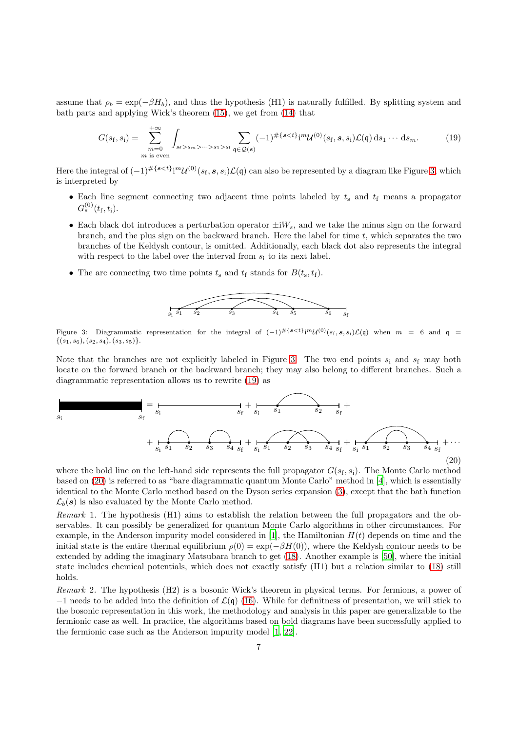assume that $\rho_b = \exp(-\beta H_b)$, and thus the hypothesis (H1) is naturally fulfilled. By splitting system and bath parts and applying Wick's theorem (15), we get from (14) that

$$G(s_\mathrm{f}, s_\mathrm{i}) = \sum_{\substack{m=0 \\ m \text{ is even}}}^{+\infty} \int_{s_\mathrm{f} > s_m > \cdots > s_1 > s_\mathrm{i}} \sum_{\mathfrak{q} \in \mathcal{Q}(\boldsymbol{s})} (-1)^{\#\{\boldsymbol{s}<t\}} \mathrm{i}^m \mathcal{U}^{(0)}(s_\mathrm{f}, \boldsymbol{s}, s_\mathrm{i}) \mathcal{L}(\mathfrak{q}) \, \mathrm{d}s_1 \cdots \mathrm{d}s_m. \tag{19}$$

Here the integral of $(-1)^{\#\{\boldsymbol{s}<t\}} \mathrm{i}^m \mathcal{U}^{(0)}(s_\mathrm{f}, \boldsymbol{s}, s_\mathrm{i}) \mathcal{L}(\mathfrak{q})$ can also be represented by a diagram like Figure 3, which is interpreted by

- Each line segment connecting two adjacent time points labeled by $t_\mathrm{s}$ and $t_\mathrm{f}$ means a propagator $G_s^{(0)}(t_\mathrm{f}, t_\mathrm{i})$.
- Each black dot introduces a perturbation operator $\pm \mathrm{i} W_s$, and we take the minus sign on the forward branch, and the plus sign on the backward branch. Here the label for time $t$, which separates the two branches of the Keldysh contour, is omitted. Additionally, each black dot also represents the integral with respect to the label over the interval from $s_\mathrm{i}$ to its next label.
- The arc connecting two time points $t_\mathrm{s}$ and $t_\mathrm{f}$ stands for $B(t_\mathrm{s}, t_\mathrm{f})$.

$s_\mathrm{i}$ $s_1$ $s_2$ $s_3$ $s_4$ $s_5$ $s_6$ $s_\mathrm{f}$

Figure 3: Diagrammatic representation for the integral of $(-1)^{\#\{\boldsymbol{s}<t\}} \mathrm{i}^m \mathcal{U}^{(0)}(s_\mathrm{f}, \boldsymbol{s}, s_\mathrm{i}) \mathcal{L}(\mathfrak{q})$ when $m = 6$ and $\mathfrak{q} = \{(s_1, s_6), (s_2, s_4), (s_3, s_5)\}$.

Note that the branches are not explicitly labeled in Figure 3. The two end points $s_\mathrm{i}$ and $s_\mathrm{f}$ may both locate on the forward branch or the backward branch; they may also belong to different branches. Such a diagrammatic representation allows us to rewrite (19) as

$s_\mathrm{i}$ $s_\mathrm{f}$ = $s_\mathrm{i}$ $s_\mathrm{f}$ + $s_\mathrm{i}$ $s_1$ $s_2$ $s_\mathrm{f}$ +

+ $s_\mathrm{i}$ $s_1$ $s_2$ $s_3$ $s_4$ $s_\mathrm{f}$ + $s_\mathrm{i}$ $s_1$ $s_2$ $s_3$ $s_4$ $s_\mathrm{f}$ + $s_\mathrm{i}$ $s_1$ $s_2$ $s_3$ $s_4$ $s_\mathrm{f}$ + $\cdots$

(20)

where the bold line on the left-hand side represents the full propagator $G(s_\mathrm{f}, s_\mathrm{i})$. The Monte Carlo method based on (20) is referred to as "bare diagrammatic quantum Monte Carlo" method in [4], which is essentially identical to the Monte Carlo method based on the Dyson series expansion (3), except that the bath function $\mathcal{L}_b(\boldsymbol{s})$ is also evaluated by the Monte Carlo method.

*Remark* 1. The hypothesis (H1) aims to establish the relation between the full propagators and the observables. It can possibly be generalized for quantum Monte Carlo algorithms in other circumstances. For example, in the Anderson impurity model considered in [1], the Hamiltonian $H(t)$ depends on time and the initial state is the entire thermal equilibrium $\rho(0) = \exp(-\beta H(0))$, where the Keldysh contour needs to be extended by adding the imaginary Matsubara branch to get (18). Another example is [50], where the initial state includes chemical potentials, which does not exactly satisfy (H1) but a relation similar to (18) still holds.

*Remark* 2. The hypothesis (H2) is a bosonic Wick's theorem in physical terms. For fermions, a power of $-1$ needs to be added into the definition of $\mathcal{L}(\mathfrak{q})$ (16). While for definitness of presentation, we will stick to the bosonic representation in this work, the methodology and analysis in this paper are generalizable to the fermionic case as well. In practice, the algorithms based on bold diagrams have been successfully applied to the fermionic case such as the Anderson impurity model [1, 22].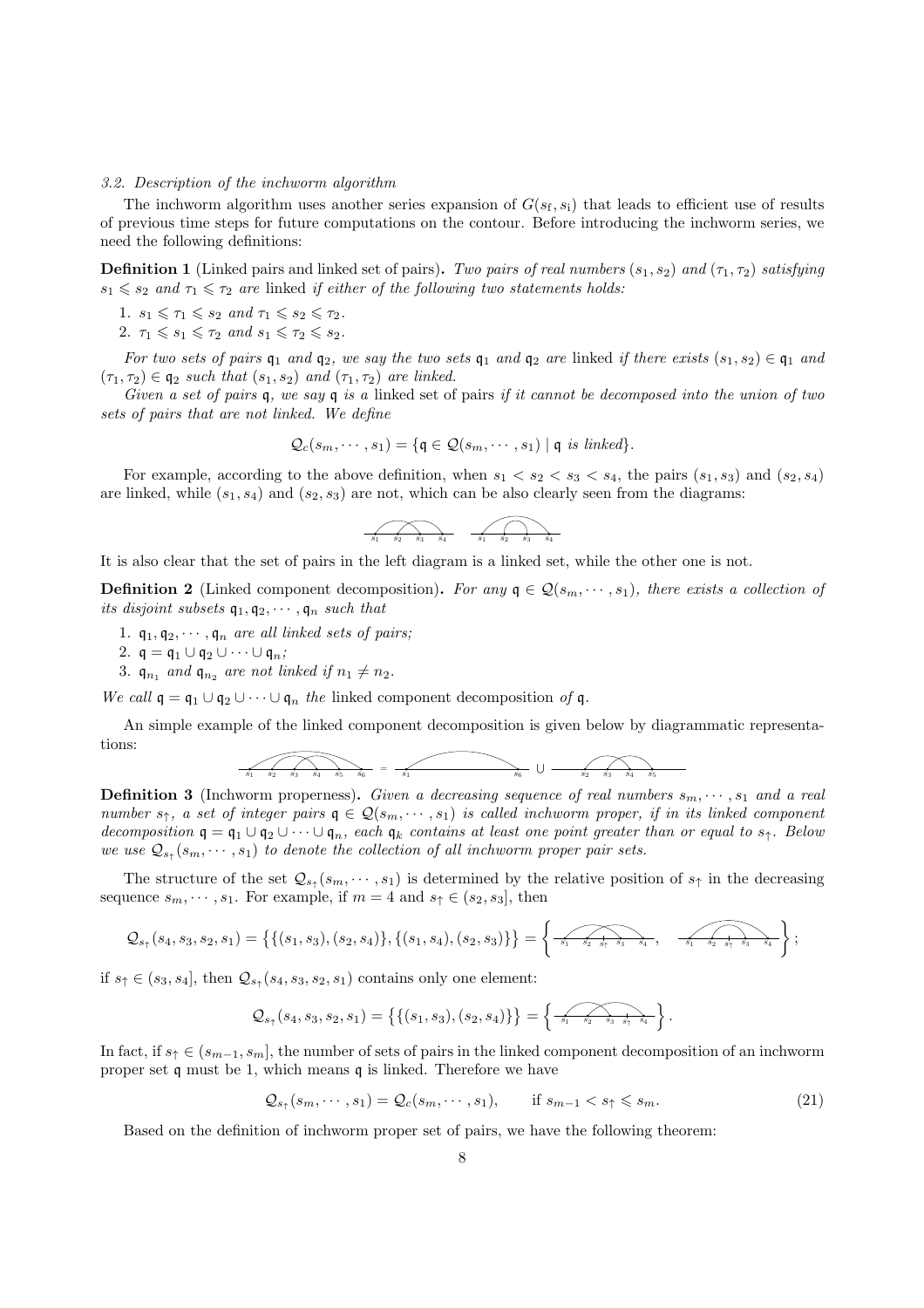*3.2. Description of the inchworm algorithm*

The inchworm algorithm uses another series expansion of $G(s_{\mathrm{f}}, s_{\mathrm{i}})$ that leads to efficient use of results of previous time steps for future computations on the contour. Before introducing the inchworm series, we need the following definitions:

**Definition 1** (Linked pairs and linked set of pairs)**.** *Two pairs of real numbers $(s_1, s_2)$ and $(\tau_1, \tau_2)$ satisfying $s_1 \leqslant s_2$ and $\tau_1 \leqslant \tau_2$ are* linked *if either of the following two statements holds:*

1. $s_1 \leqslant \tau_1 \leqslant s_2$ *and* $\tau_1 \leqslant s_2 \leqslant \tau_2$*.*
2. $\tau_1 \leqslant s_1 \leqslant \tau_2$ *and* $s_1 \leqslant \tau_2 \leqslant s_2$*.*

*For two sets of pairs $\mathfrak{q}_1$ and $\mathfrak{q}_2$, we say the two sets $\mathfrak{q}_1$ and $\mathfrak{q}_2$ are* linked *if there exists $(s_1, s_2) \in \mathfrak{q}_1$ and $(\tau_1, \tau_2) \in \mathfrak{q}_2$ such that $(s_1, s_2)$ and $(\tau_1, \tau_2)$ are linked.*

*Given a set of pairs $\mathfrak{q}$, we say $\mathfrak{q}$ is a* linked set *of pairs if it cannot be decomposed into the union of two sets of pairs that are not linked. We define*

$$\mathcal{Q}_c(s_m, \cdots, s_1) = \{\mathfrak{q} \in \mathcal{Q}(s_m, \cdots, s_1) \mid \mathfrak{q} \text{ is linked}\}.$$

For example, according to the above definition, when $s_1 < s_2 < s_3 < s_4$, the pairs $(s_1, s_3)$ and $(s_2, s_4)$ are linked, while $(s_1, s_4)$ and $(s_2, s_3)$ are not, which can be also clearly seen from the diagrams:

$s_1 \quad s_2 \quad s_3 \quad s_4 \qquad s_1 \quad s_2 \quad s_3 \quad s_4$

It is also clear that the set of pairs in the left diagram is a linked set, while the other one is not.

**Definition 2** (Linked component decomposition)**.** *For any $\mathfrak{q} \in \mathcal{Q}(s_m, \cdots, s_1)$, there exists a collection of its disjoint subsets $\mathfrak{q}_1, \mathfrak{q}_2, \cdots, \mathfrak{q}_n$ such that*

1. $\mathfrak{q}_1, \mathfrak{q}_2, \cdots, \mathfrak{q}_n$ *are all linked sets of pairs;*
2. $\mathfrak{q} = \mathfrak{q}_1 \cup \mathfrak{q}_2 \cup \cdots \cup \mathfrak{q}_n$*;*
3. $\mathfrak{q}_{n_1}$ *and* $\mathfrak{q}_{n_2}$ *are not linked if* $n_1 \neq n_2$*.*

*We call $\mathfrak{q} = \mathfrak{q}_1 \cup \mathfrak{q}_2 \cup \cdots \cup \mathfrak{q}_n$ the* linked component decomposition *of $\mathfrak{q}$.*

An simple example of the linked component decomposition is given below by diagrammatic representations:

$s_1 \quad s_2 \quad s_3 \quad s_4 \quad s_5 \quad s_6 \quad = \quad s_1 \quad s_6 \quad \cup \quad s_2 \quad s_3 \quad s_4 \quad s_5$

**Definition 3** (Inchworm properness)**.** *Given a decreasing sequence of real numbers $s_m, \cdots, s_1$ and a real number $s_\uparrow$, a set of integer pairs $\mathfrak{q} \in \mathcal{Q}(s_m, \cdots, s_1)$ is called inchworm proper, if in its linked component decomposition $\mathfrak{q} = \mathfrak{q}_1 \cup \mathfrak{q}_2 \cup \cdots \cup \mathfrak{q}_n$, each $\mathfrak{q}_k$ contains at least one point greater than or equal to $s_\uparrow$. Below we use $\mathcal{Q}_{s_\uparrow}(s_m, \cdots, s_1)$ to denote the collection of all inchworm proper pair sets.*

The structure of the set $\mathcal{Q}_{s_\uparrow}(s_m, \cdots, s_1)$ is determined by the relative position of $s_\uparrow$ in the decreasing sequence $s_m, \cdots, s_1$. For example, if $m = 4$ and $s_\uparrow \in (s_2, s_3]$, then

$$\mathcal{Q}_{s_\uparrow}(s_4, s_3, s_2, s_1) = \big\{\{(s_1, s_3), (s_2, s_4)\}, \{(s_1, s_4), (s_2, s_3)\}\big\} = \left\{ s_1 \; s_2 \; s_\uparrow \; s_3 \; s_4, \quad s_1 \; s_2 \; s_\uparrow \; s_3 \; s_4 \right\};$$

if $s_\uparrow \in (s_3, s_4]$, then $\mathcal{Q}_{s_\uparrow}(s_4, s_3, s_2, s_1)$ contains only one element:

$$\mathcal{Q}_{s_\uparrow}(s_4, s_3, s_2, s_1) = \big\{\{(s_1, s_3), (s_2, s_4)\}\big\} = \left\{ s_1 \; s_2 \; s_3 \; s_\uparrow \; s_4 \right\}.$$

In fact, if $s_\uparrow \in (s_{m-1}, s_m]$, the number of sets of pairs in the linked component decomposition of an inchworm proper set $\mathfrak{q}$ must be 1, which means $\mathfrak{q}$ is linked. Therefore we have

$$\mathcal{Q}_{s_\uparrow}(s_m, \cdots, s_1) = \mathcal{Q}_c(s_m, \cdots, s_1), \qquad \text{if } s_{m-1} < s_\uparrow \leqslant s_m. \tag{21}$$

Based on the definition of inchworm proper set of pairs, we have the following theorem: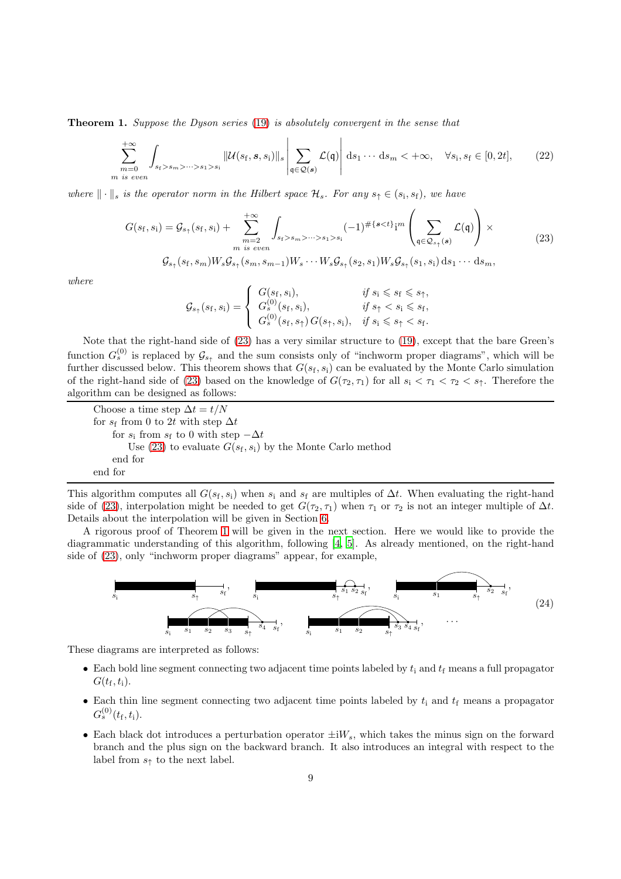**Theorem 1.** *Suppose the Dyson series (19) is absolutely convergent in the sense that*

$$\sum_{\substack{m=0\\ m \text{ is even}}}^{+\infty} \int_{s_\mathrm{f}>s_m>\cdots>s_1>s_\mathrm{i}} \|\mathcal{U}(s_\mathrm{f}, \boldsymbol{s}, s_\mathrm{i})\|_s \left| \sum_{\mathfrak{q}\in\mathcal{Q}(\boldsymbol{s})} \mathcal{L}(\mathfrak{q}) \right| \mathrm{d}s_1 \cdots \mathrm{d}s_m < +\infty, \quad \forall s_\mathrm{i}, s_\mathrm{f} \in [0, 2t], \tag{22}$$

*where $\|\cdot\|_s$ is the operator norm in the Hilbert space $\mathcal{H}_s$. For any $s_\uparrow \in (s_\mathrm{i}, s_\mathrm{f})$, we have*

$$\begin{aligned} G(s_\mathrm{f}, s_\mathrm{i}) = \mathcal{G}_{s_\uparrow}(s_\mathrm{f}, s_\mathrm{i}) + \sum_{\substack{m=2\\ m \text{ is even}}}^{+\infty} \int_{s_\mathrm{f}>s_m>\cdots>s_1>s_\mathrm{i}} (-1)^{\#\{\boldsymbol{s}<t\}} \mathrm{i}^m \left( \sum_{\mathfrak{q}\in\mathcal{Q}_{s_\uparrow}(\boldsymbol{s})} \mathcal{L}(\mathfrak{q}) \right) \times \\ \mathcal{G}_{s_\uparrow}(s_\mathrm{f}, s_m) W_s \mathcal{G}_{s_\uparrow}(s_m, s_{m-1}) W_s \cdots W_s \mathcal{G}_{s_\uparrow}(s_2, s_1) W_s \mathcal{G}_{s_\uparrow}(s_1, s_\mathrm{i}) \, \mathrm{d}s_1 \cdots \mathrm{d}s_m, \end{aligned} \tag{23}$$

*where*

$$\mathcal{G}_{s_\uparrow}(s_\mathrm{f}, s_\mathrm{i}) = \begin{cases} G(s_\mathrm{f}, s_\mathrm{i}), & \text{if } s_\mathrm{i} \leqslant s_\mathrm{f} \leqslant s_\uparrow, \\ G_s^{(0)}(s_\mathrm{f}, s_\mathrm{i}), & \text{if } s_\uparrow < s_\mathrm{i} \leqslant s_\mathrm{f}, \\ G_s^{(0)}(s_\mathrm{f}, s_\uparrow)\, G(s_\uparrow, s_\mathrm{i}), & \text{if } s_\mathrm{i} \leqslant s_\uparrow < s_\mathrm{f}. \end{cases}$$

Note that the right-hand side of (23) has a very similar structure to (19), except that the bare Green's function $G_s^{(0)}$ is replaced by $\mathcal{G}_{s_\uparrow}$ and the sum consists only of "inchworm proper diagrams", which will be further discussed below. This theorem shows that $G(s_\mathrm{f}, s_\mathrm{i})$ can be evaluated by the Monte Carlo simulation of the right-hand side of (23) based on the knowledge of $G(\tau_2, \tau_1)$ for all $s_\mathrm{i} < \tau_1 < \tau_2 < s_\uparrow$. Therefore the algorithm can be designed as follows:

```
Choose a time step Δt = t/N
for s_f from 0 to 2t with step Δt
    for s_i from s_f to 0 with step −Δt
        Use (23) to evaluate G(s_f, s_i) by the Monte Carlo method
    end for
end for
```

This algorithm computes all $G(s_\mathrm{f}, s_\mathrm{i})$ when $s_\mathrm{i}$ and $s_\mathrm{f}$ are multiples of $\Delta t$. When evaluating the right-hand side of (23), interpolation might be needed to get $G(\tau_2, \tau_1)$ when $\tau_1$ or $\tau_2$ is not an integer multiple of $\Delta t$. Details about the interpolation will be given in Section 6.

A rigorous proof of Theorem 1 will be given in the next section. Here we would like to provide the diagrammatic understanding of this algorithm, following [4, 5]. As already mentioned, on the right-hand side of (23), only "inchworm proper diagrams" appear, for example,

(24)

These diagrams are interpreted as follows:

- Each bold line segment connecting two adjacent time points labeled by $t_\mathrm{i}$ and $t_\mathrm{f}$ means a full propagator $G(t_\mathrm{f}, t_\mathrm{i})$.
- Each thin line segment connecting two adjacent time points labeled by $t_\mathrm{i}$ and $t_\mathrm{f}$ means a propagator $G_s^{(0)}(t_\mathrm{f}, t_\mathrm{i})$.
- Each black dot introduces a perturbation operator $\pm\mathrm{i}W_s$, which takes the minus sign on the forward branch and the plus sign on the backward branch. It also introduces an integral with respect to the label from $s_\uparrow$ to the next label.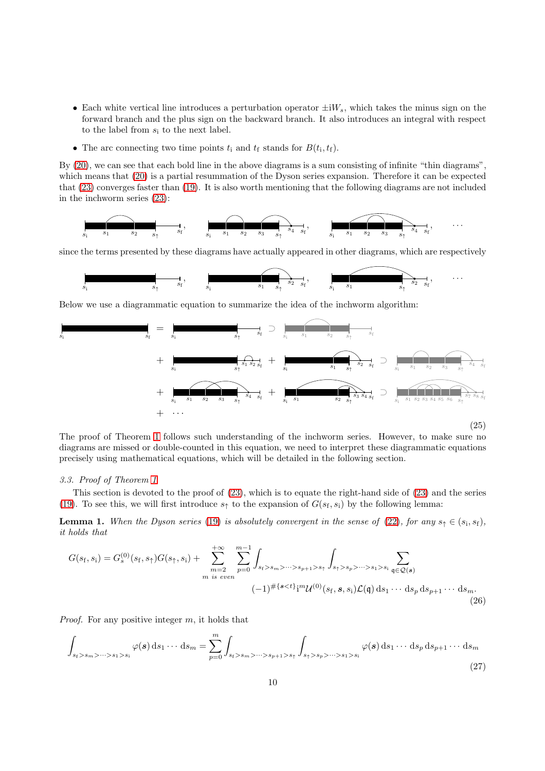- Each white vertical line introduces a perturbation operator $\pm \mathrm{i} W_s$, which takes the minus sign on the forward branch and the plus sign on the backward branch. It also introduces an integral with respect to the label from $s_\mathrm{i}$ to the next label.
- The arc connecting two time points $t_\mathrm{i}$ and $t_\mathrm{f}$ stands for $B(t_\mathrm{i}, t_\mathrm{f})$.

By (20), we can see that each bold line in the above diagrams is a sum consisting of infinite "thin diagrams", which means that (20) is a partial resummation of the Dyson series expansion. Therefore it can be expected that (23) converges faster than (19). It is also worth mentioning that the following diagrams are not included in the inchworm series (23):

$s_\mathrm{i}$ $s_1$ $s_2$ $s_\uparrow$ $s_\mathrm{f}$, $s_\mathrm{i}$ $s_1$ $s_2$ $s_3$ $s_\uparrow$ $s_4$ $s_\mathrm{f}$, $s_\mathrm{i}$ $s_1$ $s_2$ $s_3$ $s_\uparrow$ $s_4$ $s_\mathrm{f}$, $\cdots$

since the terms presented by these diagrams have actually appeared in other diagrams, which are respectively

$s_\mathrm{i}$ $s_\uparrow$ $s_\mathrm{f}$, $s_\mathrm{i}$ $s_1$ $s_\uparrow$ $s_2$ $s_\mathrm{f}$, $s_\mathrm{i}$ $s_1$ $s_\uparrow$ $s_2$ $s_\mathrm{f}$, $\cdots$

Below we use a diagrammatic equation to summarize the idea of the inchworm algorithm:

$s_\mathrm{i}$ $s_\mathrm{f}$ = $s_\mathrm{i}$ $s_\uparrow$ $s_\mathrm{f}$ $\supset$ $s_\mathrm{i}$ $s_1$ $s_2$ $s_\uparrow$ $s_\mathrm{f}$

\+ $s_\mathrm{i}$ $s_\uparrow$ $s_1$ $s_2$ $s_\mathrm{f}$ + $s_\mathrm{i}$ $s_1$ $s_\uparrow$ $s_2$ $s_\mathrm{f}$ $\supset$ $s_\mathrm{i}$ $s_1$ $s_2$ $s_3$ $s_\uparrow$ $s_4$ $s_\mathrm{f}$

\+ $s_\mathrm{i}$ $s_1$ $s_2$ $s_3$ $s_\uparrow$ $s_4$ $s_\mathrm{f}$ + $s_\mathrm{i}$ $s_1$ $s_2$ $s_\uparrow$ $s_3$ $s_4$ $s_\mathrm{f}$ $\supset$ $s_\mathrm{i}$ $s_1$ $s_2$ $s_3$ $s_4$ $s_5$ $s_6$ $s_\uparrow$ $s_7$ $s_8$ $s_\mathrm{f}$

\+ $\cdots$

(25)

The proof of Theorem 1 follows such understanding of the inchworm series. However, to make sure no diagrams are missed or double-counted in this equation, we need to interpret these diagrammatic equations precisely using mathematical equations, which will be detailed in the following section.

*3.3. Proof of Theorem 1*

This section is devoted to the proof of (23), which is to equate the right-hand side of (23) and the series (19). To see this, we will first introduce $s_\uparrow$ to the expansion of $G(s_\mathrm{f}, s_\mathrm{i})$ by the following lemma:

**Lemma 1.** *When the Dyson series (19) is absolutely convergent in the sense of (22), for any $s_\uparrow \in (s_\mathrm{i}, s_\mathrm{f})$, it holds that*

$$
G(s_\mathrm{f}, s_\mathrm{i}) = G_s^{(0)}(s_\mathrm{f}, s_\uparrow) G(s_\uparrow, s_\mathrm{i}) + \sum_{\substack{m=2 \\ m \text{ is even}}}^{+\infty} \sum_{p=0}^{m-1} \int_{s_\mathrm{f} > s_m > \cdots > s_{p+1} > s_\uparrow} \int_{s_\uparrow > s_p > \cdots > s_1 > s_\mathrm{i}} \sum_{\mathfrak{q} \in \mathcal{Q}(\boldsymbol{s})} (-1)^{\#\{\boldsymbol{s} < t\}} \mathrm{i}^m \mathcal{U}^{(0)}(s_\mathrm{f}, \boldsymbol{s}, s_\mathrm{i}) \mathcal{L}(\mathfrak{q}) \, \mathrm{d}s_1 \cdots \mathrm{d}s_p \, \mathrm{d}s_{p+1} \cdots \mathrm{d}s_m. \tag{26}
$$

*Proof.* For any positive integer $m$, it holds that

$$
\int_{s_\mathrm{f} > s_m > \cdots > s_1 > s_\mathrm{i}} \varphi(\boldsymbol{s}) \, \mathrm{d}s_1 \cdots \mathrm{d}s_m = \sum_{p=0}^{m} \int_{s_\mathrm{f} > s_m > \cdots > s_{p+1} > s_\uparrow} \int_{s_\uparrow > s_p > \cdots > s_1 > s_\mathrm{i}} \varphi(\boldsymbol{s}) \, \mathrm{d}s_1 \cdots \mathrm{d}s_p \, \mathrm{d}s_{p+1} \cdots \mathrm{d}s_m \tag{27}
$$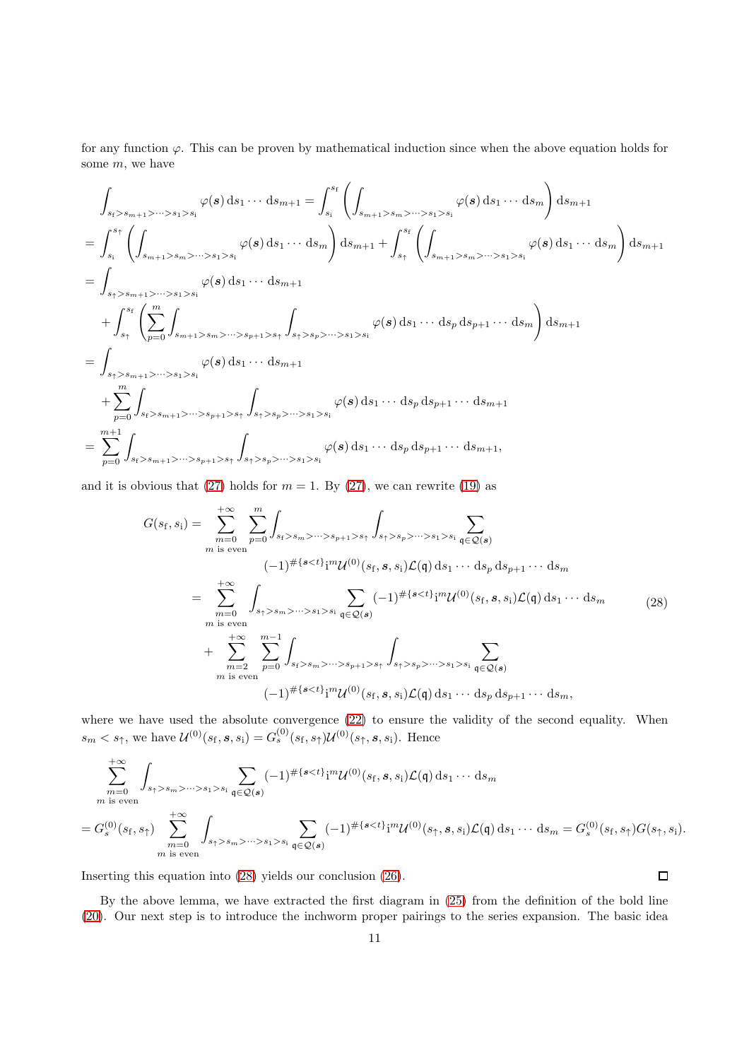for any function $\varphi$. This can be proven by mathematical induction since when the above equation holds for some $m$, we have

$$
\begin{aligned}
&\int_{s_{\mathrm{f}}>s_{m+1}>\cdots>s_1>s_{\mathrm{i}}} \varphi(\boldsymbol{s}) \,\mathrm{d}s_1 \cdots \mathrm{d}s_{m+1} = \int_{s_{\mathrm{i}}}^{s_{\mathrm{f}}} \left( \int_{s_{m+1}>s_m>\cdots>s_1>s_{\mathrm{i}}} \varphi(\boldsymbol{s}) \,\mathrm{d}s_1 \cdots \mathrm{d}s_m \right) \mathrm{d}s_{m+1} \\
&= \int_{s_{\mathrm{i}}}^{s_{\uparrow}} \left( \int_{s_{m+1}>s_m>\cdots>s_1>s_{\mathrm{i}}} \varphi(\boldsymbol{s}) \,\mathrm{d}s_1 \cdots \mathrm{d}s_m \right) \mathrm{d}s_{m+1} + \int_{s_{\uparrow}}^{s_{\mathrm{f}}} \left( \int_{s_{m+1}>s_m>\cdots>s_1>s_{\mathrm{i}}} \varphi(\boldsymbol{s}) \,\mathrm{d}s_1 \cdots \mathrm{d}s_m \right) \mathrm{d}s_{m+1} \\
&= \int_{s_{\uparrow}>s_{m+1}>\cdots>s_1>s_{\mathrm{i}}} \varphi(\boldsymbol{s}) \,\mathrm{d}s_1 \cdots \mathrm{d}s_{m+1} \\
&\quad + \int_{s_{\uparrow}}^{s_{\mathrm{f}}} \left( \sum_{p=0}^{m} \int_{s_{m+1}>s_m>\cdots>s_{p+1}>s_{\uparrow}} \int_{s_{\uparrow}>s_p>\cdots>s_1>s_{\mathrm{i}}} \varphi(\boldsymbol{s}) \,\mathrm{d}s_1 \cdots \mathrm{d}s_p \,\mathrm{d}s_{p+1} \cdots \mathrm{d}s_m \right) \mathrm{d}s_{m+1} \\
&= \int_{s_{\uparrow}>s_{m+1}>\cdots>s_1>s_{\mathrm{i}}} \varphi(\boldsymbol{s}) \,\mathrm{d}s_1 \cdots \mathrm{d}s_{m+1} \\
&\quad + \sum_{p=0}^{m} \int_{s_{\mathrm{f}}>s_{m+1}>\cdots>s_{p+1}>s_{\uparrow}} \int_{s_{\uparrow}>s_p>\cdots>s_1>s_{\mathrm{i}}} \varphi(\boldsymbol{s}) \,\mathrm{d}s_1 \cdots \mathrm{d}s_p \,\mathrm{d}s_{p+1} \cdots \mathrm{d}s_{m+1} \\
&= \sum_{p=0}^{m+1} \int_{s_{\mathrm{f}}>s_{m+1}>\cdots>s_{p+1}>s_{\uparrow}} \int_{s_{\uparrow}>s_p>\cdots>s_1>s_{\mathrm{i}}} \varphi(\boldsymbol{s}) \,\mathrm{d}s_1 \cdots \mathrm{d}s_p \,\mathrm{d}s_{p+1} \cdots \mathrm{d}s_{m+1},
\end{aligned}
$$

and it is obvious that (27) holds for $m = 1$. By (27), we can rewrite (19) as

$$
\begin{aligned}
G(s_{\mathrm{f}}, s_{\mathrm{i}}) &= \sum_{\substack{m=0 \\ m \text{ is even}}}^{+\infty} \sum_{p=0}^{m} \int_{s_{\mathrm{f}}>s_m>\cdots>s_{p+1}>s_{\uparrow}} \int_{s_{\uparrow}>s_p>\cdots>s_1>s_{\mathrm{i}}} \sum_{\mathfrak{q} \in \mathcal{Q}(\boldsymbol{s})} \\
&\qquad\qquad (-1)^{\#\{\boldsymbol{s}<t\}} \mathrm{i}^m \mathcal{U}^{(0)}(s_{\mathrm{f}}, \boldsymbol{s}, s_{\mathrm{i}}) \mathcal{L}(\mathfrak{q}) \,\mathrm{d}s_1 \cdots \mathrm{d}s_p \,\mathrm{d}s_{p+1} \cdots \mathrm{d}s_m \\
&= \sum_{\substack{m=0 \\ m \text{ is even}}}^{+\infty} \int_{s_{\uparrow}>s_m>\cdots>s_1>s_{\mathrm{i}}} \sum_{\mathfrak{q} \in \mathcal{Q}(\boldsymbol{s})} (-1)^{\#\{\boldsymbol{s}<t\}} \mathrm{i}^m \mathcal{U}^{(0)}(s_{\mathrm{f}}, \boldsymbol{s}, s_{\mathrm{i}}) \mathcal{L}(\mathfrak{q}) \,\mathrm{d}s_1 \cdots \mathrm{d}s_m \\
&\quad + \sum_{\substack{m=2 \\ m \text{ is even}}}^{+\infty} \sum_{p=0}^{m-1} \int_{s_{\mathrm{f}}>s_m>\cdots>s_{p+1}>s_{\uparrow}} \int_{s_{\uparrow}>s_p>\cdots>s_1>s_{\mathrm{i}}} \sum_{\mathfrak{q} \in \mathcal{Q}(\boldsymbol{s})} \\
&\qquad\qquad (-1)^{\#\{\boldsymbol{s}<t\}} \mathrm{i}^m \mathcal{U}^{(0)}(s_{\mathrm{f}}, \boldsymbol{s}, s_{\mathrm{i}}) \mathcal{L}(\mathfrak{q}) \,\mathrm{d}s_1 \cdots \mathrm{d}s_p \,\mathrm{d}s_{p+1} \cdots \mathrm{d}s_m,
\end{aligned}
\tag{28}
$$

where we have used the absolute convergence (22) to ensure the validity of the second equality. When $s_m < s_{\uparrow}$, we have $\mathcal{U}^{(0)}(s_{\mathrm{f}}, \boldsymbol{s}, s_{\mathrm{i}}) = G_s^{(0)}(s_{\mathrm{f}}, s_{\uparrow}) \mathcal{U}^{(0)}(s_{\uparrow}, \boldsymbol{s}, s_{\mathrm{i}})$. Hence

$$
\begin{aligned}
&\sum_{\substack{m=0 \\ m \text{ is even}}}^{+\infty} \int_{s_{\uparrow}>s_m>\cdots>s_1>s_{\mathrm{i}}} \sum_{\mathfrak{q} \in \mathcal{Q}(\boldsymbol{s})} (-1)^{\#\{\boldsymbol{s}<t\}} \mathrm{i}^m \mathcal{U}^{(0)}(s_{\mathrm{f}}, \boldsymbol{s}, s_{\mathrm{i}}) \mathcal{L}(\mathfrak{q}) \,\mathrm{d}s_1 \cdots \mathrm{d}s_m \\
&= G_s^{(0)}(s_{\mathrm{f}}, s_{\uparrow}) \sum_{\substack{m=0 \\ m \text{ is even}}}^{+\infty} \int_{s_{\uparrow}>s_m>\cdots>s_1>s_{\mathrm{i}}} \sum_{\mathfrak{q} \in \mathcal{Q}(\boldsymbol{s})} (-1)^{\#\{\boldsymbol{s}<t\}} \mathrm{i}^m \mathcal{U}^{(0)}(s_{\uparrow}, \boldsymbol{s}, s_{\mathrm{i}}) \mathcal{L}(\mathfrak{q}) \,\mathrm{d}s_1 \cdots \mathrm{d}s_m = G_s^{(0)}(s_{\mathrm{f}}, s_{\uparrow}) G(s_{\uparrow}, s_{\mathrm{i}}).
\end{aligned}
$$

Inserting this equation into (28) yields our conclusion (26). $\square$

By the above lemma, we have extracted the first diagram in (25) from the definition of the bold line (20). Our next step is to introduce the inchworm proper pairings to the series expansion. The basic idea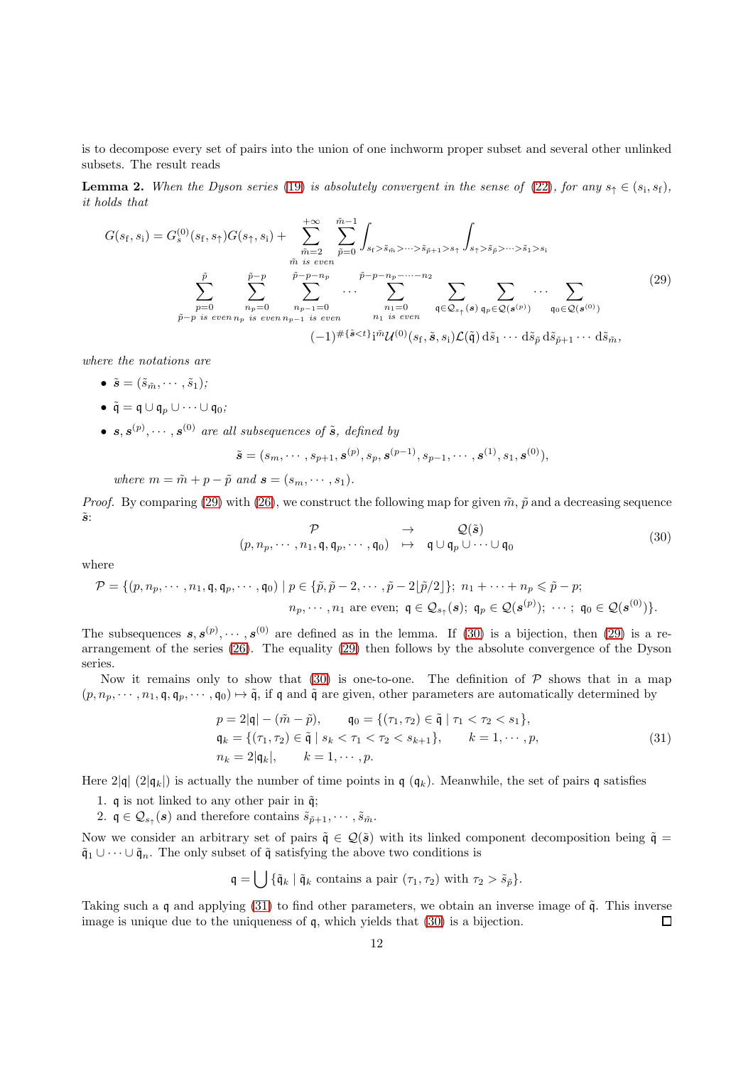is to decompose every set of pairs into the union of one inchworm proper subset and several other unlinked subsets. The result reads

**Lemma 2.** *When the Dyson series (19) is absolutely convergent in the sense of (22), for any $s_\uparrow \in (s_\mathrm{i}, s_\mathrm{f})$, it holds that*

$$
\begin{split}
G(s_\mathrm{f}, s_\mathrm{i}) = G_s^{(0)}(s_\mathrm{f}, s_\uparrow) G(s_\uparrow, s_\mathrm{i}) + \sum_{\substack{\tilde{m}=2 \\ \tilde{m} \text{ is even}}}^{+\infty} \sum_{\tilde{p}=0}^{\tilde{m}-1} \int_{s_\mathrm{f} > \tilde{s}_{\tilde{m}} > \cdots > \tilde{s}_{\tilde{p}+1} > s_\uparrow} \int_{s_\uparrow > \tilde{s}_{\tilde{p}} > \cdots > \tilde{s}_1 > s_\mathrm{i}} \\
\sum_{\substack{p=0 \\ \tilde{p}-p \text{ is even}}}^{\tilde{p}} \sum_{\substack{n_p=0 \\ n_p \text{ is even}}}^{\tilde{p}-p} \sum_{\substack{n_{p-1}=0 \\ n_{p-1} \text{ is even}}}^{\tilde{p}-p-n_p} \cdots \sum_{\substack{n_1=0 \\ n_1 \text{ is even}}}^{\tilde{p}-p-n_p-\cdots-n_2} \sum_{\mathfrak{q} \in \mathcal{Q}_{s_\uparrow}(\boldsymbol{s})} \sum_{\mathfrak{q}_p \in \mathcal{Q}(\boldsymbol{s}^{(p)})} \cdots \sum_{\mathfrak{q}_0 \in \mathcal{Q}(\boldsymbol{s}^{(0)})} \\
(-1)^{\#\{\tilde{\boldsymbol{s}} < t\}} \mathrm{i}^{\tilde{m}} \mathcal{U}^{(0)}(s_\mathrm{f}, \tilde{\boldsymbol{s}}, s_\mathrm{i}) \mathcal{L}(\tilde{\mathfrak{q}}) \, \mathrm{d}\tilde{s}_1 \cdots \mathrm{d}\tilde{s}_{\tilde{p}} \, \mathrm{d}\tilde{s}_{\tilde{p}+1} \cdots \mathrm{d}\tilde{s}_{\tilde{m}},
\end{split}
\tag{29}
$$

*where the notations are*

- $\tilde{\boldsymbol{s}} = (\tilde{s}_{\tilde{m}}, \cdots, \tilde{s}_1)$;
- $\tilde{\mathfrak{q}} = \mathfrak{q} \cup \mathfrak{q}_p \cup \cdots \cup \mathfrak{q}_0$;
- $\boldsymbol{s}, \boldsymbol{s}^{(p)}, \cdots, \boldsymbol{s}^{(0)}$ *are all subsequences of* $\tilde{\boldsymbol{s}}$, *defined by*

$$
\tilde{\boldsymbol{s}} = (s_m, \cdots, s_{p+1}, \boldsymbol{s}^{(p)}, s_p, \boldsymbol{s}^{(p-1)}, s_{p-1}, \cdots, \boldsymbol{s}^{(1)}, s_1, \boldsymbol{s}^{(0)}),
$$

*where* $m = \tilde{m} + p - \tilde{p}$ *and* $\boldsymbol{s} = (s_m, \cdots, s_1)$.

*Proof.* By comparing (29) with (26), we construct the following map for given $\tilde{m}$, $\tilde{p}$ and a decreasing sequence $\tilde{\boldsymbol{s}}$:

$$
\begin{array}{ccc}
\mathcal{P} & \to & \mathcal{Q}(\tilde{\boldsymbol{s}}) \\
(p, n_p, \cdots, n_1, \mathfrak{q}, \mathfrak{q}_p, \cdots, \mathfrak{q}_0) & \mapsto & \mathfrak{q} \cup \mathfrak{q}_p \cup \cdots \cup \mathfrak{q}_0
\end{array}
\tag{30}
$$

where

$$
\begin{split}
\mathcal{P} = \{(p, n_p, \cdots, n_1, \mathfrak{q}, \mathfrak{q}_p, \cdots, \mathfrak{q}_0) \mid p \in \{\tilde{p}, \tilde{p}-2, \cdots, \tilde{p} - 2\lfloor \tilde{p}/2 \rfloor\};\ n_1 + \cdots + n_p \leqslant \tilde{p} - p; \\
n_p, \cdots, n_1 \text{ are even};\ \mathfrak{q} \in \mathcal{Q}_{s_\uparrow}(\boldsymbol{s});\ \mathfrak{q}_p \in \mathcal{Q}(\boldsymbol{s}^{(p)});\ \cdots;\ \mathfrak{q}_0 \in \mathcal{Q}(\boldsymbol{s}^{(0)})\}.
\end{split}
$$

The subsequences $\boldsymbol{s}, \boldsymbol{s}^{(p)}, \cdots, \boldsymbol{s}^{(0)}$ are defined as in the lemma. If (30) is a bijection, then (29) is a rearrangement of the series (26). The equality (29) then follows by the absolute convergence of the Dyson series.

Now it remains only to show that (30) is one-to-one. The definition of $\mathcal{P}$ shows that in a map $(p, n_p, \cdots, n_1, \mathfrak{q}, \mathfrak{q}_p, \cdots, \mathfrak{q}_0) \mapsto \tilde{\mathfrak{q}}$, if $\mathfrak{q}$ and $\tilde{\mathfrak{q}}$ are given, other parameters are automatically determined by

$$
\begin{split}
& p = 2|\mathfrak{q}| - (\tilde{m} - \tilde{p}), \qquad \mathfrak{q}_0 = \{(\tau_1, \tau_2) \in \tilde{\mathfrak{q}} \mid \tau_1 < \tau_2 < s_1\}, \\
& \mathfrak{q}_k = \{(\tau_1, \tau_2) \in \tilde{\mathfrak{q}} \mid s_k < \tau_1 < \tau_2 < s_{k+1}\}, \qquad k = 1, \cdots, p, \\
& n_k = 2|\mathfrak{q}_k|, \qquad k = 1, \cdots, p.
\end{split}
\tag{31}
$$

Here $2|\mathfrak{q}|$ ($2|\mathfrak{q}_k|$) is actually the number of time points in $\mathfrak{q}$ ($\mathfrak{q}_k$). Meanwhile, the set of pairs $\mathfrak{q}$ satisfies

1. $\mathfrak{q}$ is not linked to any other pair in $\tilde{\mathfrak{q}}$;
2. $\mathfrak{q} \in \mathcal{Q}_{s_\uparrow}(\boldsymbol{s})$ and therefore contains $\tilde{s}_{\tilde{p}+1}, \cdots, \tilde{s}_{\tilde{m}}$.

Now we consider an arbitrary set of pairs $\tilde{\mathfrak{q}} \in \mathcal{Q}(\tilde{\boldsymbol{s}})$ with its linked component decomposition being $\tilde{\mathfrak{q}} = \tilde{\mathfrak{q}}_1 \cup \cdots \cup \tilde{\mathfrak{q}}_n$. The only subset of $\tilde{\mathfrak{q}}$ satisfying the above two conditions is

$$
\mathfrak{q} = \bigcup \{\tilde{\mathfrak{q}}_k \mid \tilde{\mathfrak{q}}_k \text{ contains a pair } (\tau_1, \tau_2) \text{ with } \tau_2 > \tilde{s}_{\tilde{p}}\}.
$$

Taking such a $\mathfrak{q}$ and applying (31) to find other parameters, we obtain an inverse image of $\tilde{\mathfrak{q}}$. This inverse image is unique due to the uniqueness of $\mathfrak{q}$, which yields that (30) is a bijection. ∎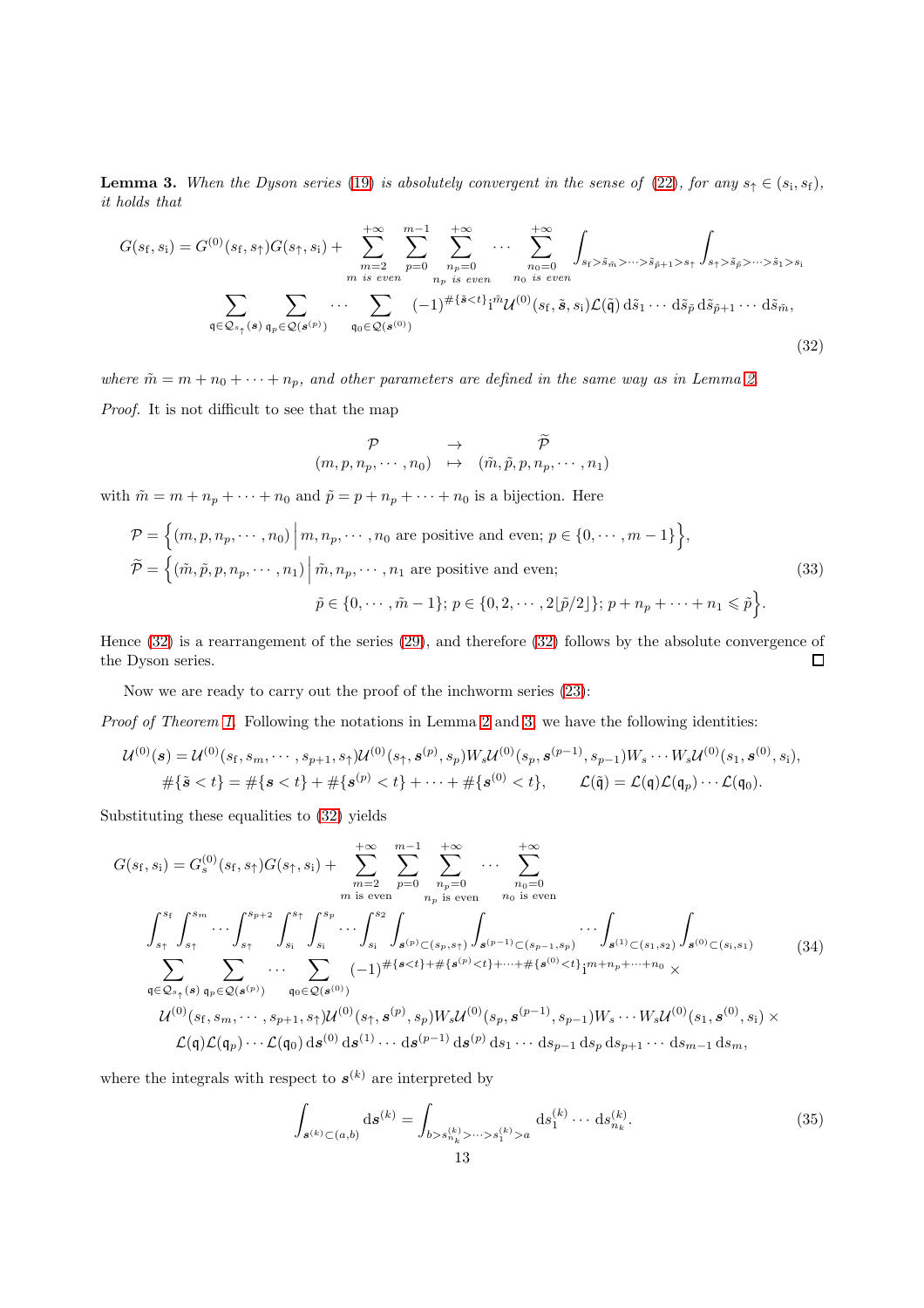**Lemma 3.** *When the Dyson series* (19) *is absolutely convergent in the sense of* (22)*, for any $s_\uparrow \in (s_\mathrm{i}, s_\mathrm{f})$, it holds that*

$$
\begin{aligned}
G(s_\mathrm{f}, s_\mathrm{i}) = G^{(0)}(s_\mathrm{f}, s_\uparrow)G(s_\uparrow, s_\mathrm{i}) + \sum_{\substack{m=2 \\ m \text{ is even}}}^{+\infty} \sum_{p=0}^{m-1} \sum_{\substack{n_p=0 \\ n_p \text{ is even}}}^{+\infty} \cdots \sum_{\substack{n_0=0 \\ n_0 \text{ is even}}}^{+\infty} \int_{s_\mathrm{f} > \tilde{s}_{\tilde{m}} > \cdots > \tilde{s}_{\tilde{p}+1} > s_\uparrow} \int_{s_\uparrow > \tilde{s}_{\tilde{p}} > \cdots > \tilde{s}_1 > s_\mathrm{i}} \\
\sum_{\mathfrak{q} \in \mathcal{Q}_{s_\uparrow}(\boldsymbol{s})} \sum_{\mathfrak{q}_p \in \mathcal{Q}(\boldsymbol{s}^{(p)})} \cdots \sum_{\mathfrak{q}_0 \in \mathcal{Q}(\boldsymbol{s}^{(0)})} (-1)^{\#\{\tilde{\boldsymbol{s}} < t\}} \mathrm{i}^{\tilde{m}} \mathcal{U}^{(0)}(s_\mathrm{f}, \tilde{\boldsymbol{s}}, s_\mathrm{i}) \mathcal{L}(\tilde{\mathfrak{q}}) \,\mathrm{d}\tilde{s}_1 \cdots \mathrm{d}\tilde{s}_{\tilde{p}} \,\mathrm{d}\tilde{s}_{\tilde{p}+1} \cdots \mathrm{d}\tilde{s}_{\tilde{m}},
\end{aligned}
\tag{32}
$$

*where $\tilde{m} = m + n_0 + \cdots + n_p$, and other parameters are defined in the same way as in Lemma 2.*

*Proof.* It is not difficult to see that the map

$$
\begin{array}{ccc}
\mathcal{P} & \to & \widetilde{\mathcal{P}} \\
(m, p, n_p, \cdots, n_0) & \mapsto & (\tilde{m}, \tilde{p}, p, n_p, \cdots, n_1)
\end{array}
$$

with $\tilde{m} = m + n_p + \cdots + n_0$ and $\tilde{p} = p + n_p + \cdots + n_0$ is a bijection. Here

$$
\begin{aligned}
\mathcal{P} &= \Big\{ (m, p, n_p, \cdots, n_0) \,\Big|\, m, n_p, \cdots, n_0 \text{ are positive and even; } p \in \{0, \cdots, m-1\} \Big\}, \\
\widetilde{\mathcal{P}} &= \Big\{ (\tilde{m}, \tilde{p}, p, n_p, \cdots, n_1) \,\Big|\, \tilde{m}, n_p, \cdots, n_1 \text{ are positive and even;} \\
&\qquad \tilde{p} \in \{0, \cdots, \tilde{m}-1\};\; p \in \{0, 2, \cdots, 2\lfloor \tilde{p}/2 \rfloor\};\; p + n_p + \cdots + n_1 \leqslant \tilde{p} \Big\}.
\end{aligned}
\tag{33}
$$

Hence (32) is a rearrangement of the series (29), and therefore (32) follows by the absolute convergence of the Dyson series. □

Now we are ready to carry out the proof of the inchworm series (23):

*Proof of Theorem 1.* Following the notations in Lemma 2 and 3, we have the following identities:

$$
\begin{gathered}
\mathcal{U}^{(0)}(\boldsymbol{s}) = \mathcal{U}^{(0)}(s_\mathrm{f}, s_m, \cdots, s_{p+1}, s_\uparrow) \mathcal{U}^{(0)}(s_\uparrow, \boldsymbol{s}^{(p)}, s_p) W_s \mathcal{U}^{(0)}(s_p, \boldsymbol{s}^{(p-1)}, s_{p-1}) W_s \cdots W_s \mathcal{U}^{(0)}(s_1, \boldsymbol{s}^{(0)}, s_\mathrm{i}), \\
\#\{\tilde{\boldsymbol{s}} < t\} = \#\{\boldsymbol{s} < t\} + \#\{\boldsymbol{s}^{(p)} < t\} + \cdots + \#\{\boldsymbol{s}^{(0)} < t\}, \qquad \mathcal{L}(\tilde{\mathfrak{q}}) = \mathcal{L}(\mathfrak{q})\mathcal{L}(\mathfrak{q}_p) \cdots \mathcal{L}(\mathfrak{q}_0).
\end{gathered}
$$

Substituting these equalities to (32) yields

$$
\begin{aligned}
G(s_\mathrm{f}, s_\mathrm{i}) = G_s^{(0)}(s_\mathrm{f}, s_\uparrow)G(s_\uparrow, s_\mathrm{i}) + \sum_{\substack{m=2 \\ m \text{ is even}}}^{+\infty} \sum_{p=0}^{m-1} \sum_{\substack{n_p=0 \\ n_p \text{ is even}}}^{+\infty} \cdots \sum_{\substack{n_0=0 \\ n_0 \text{ is even}}}^{+\infty} \\
\int_{s_\uparrow}^{s_\mathrm{f}} \int_{s_\uparrow}^{s_m} \cdots \int_{s_\uparrow}^{s_{p+2}} \int_{s_\mathrm{i}}^{s_\uparrow} \int_{s_\mathrm{i}}^{s_p} \cdots \int_{s_\mathrm{i}}^{s_2} \int_{\boldsymbol{s}^{(p)} \subset (s_p, s_\uparrow)} \int_{\boldsymbol{s}^{(p-1)} \subset (s_{p-1}, s_p)} \cdots \int_{\boldsymbol{s}^{(1)} \subset (s_1, s_2)} \int_{\boldsymbol{s}^{(0)} \subset (s_\mathrm{i}, s_1)} \\
\sum_{\mathfrak{q} \in \mathcal{Q}_{s_\uparrow}(\boldsymbol{s})} \sum_{\mathfrak{q}_p \in \mathcal{Q}(\boldsymbol{s}^{(p)})} \cdots \sum_{\mathfrak{q}_0 \in \mathcal{Q}(\boldsymbol{s}^{(0)})} (-1)^{\#\{\boldsymbol{s} < t\} + \#\{\boldsymbol{s}^{(p)} < t\} + \cdots + \#\{\boldsymbol{s}^{(0)} < t\}} \mathrm{i}^{m + n_p + \cdots + n_0} \times \\
\mathcal{U}^{(0)}(s_\mathrm{f}, s_m, \cdots, s_{p+1}, s_\uparrow) \mathcal{U}^{(0)}(s_\uparrow, \boldsymbol{s}^{(p)}, s_p) W_s \mathcal{U}^{(0)}(s_p, \boldsymbol{s}^{(p-1)}, s_{p-1}) W_s \cdots W_s \mathcal{U}^{(0)}(s_1, \boldsymbol{s}^{(0)}, s_\mathrm{i}) \times \\
\mathcal{L}(\mathfrak{q})\mathcal{L}(\mathfrak{q}_p) \cdots \mathcal{L}(\mathfrak{q}_0) \,\mathrm{d}\boldsymbol{s}^{(0)} \,\mathrm{d}\boldsymbol{s}^{(1)} \cdots \mathrm{d}\boldsymbol{s}^{(p-1)} \,\mathrm{d}\boldsymbol{s}^{(p)} \,\mathrm{d}s_1 \cdots \mathrm{d}s_{p-1} \,\mathrm{d}s_p \,\mathrm{d}s_{p+1} \cdots \mathrm{d}s_{m-1} \,\mathrm{d}s_m,
\end{aligned}
\tag{34}
$$

where the integrals with respect to $\boldsymbol{s}^{(k)}$ are interpreted by

$$
\int_{\boldsymbol{s}^{(k)} \subset (a,b)} \mathrm{d}\boldsymbol{s}^{(k)} = \int_{b > s_{n_k}^{(k)} > \cdots > s_1^{(k)} > a} \mathrm{d}s_1^{(k)} \cdots \mathrm{d}s_{n_k}^{(k)}.
\tag{35}
$$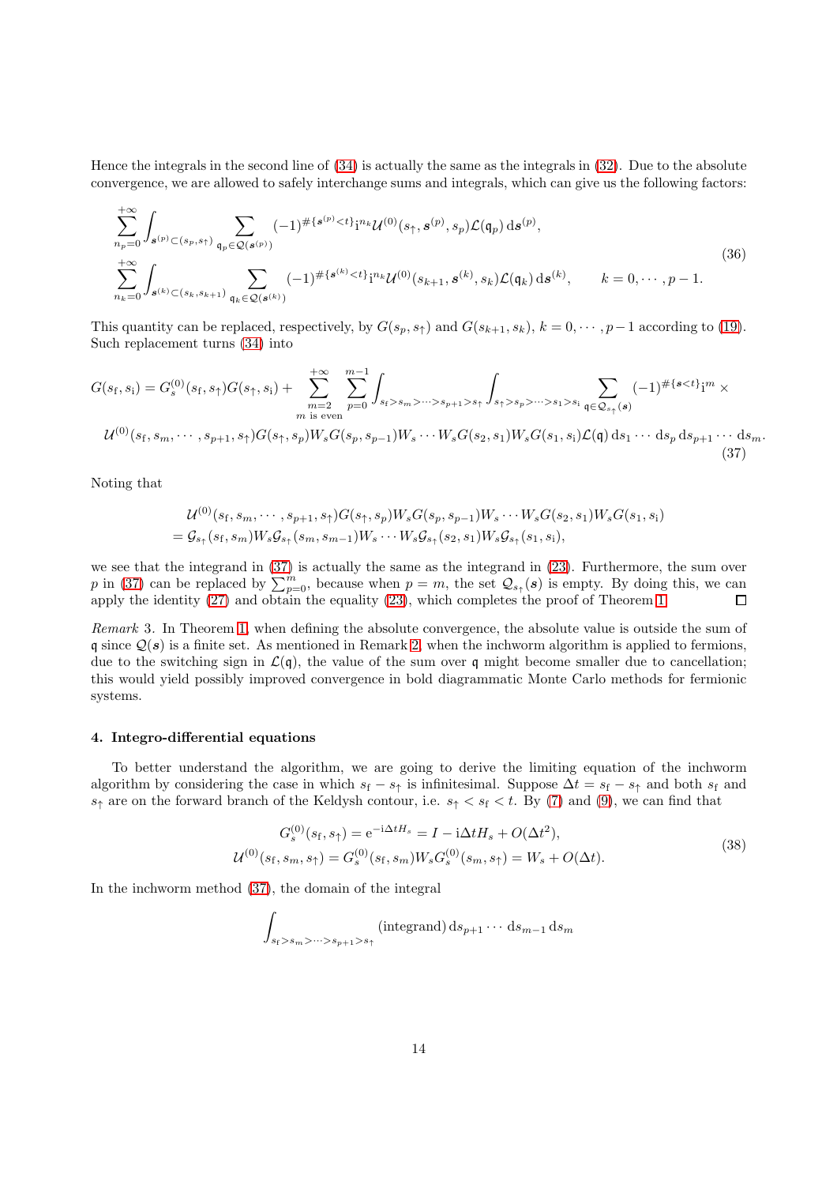Hence the integrals in the second line of (34) is actually the same as the integrals in (32). Due to the absolute convergence, we are allowed to safely interchange sums and integrals, which can give us the following factors:

$$
\begin{aligned}
&\sum_{n_p=0}^{+\infty} \int_{\boldsymbol{s}^{(p)} \subset (s_p, s_\uparrow)} \sum_{\mathfrak{q}_p \in \mathcal{Q}(\boldsymbol{s}^{(p)})} (-1)^{\#\{\boldsymbol{s}^{(p)} < t\}} \mathrm{i}^{n_k} \mathcal{U}^{(0)}(s_\uparrow, \boldsymbol{s}^{(p)}, s_p) \mathcal{L}(\mathfrak{q}_p) \, \mathrm{d}\boldsymbol{s}^{(p)}, \\
&\sum_{n_k=0}^{+\infty} \int_{\boldsymbol{s}^{(k)} \subset (s_k, s_{k+1})} \sum_{\mathfrak{q}_k \in \mathcal{Q}(\boldsymbol{s}^{(k)})} (-1)^{\#\{\boldsymbol{s}^{(k)} < t\}} \mathrm{i}^{n_k} \mathcal{U}^{(0)}(s_{k+1}, \boldsymbol{s}^{(k)}, s_k) \mathcal{L}(\mathfrak{q}_k) \, \mathrm{d}\boldsymbol{s}^{(k)}, \qquad k = 0, \cdots, p-1.
\end{aligned} \tag{36}
$$

This quantity can be replaced, respectively, by $G(s_p, s_\uparrow)$ and $G(s_{k+1}, s_k)$, $k = 0, \cdots, p-1$ according to (19). Such replacement turns (34) into

$$
\begin{aligned}
G(s_\mathrm{f}, s_\mathrm{i}) = G_s^{(0)}(s_\mathrm{f}, s_\uparrow) G(s_\uparrow, s_\mathrm{i}) + \sum_{\substack{m=2 \\ m \text{ is even}}}^{+\infty} \sum_{p=0}^{m-1} \int_{s_\mathrm{f} > s_m > \cdots > s_{p+1} > s_\uparrow} \int_{s_\uparrow > s_p > \cdots > s_1 > s_\mathrm{i}} \sum_{\mathfrak{q} \in \mathcal{Q}_{s_\uparrow}(\boldsymbol{s})} (-1)^{\#\{\boldsymbol{s} < t\}} \mathrm{i}^m \times \\
\mathcal{U}^{(0)}(s_\mathrm{f}, s_m, \cdots, s_{p+1}, s_\uparrow) G(s_\uparrow, s_p) W_s G(s_p, s_{p-1}) W_s \cdots W_s G(s_2, s_1) W_s G(s_1, s_\mathrm{i}) \mathcal{L}(\mathfrak{q}) \, \mathrm{d}s_1 \cdots \mathrm{d}s_p \, \mathrm{d}s_{p+1} \cdots \mathrm{d}s_m.
\end{aligned} \tag{37}
$$

Noting that

$$
\begin{aligned}
&\mathcal{U}^{(0)}(s_\mathrm{f}, s_m, \cdots, s_{p+1}, s_\uparrow) G(s_\uparrow, s_p) W_s G(s_p, s_{p-1}) W_s \cdots W_s G(s_2, s_1) W_s G(s_1, s_\mathrm{i}) \\
&= \mathcal{G}_{s_\uparrow}(s_\mathrm{f}, s_m) W_s \mathcal{G}_{s_\uparrow}(s_m, s_{m-1}) W_s \cdots W_s \mathcal{G}_{s_\uparrow}(s_2, s_1) W_s \mathcal{G}_{s_\uparrow}(s_1, s_\mathrm{i}),
\end{aligned}
$$

we see that the integrand in (37) is actually the same as the integrand in (23). Furthermore, the sum over $p$ in (37) can be replaced by $\sum_{p=0}^{m}$, because when $p = m$, the set $\mathcal{Q}_{s_\uparrow}(\boldsymbol{s})$ is empty. By doing this, we can apply the identity (27) and obtain the equality (23), which completes the proof of Theorem 1. ◻

*Remark* 3. In Theorem 1, when defining the absolute convergence, the absolute value is outside the sum of $\mathfrak{q}$ since $\mathcal{Q}(\boldsymbol{s})$ is a finite set. As mentioned in Remark 2, when the inchworm algorithm is applied to fermions, due to the switching sign in $\mathcal{L}(\mathfrak{q})$, the value of the sum over $\mathfrak{q}$ might become smaller due to cancellation; this would yield possibly improved convergence in bold diagrammatic Monte Carlo methods for fermionic systems.

## 4. Integro-differential equations

To better understand the algorithm, we are going to derive the limiting equation of the inchworm algorithm by considering the case in which $s_\mathrm{f} - s_\uparrow$ is infinitesimal. Suppose $\Delta t = s_\mathrm{f} - s_\uparrow$ and both $s_\mathrm{f}$ and $s_\uparrow$ are on the forward branch of the Keldysh contour, i.e. $s_\uparrow < s_\mathrm{f} < t$. By (7) and (9), we can find that

$$
\begin{aligned}
G_s^{(0)}(s_\mathrm{f}, s_\uparrow) &= \mathrm{e}^{-\mathrm{i}\Delta t H_s} = I - \mathrm{i}\Delta t H_s + O(\Delta t^2), \\
\mathcal{U}^{(0)}(s_\mathrm{f}, s_m, s_\uparrow) &= G_s^{(0)}(s_\mathrm{f}, s_m) W_s G_s^{(0)}(s_m, s_\uparrow) = W_s + O(\Delta t).
\end{aligned} \tag{38}
$$

In the inchworm method (37), the domain of the integral

$$
\int_{s_\mathrm{f} > s_m > \cdots > s_{p+1} > s_\uparrow} (\text{integrand}) \, \mathrm{d}s_{p+1} \cdots \mathrm{d}s_{m-1} \, \mathrm{d}s_m
$$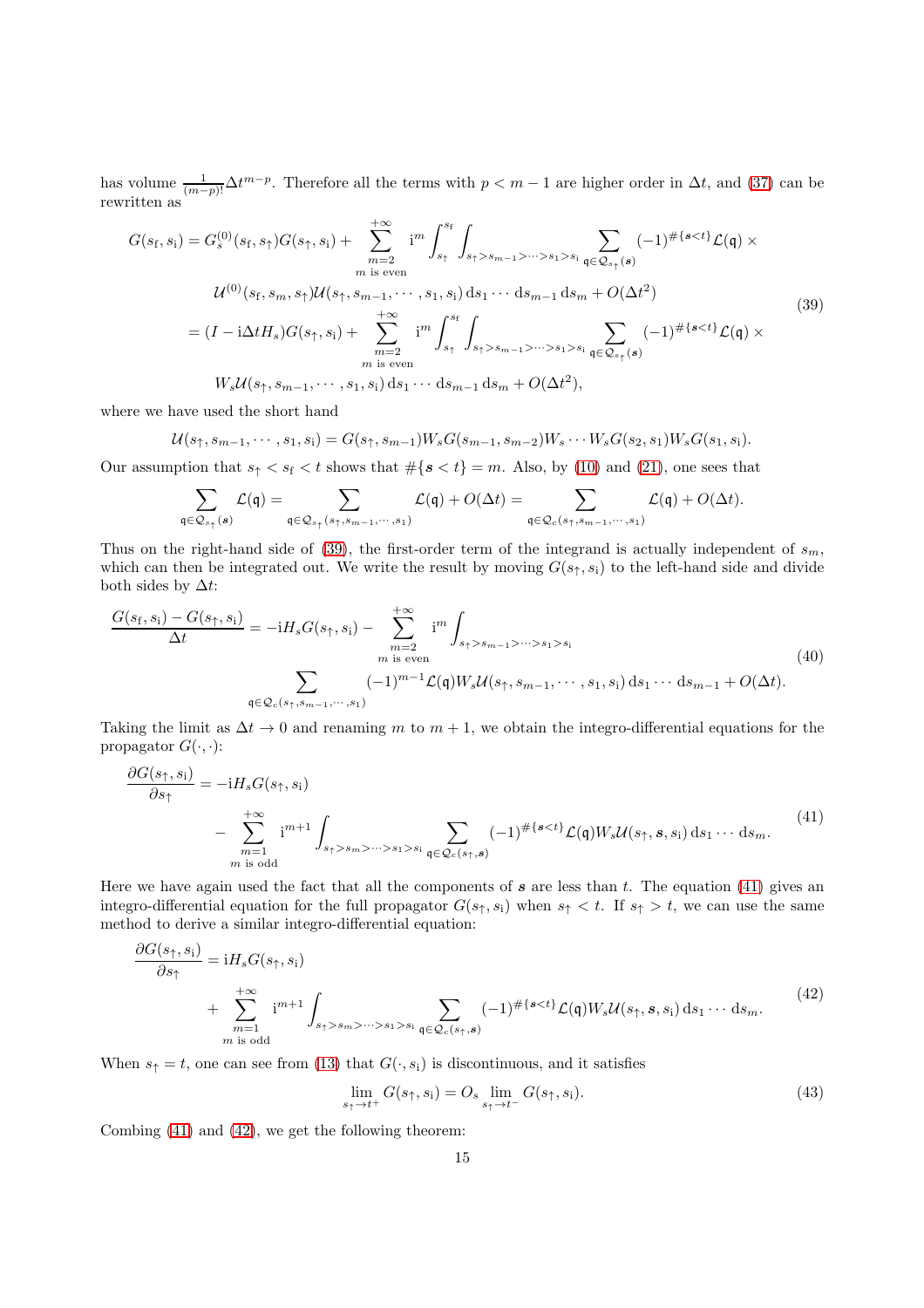has volume $\frac{1}{(m-p)!}\Delta t^{m-p}$. Therefore all the terms with $p < m-1$ are higher order in $\Delta t$, and (37) can be rewritten as

$$
\begin{aligned}
G(s_{\mathrm{f}}, s_{\mathrm{i}}) &= G_s^{(0)}(s_{\mathrm{f}}, s_\uparrow) G(s_\uparrow, s_{\mathrm{i}}) + \sum_{\substack{m=2 \\ m \text{ is even}}}^{+\infty} \mathrm{i}^m \int_{s_\uparrow}^{s_{\mathrm{f}}} \int_{s_\uparrow > s_{m-1} > \cdots > s_1 > s_{\mathrm{i}}} \sum_{\mathfrak{q} \in \mathcal{Q}_{s_\uparrow}(\boldsymbol{s})} (-1)^{\#\{\boldsymbol{s}<t\}} \mathcal{L}(\mathfrak{q}) \times \\
&\qquad \mathcal{U}^{(0)}(s_{\mathrm{f}}, s_m, s_\uparrow) \mathcal{U}(s_\uparrow, s_{m-1}, \cdots, s_1, s_{\mathrm{i}}) \,\mathrm{d}s_1 \cdots \mathrm{d}s_{m-1} \,\mathrm{d}s_m + O(\Delta t^2) \\
&= (I - \mathrm{i}\Delta t H_s) G(s_\uparrow, s_{\mathrm{i}}) + \sum_{\substack{m=2 \\ m \text{ is even}}}^{+\infty} \mathrm{i}^m \int_{s_\uparrow}^{s_{\mathrm{f}}} \int_{s_\uparrow > s_{m-1} > \cdots > s_1 > s_{\mathrm{i}}} \sum_{\mathfrak{q} \in \mathcal{Q}_{s_\uparrow}(\boldsymbol{s})} (-1)^{\#\{\boldsymbol{s}<t\}} \mathcal{L}(\mathfrak{q}) \times \\
&\qquad W_s \mathcal{U}(s_\uparrow, s_{m-1}, \cdots, s_1, s_{\mathrm{i}}) \,\mathrm{d}s_1 \cdots \mathrm{d}s_{m-1} \,\mathrm{d}s_m + O(\Delta t^2),
\end{aligned}
\tag{39}
$$

where we have used the short hand

$$
\mathcal{U}(s_\uparrow, s_{m-1}, \cdots, s_1, s_{\mathrm{i}}) = G(s_\uparrow, s_{m-1}) W_s G(s_{m-1}, s_{m-2}) W_s \cdots W_s G(s_2, s_1) W_s G(s_1, s_{\mathrm{i}}).
$$

Our assumption that $s_\uparrow < s_{\mathrm{f}} < t$ shows that $\#\{\boldsymbol{s} < t\} = m$. Also, by (10) and (21), one sees that

$$
\sum_{\mathfrak{q} \in \mathcal{Q}_{s_\uparrow}(\boldsymbol{s})} \mathcal{L}(\mathfrak{q}) = \sum_{\mathfrak{q} \in \mathcal{Q}_{s_\uparrow}(s_\uparrow, s_{m-1}, \cdots, s_1)} \mathcal{L}(\mathfrak{q}) + O(\Delta t) = \sum_{\mathfrak{q} \in \mathcal{Q}_c(s_\uparrow, s_{m-1}, \cdots, s_1)} \mathcal{L}(\mathfrak{q}) + O(\Delta t).
$$

Thus on the right-hand side of (39), the first-order term of the integrand is actually independent of $s_m$, which can then be integrated out. We write the result by moving $G(s_\uparrow, s_{\mathrm{i}})$ to the left-hand side and divide both sides by $\Delta t$:

$$
\begin{aligned}
\frac{G(s_{\mathrm{f}}, s_{\mathrm{i}}) - G(s_\uparrow, s_{\mathrm{i}})}{\Delta t} = -\mathrm{i} H_s G(s_\uparrow, s_{\mathrm{i}}) &- \sum_{\substack{m=2 \\ m \text{ is even}}}^{+\infty} \mathrm{i}^m \int_{s_\uparrow > s_{m-1} > \cdots > s_1 > s_{\mathrm{i}}} \\
&\sum_{\mathfrak{q} \in \mathcal{Q}_c(s_\uparrow, s_{m-1}, \cdots, s_1)} (-1)^{m-1} \mathcal{L}(\mathfrak{q}) W_s \mathcal{U}(s_\uparrow, s_{m-1}, \cdots, s_1, s_{\mathrm{i}}) \,\mathrm{d}s_1 \cdots \mathrm{d}s_{m-1} + O(\Delta t).
\end{aligned}
\tag{40}
$$

Taking the limit as $\Delta t \to 0$ and renaming $m$ to $m+1$, we obtain the integro-differential equations for the propagator $G(\cdot, \cdot)$:

$$
\begin{aligned}
\frac{\partial G(s_\uparrow, s_{\mathrm{i}})}{\partial s_\uparrow} &= -\mathrm{i} H_s G(s_\uparrow, s_{\mathrm{i}}) \\
&\quad - \sum_{\substack{m=1 \\ m \text{ is odd}}}^{+\infty} \mathrm{i}^{m+1} \int_{s_\uparrow > s_m > \cdots > s_1 > s_{\mathrm{i}}} \sum_{\mathfrak{q} \in \mathcal{Q}_c(s_\uparrow, \boldsymbol{s})} (-1)^{\#\{\boldsymbol{s}<t\}} \mathcal{L}(\mathfrak{q}) W_s \mathcal{U}(s_\uparrow, \boldsymbol{s}, s_{\mathrm{i}}) \,\mathrm{d}s_1 \cdots \mathrm{d}s_m.
\end{aligned}
\tag{41}
$$

Here we have again used the fact that all the components of $\boldsymbol{s}$ are less than $t$. The equation (41) gives an integro-differential equation for the full propagator $G(s_\uparrow, s_{\mathrm{i}})$ when $s_\uparrow < t$. If $s_\uparrow > t$, we can use the same method to derive a similar integro-differential equation:

$$
\begin{aligned}
\frac{\partial G(s_\uparrow, s_{\mathrm{i}})}{\partial s_\uparrow} &= \mathrm{i} H_s G(s_\uparrow, s_{\mathrm{i}}) \\
&\quad + \sum_{\substack{m=1 \\ m \text{ is odd}}}^{+\infty} \mathrm{i}^{m+1} \int_{s_\uparrow > s_m > \cdots > s_1 > s_{\mathrm{i}}} \sum_{\mathfrak{q} \in \mathcal{Q}_c(s_\uparrow, \boldsymbol{s})} (-1)^{\#\{\boldsymbol{s}<t\}} \mathcal{L}(\mathfrak{q}) W_s \mathcal{U}(s_\uparrow, \boldsymbol{s}, s_{\mathrm{i}}) \,\mathrm{d}s_1 \cdots \mathrm{d}s_m.
\end{aligned}
\tag{42}
$$

When $s_\uparrow = t$, one can see from (13) that $G(\cdot, s_{\mathrm{i}})$ is discontinuous, and it satisfies

$$
\lim_{s_\uparrow \to t^+} G(s_\uparrow, s_{\mathrm{i}}) = O_s \lim_{s_\uparrow \to t^-} G(s_\uparrow, s_{\mathrm{i}}).
\tag{43}
$$

Combing (41) and (42), we get the following theorem: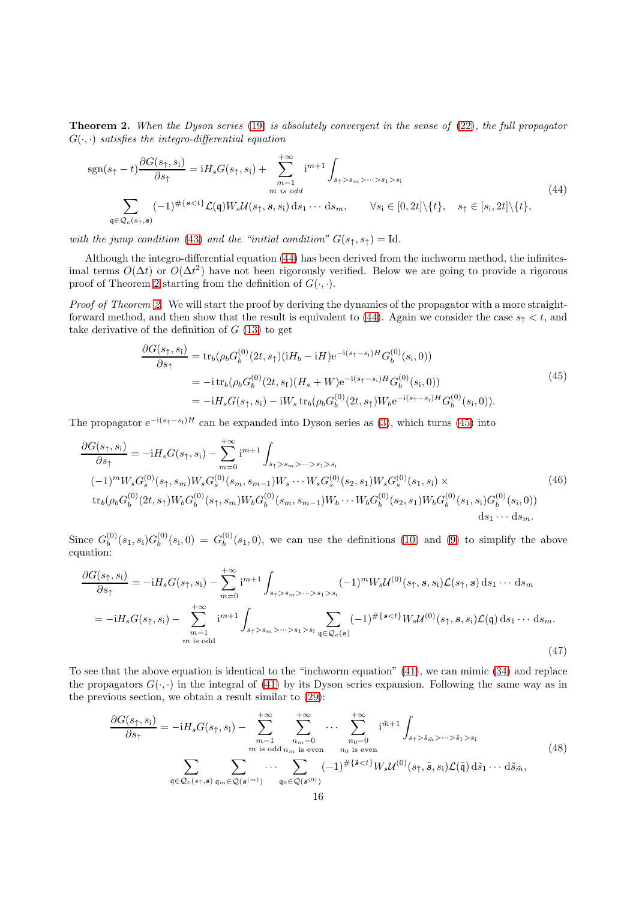**Theorem 2.** *When the Dyson series (19) is absolutely convergent in the sense of (22), the full propagator $G(\cdot,\cdot)$ satisfies the integro-differential equation*

$$
\begin{aligned}
\operatorname{sgn}(s_\uparrow - t)\frac{\partial G(s_\uparrow, s_\mathrm{i})}{\partial s_\uparrow} = \mathrm{i} H_s G(s_\uparrow, s_\mathrm{i}) + \sum_{\substack{m=1 \\ m \text{ is odd}}}^{+\infty} \mathrm{i}^{m+1} \int_{s_\uparrow > s_m > \cdots > s_1 > s_\mathrm{i}} \\
\sum_{\mathfrak{q}\in\mathcal{Q}_c(s_\uparrow,\boldsymbol{s})} (-1)^{\#\{\boldsymbol{s}<t\}} \mathcal{L}(\mathfrak{q}) W_s \mathcal{U}(s_\uparrow, \boldsymbol{s}, s_\mathrm{i}) \,\mathrm{d}s_1 \cdots \mathrm{d}s_m, \qquad \forall s_\mathrm{i} \in [0,2t]\backslash\{t\}, \quad s_\uparrow \in [s_\mathrm{i}, 2t]\backslash\{t\},
\end{aligned}
\tag{44}
$$

*with the jump condition (43) and the "initial condition" $G(s_\uparrow, s_\uparrow) = \mathrm{Id}$.*

Although the integro-differential equation (44) has been derived from the inchworm method, the infinitesimal terms $O(\Delta t)$ or $O(\Delta t^2)$ have not been rigorously verified. Below we are going to provide a rigorous proof of Theorem 2 starting from the definition of $G(\cdot,\cdot)$.

*Proof of Theorem 2.* We will start the proof by deriving the dynamics of the propagator with a more straightforward method, and then show that the result is equivalent to (44). Again we consider the case $s_\uparrow < t$, and take derivative of the definition of $G$ (13) to get

$$
\begin{aligned}
\frac{\partial G(s_\uparrow, s_\mathrm{i})}{\partial s_\uparrow} &= \operatorname{tr}_b(\rho_b G_b^{(0)}(2t, s_\uparrow)(\mathrm{i}H_b - \mathrm{i}H)\mathrm{e}^{-\mathrm{i}(s_\uparrow - s_\mathrm{i})H} G_b^{(0)}(s_\mathrm{i}, 0)) \\
&= -\mathrm{i}\operatorname{tr}_b(\rho_b G_b^{(0)}(2t, s_\mathrm{f})(H_s + W)\mathrm{e}^{-\mathrm{i}(s_\uparrow - s_\mathrm{i})H} G_b^{(0)}(s_\mathrm{i}, 0)) \\
&= -\mathrm{i} H_s G(s_\uparrow, s_\mathrm{i}) - \mathrm{i} W_s \operatorname{tr}_b(\rho_b G_b^{(0)}(2t, s_\uparrow) W_b \mathrm{e}^{-\mathrm{i}(s_\uparrow - s_\mathrm{i})H} G_b^{(0)}(s_\mathrm{i}, 0)).
\end{aligned}
\tag{45}
$$

The propagator $\mathrm{e}^{-\mathrm{i}(s_\uparrow - s_\mathrm{i})H}$ can be expanded into Dyson series as (3), which turns (45) into

$$
\begin{aligned}
\frac{\partial G(s_\uparrow, s_\mathrm{i})}{\partial s_\uparrow} = -\mathrm{i} H_s G(s_\uparrow, s_\mathrm{i}) - \sum_{m=0}^{+\infty} \mathrm{i}^{m+1} \int_{s_\uparrow > s_m > \cdots > s_1 > s_\mathrm{i}} \\
(-1)^m W_s G_s^{(0)}(s_\uparrow, s_m) W_s G_s^{(0)}(s_m, s_{m-1}) W_s \cdots W_s G_s^{(0)}(s_2, s_1) W_s G_s^{(0)}(s_1, s_\mathrm{i}) \times \\
\operatorname{tr}_b(\rho_b G_b^{(0)}(2t, s_\uparrow) W_b G_b^{(0)}(s_\uparrow, s_m) W_b G_b^{(0)}(s_m, s_{m-1}) W_b \cdots W_b G_b^{(0)}(s_2, s_1) W_b G_b^{(0)}(s_1, s_\mathrm{i}) G_b^{(0)}(s_\mathrm{i}, 0)) \\
\mathrm{d}s_1 \cdots \mathrm{d}s_m.
\end{aligned}
\tag{46}
$$

Since $G_b^{(0)}(s_1, s_\mathrm{i}) G_b^{(0)}(s_\mathrm{i}, 0) = G_b^{(0)}(s_1, 0)$, we can use the definitions (10) and (9) to simplify the above equation:

$$
\begin{aligned}
\frac{\partial G(s_\uparrow, s_\mathrm{i})}{\partial s_\uparrow} &= -\mathrm{i} H_s G(s_\uparrow, s_\mathrm{i}) - \sum_{m=0}^{+\infty} \mathrm{i}^{m+1} \int_{s_\uparrow > s_m > \cdots > s_1 > s_\mathrm{i}} (-1)^m W_s \mathcal{U}^{(0)}(s_\uparrow, \boldsymbol{s}, s_\mathrm{i}) \mathcal{L}(s_\uparrow, \boldsymbol{s}) \,\mathrm{d}s_1 \cdots \mathrm{d}s_m \\
&= -\mathrm{i} H_s G(s_\uparrow, s_\mathrm{i}) - \sum_{\substack{m=1 \\ m \text{ is odd}}}^{+\infty} \mathrm{i}^{m+1} \int_{s_\uparrow > s_m > \cdots > s_1 > s_\mathrm{i}} \sum_{\mathfrak{q}\in\mathcal{Q}_c(\boldsymbol{s})} (-1)^{\#\{\boldsymbol{s}<t\}} W_s \mathcal{U}^{(0)}(s_\uparrow, \boldsymbol{s}, s_\mathrm{i}) \mathcal{L}(\mathfrak{q}) \,\mathrm{d}s_1 \cdots \mathrm{d}s_m.
\end{aligned}
\tag{47}
$$

To see that the above equation is identical to the "inchworm equation" (41), we can mimic (34) and replace the propagators $G(\cdot,\cdot)$ in the integral of (41) by its Dyson series expansion. Following the same way as in the previous section, we obtain a result similar to (29):

$$
\begin{aligned}
\frac{\partial G(s_\uparrow, s_\mathrm{i})}{\partial s_\uparrow} = -\mathrm{i} H_s G(s_\uparrow, s_\mathrm{i}) - \sum_{\substack{m=1 \\ m \text{ is odd}}}^{+\infty} \sum_{\substack{n_m=0 \\ n_m \text{ is even}}}^{+\infty} \cdots \sum_{\substack{n_0=0 \\ n_0 \text{ is even}}}^{+\infty} \mathrm{i}^{\tilde{m}+1} \int_{s_\uparrow > \tilde{s}_{\tilde{m}} > \cdots > \tilde{s}_1 > s_\mathrm{i}} \\
\sum_{\mathfrak{q}\in\mathcal{Q}_c(s_\uparrow,\boldsymbol{s})} \sum_{\mathfrak{q}_m\in\mathcal{Q}(\boldsymbol{s}^{(m)})} \cdots \sum_{\mathfrak{q}_0\in\mathcal{Q}(\boldsymbol{s}^{(0)})} (-1)^{\#\{\tilde{\boldsymbol{s}}<t\}} W_s \mathcal{U}^{(0)}(s_\uparrow, \tilde{\boldsymbol{s}}, s_\mathrm{i}) \mathcal{L}(\tilde{\mathfrak{q}}) \,\mathrm{d}\tilde{s}_1 \cdots \mathrm{d}\tilde{s}_{\tilde{m}},
\end{aligned}
\tag{48}
$$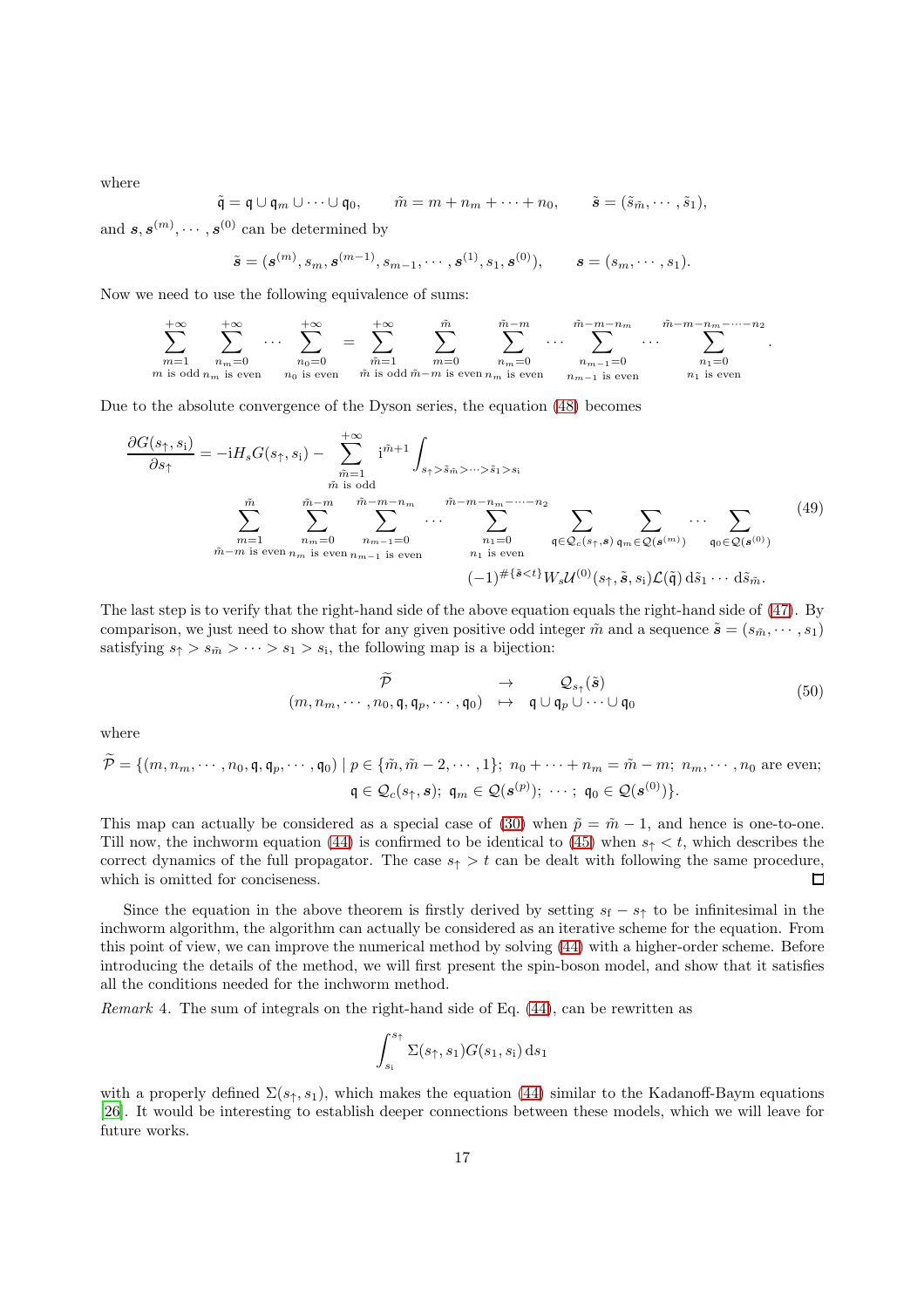where

$$\tilde{\mathfrak{q}} = \mathfrak{q} \cup \mathfrak{q}_m \cup \cdots \cup \mathfrak{q}_0, \qquad \tilde{m} = m + n_m + \cdots + n_0, \qquad \tilde{\boldsymbol{s}} = (\tilde{s}_{\tilde{m}}, \cdots, \tilde{s}_1),$$

and $\boldsymbol{s}, \boldsymbol{s}^{(m)}, \cdots, \boldsymbol{s}^{(0)}$ can be determined by

$$\tilde{\boldsymbol{s}} = (\boldsymbol{s}^{(m)}, s_m, \boldsymbol{s}^{(m-1)}, s_{m-1}, \cdots, \boldsymbol{s}^{(1)}, s_1, \boldsymbol{s}^{(0)}), \qquad \boldsymbol{s} = (s_m, \cdots, s_1).$$

Now we need to use the following equivalence of sums:

$$\sum_{\substack{m=1 \\ m \text{ is odd}}}^{+\infty} \sum_{\substack{n_m=0 \\ n_m \text{ is even}}}^{+\infty} \cdots \sum_{\substack{n_0=0 \\ n_0 \text{ is even}}}^{+\infty} = \sum_{\substack{\tilde{m}=1 \\ \tilde{m} \text{ is odd}}}^{+\infty} \sum_{\substack{m=0 \\ \tilde{m}-m \text{ is even}}}^{\tilde{m}} \sum_{\substack{n_m=0 \\ n_m \text{ is even}}}^{\tilde{m}-m} \cdots \sum_{\substack{n_{m-1}=0 \\ n_{m-1} \text{ is even}}}^{\tilde{m}-m-n_m} \cdots \sum_{\substack{n_1=0 \\ n_1 \text{ is even}}}^{\tilde{m}-m-n_m-\cdots-n_2}.$$

Due to the absolute convergence of the Dyson series, the equation (48) becomes

$$\begin{aligned}
\frac{\partial G(s_\uparrow, s_\mathrm{i})}{\partial s_\uparrow} = -\mathrm{i} H_s G(s_\uparrow, s_\mathrm{i}) - \sum_{\substack{\tilde{m}=1 \\ \tilde{m} \text{ is odd}}}^{+\infty} \mathrm{i}^{\tilde{m}+1} \int_{s_\uparrow > \tilde{s}_{\tilde{m}} > \cdots > \tilde{s}_1 > s_\mathrm{i}} \\
\sum_{\substack{m=1 \\ \tilde{m}-m \text{ is even}}}^{\tilde{m}} \sum_{\substack{n_m=0 \\ n_m \text{ is even}}}^{\tilde{m}-m} \sum_{\substack{n_{m-1}=0 \\ n_{m-1} \text{ is even}}}^{\tilde{m}-m-n_m} \cdots \sum_{\substack{n_1=0 \\ n_1 \text{ is even}}}^{\tilde{m}-m-n_m-\cdots-n_2} \sum_{\mathfrak{q} \in \mathcal{Q}_c(s_\uparrow, \boldsymbol{s})} \sum_{\mathfrak{q}_m \in \mathcal{Q}(\boldsymbol{s}^{(m)})} \cdots \sum_{\mathfrak{q}_0 \in \mathcal{Q}(\boldsymbol{s}^{(0)})} \\
(-1)^{\#\{\tilde{\boldsymbol{s}} < t\}} W_s \mathcal{U}^{(0)}(s_\uparrow, \tilde{\boldsymbol{s}}, s_\mathrm{i}) \mathcal{L}(\tilde{\mathfrak{q}}) \,\mathrm{d}\tilde{s}_1 \cdots \mathrm{d}\tilde{s}_{\tilde{m}}.
\end{aligned} \tag{49}$$

The last step is to verify that the right-hand side of the above equation equals the right-hand side of (47). By comparison, we just need to show that for any given positive odd integer $\tilde{m}$ and a sequence $\tilde{\boldsymbol{s}} = (s_{\tilde{m}}, \cdots, s_1)$ satisfying $s_\uparrow > s_{\tilde{m}} > \cdots > s_1 > s_\mathrm{i}$, the following map is a bijection:

$$\begin{array}{ccc}
\widetilde{\mathcal{P}} & \to & \mathcal{Q}_{s_\uparrow}(\tilde{\boldsymbol{s}}) \\
(m, n_m, \cdots, n_0, \mathfrak{q}, \mathfrak{q}_p, \cdots, \mathfrak{q}_0) & \mapsto & \mathfrak{q} \cup \mathfrak{q}_p \cup \cdots \cup \mathfrak{q}_0
\end{array} \tag{50}$$

where

$$\widetilde{\mathcal{P}} = \{(m, n_m, \cdots, n_0, \mathfrak{q}, \mathfrak{q}_p, \cdots, \mathfrak{q}_0) \mid p \in \{\tilde{m}, \tilde{m}-2, \cdots, 1\};\ n_0 + \cdots + n_m = \tilde{m} - m;\ n_m, \cdots, n_0 \text{ are even}; \\ \mathfrak{q} \in \mathcal{Q}_c(s_\uparrow, \boldsymbol{s});\ \mathfrak{q}_m \in \mathcal{Q}(\boldsymbol{s}^{(p)});\ \cdots;\ \mathfrak{q}_0 \in \mathcal{Q}(\boldsymbol{s}^{(0)})\}.$$

This map can actually be considered as a special case of (30) when $\tilde{p} = \tilde{m} - 1$, and hence is one-to-one. Till now, the inchworm equation (44) is confirmed to be identical to (45) when $s_\uparrow < t$, which describes the correct dynamics of the full propagator. The case $s_\uparrow > t$ can be dealt with following the same procedure, which is omitted for conciseness. □

Since the equation in the above theorem is firstly derived by setting $s_\mathrm{f} - s_\uparrow$ to be infinitesimal in the inchworm algorithm, the algorithm can actually be considered as an iterative scheme for the equation. From this point of view, we can improve the numerical method by solving (44) with a higher-order scheme. Before introducing the details of the method, we will first present the spin-boson model, and show that it satisfies all the conditions needed for the inchworm method.

*Remark* 4. The sum of integrals on the right-hand side of Eq. (44), can be rewritten as

$$\int_{s_\mathrm{i}}^{s_\uparrow} \Sigma(s_\uparrow, s_1) G(s_1, s_\mathrm{i}) \,\mathrm{d}s_1$$

with a properly defined $\Sigma(s_\uparrow, s_1)$, which makes the equation (44) similar to the Kadanoff-Baym equations [26]. It would be interesting to establish deeper connections between these models, which we will leave for future works.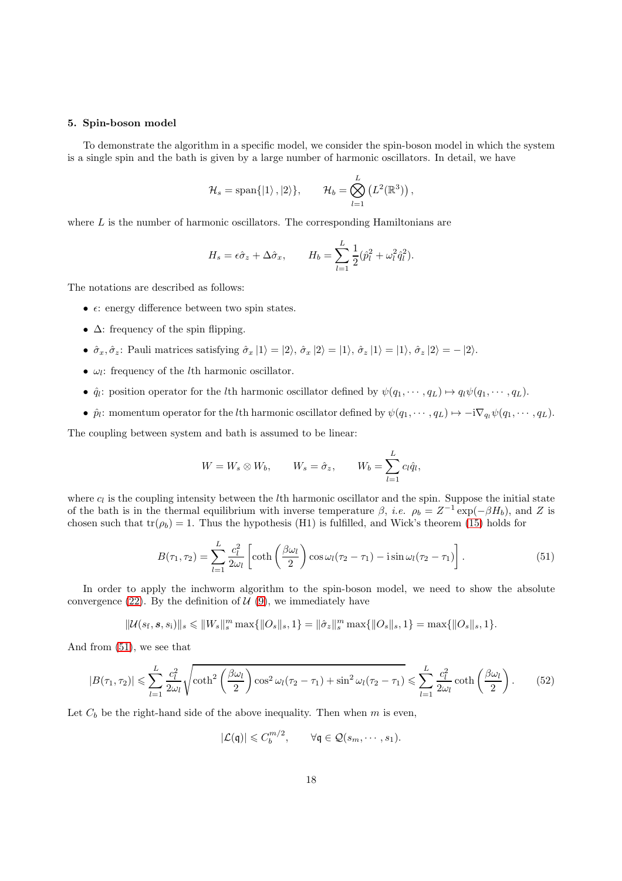### 5. Spin-boson model

To demonstrate the algorithm in a specific model, we consider the spin-boson model in which the system is a single spin and the bath is given by a large number of harmonic oscillators. In detail, we have

$$\mathcal{H}_s = \operatorname{span}\{|1\rangle, |2\rangle\}, \qquad \mathcal{H}_b = \bigotimes_{l=1}^{L} \left(L^2(\mathbb{R}^3)\right),$$

where $L$ is the number of harmonic oscillators. The corresponding Hamiltonians are

$$H_s = \epsilon \hat{\sigma}_z + \Delta \hat{\sigma}_x, \qquad H_b = \sum_{l=1}^{L} \frac{1}{2}(\hat{p}_l^2 + \omega_l^2 \hat{q}_l^2).$$

The notations are described as follows:

- $\epsilon$: energy difference between two spin states.
- $\Delta$: frequency of the spin flipping.
- $\hat{\sigma}_x, \hat{\sigma}_z$: Pauli matrices satisfying $\hat{\sigma}_x |1\rangle = |2\rangle$, $\hat{\sigma}_x |2\rangle = |1\rangle$, $\hat{\sigma}_z |1\rangle = |1\rangle$, $\hat{\sigma}_z |2\rangle = -|2\rangle$.
- $\omega_l$: frequency of the $l$th harmonic oscillator.
- $\hat{q}_l$: position operator for the $l$th harmonic oscillator defined by $\psi(q_1, \cdots, q_L) \mapsto q_l \psi(q_1, \cdots, q_L)$.
- $\hat{p}_l$: momentum operator for the $l$th harmonic oscillator defined by $\psi(q_1, \cdots, q_L) \mapsto -\mathrm{i}\nabla_{q_l} \psi(q_1, \cdots, q_L)$.

The coupling between system and bath is assumed to be linear:

$$W = W_s \otimes W_b, \qquad W_s = \hat{\sigma}_z, \qquad W_b = \sum_{l=1}^{L} c_l \hat{q}_l,$$

where $c_l$ is the coupling intensity between the $l$th harmonic oscillator and the spin. Suppose the initial state of the bath is in the thermal equilibrium with inverse temperature $\beta$, *i.e.* $\rho_b = Z^{-1}\exp(-\beta H_b)$, and $Z$ is chosen such that $\operatorname{tr}(\rho_b) = 1$. Thus the hypothesis (H1) is fulfilled, and Wick's theorem (15) holds for

$$B(\tau_1, \tau_2) = \sum_{l=1}^{L} \frac{c_l^2}{2\omega_l} \left[\coth\left(\frac{\beta\omega_l}{2}\right)\cos\omega_l(\tau_2 - \tau_1) - \mathrm{i}\sin\omega_l(\tau_2 - \tau_1)\right]. \tag{51}$$

In order to apply the inchworm algorithm to the spin-boson model, we need to show the absolute convergence (22). By the definition of $\mathcal{U}$ (9), we immediately have

$$\|\mathcal{U}(s_{\mathrm{f}}, \boldsymbol{s}, s_{\mathrm{i}})\|_s \leqslant \|W_s\|_s^m \max\{\|O_s\|_s, 1\} = \|\hat{\sigma}_z\|_s^m \max\{\|O_s\|_s, 1\} = \max\{\|O_s\|_s, 1\}.$$

And from (51), we see that

$$|B(\tau_1, \tau_2)| \leqslant \sum_{l=1}^{L} \frac{c_l^2}{2\omega_l} \sqrt{\coth^2\left(\frac{\beta\omega_l}{2}\right)\cos^2\omega_l(\tau_2 - \tau_1) + \sin^2\omega_l(\tau_2 - \tau_1)} \leqslant \sum_{l=1}^{L} \frac{c_l^2}{2\omega_l}\coth\left(\frac{\beta\omega_l}{2}\right). \tag{52}$$

Let $C_b$ be the right-hand side of the above inequality. Then when $m$ is even,

$$|\mathcal{L}(\mathfrak{q})| \leqslant C_b^{m/2}, \qquad \forall \mathfrak{q} \in \mathcal{Q}(s_m, \cdots, s_1).$$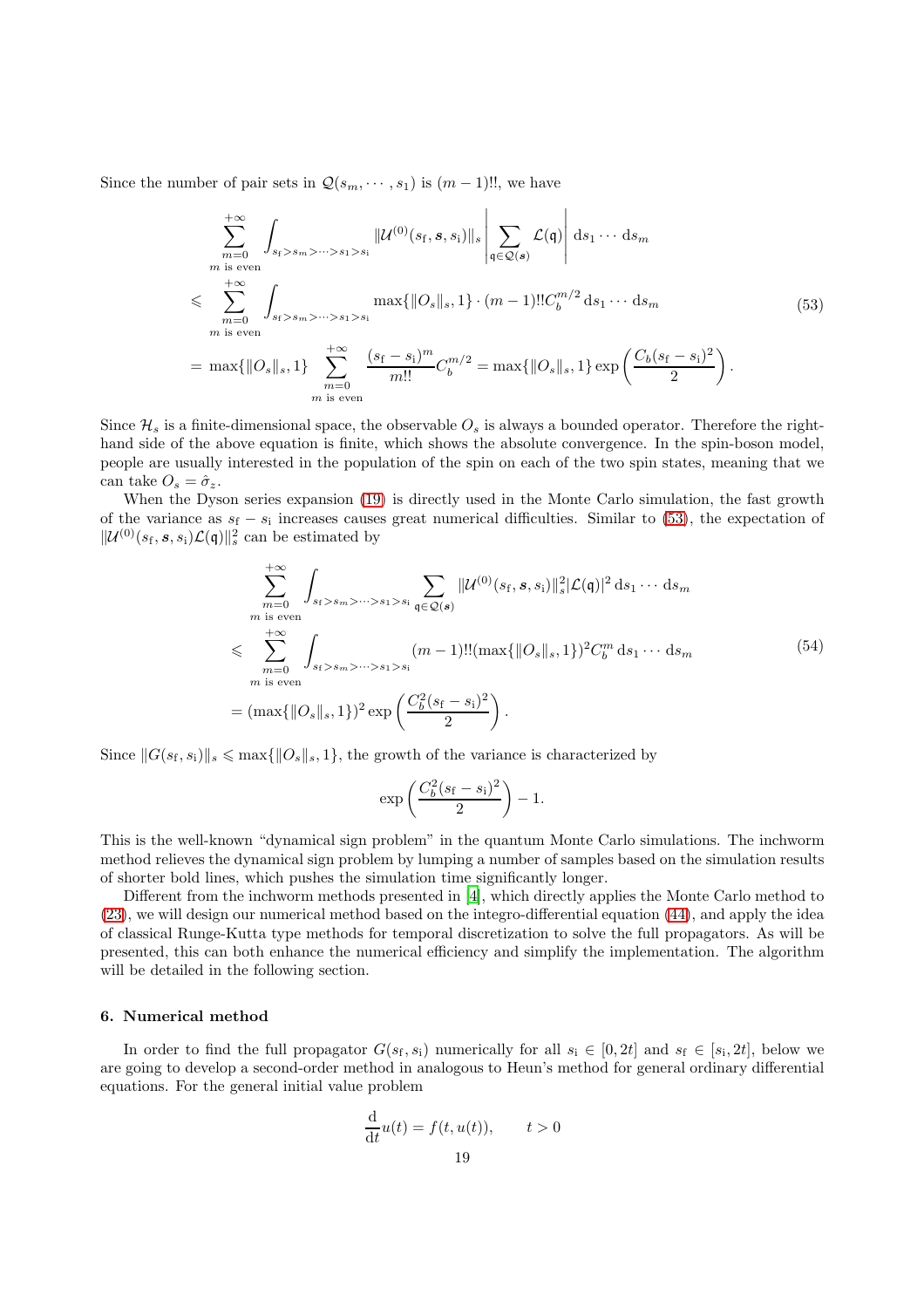Since the number of pair sets in $\mathcal{Q}(s_m, \cdots, s_1)$ is $(m-1)!!$, we have

$$
\begin{aligned}
&\sum_{\substack{m=0 \\ m \text{ is even}}}^{+\infty} \int_{s_{\mathrm{f}} > s_m > \cdots > s_1 > s_{\mathrm{i}}} \|\mathcal{U}^{(0)}(s_{\mathrm{f}}, \boldsymbol{s}, s_{\mathrm{i}})\|_s \left| \sum_{\mathfrak{q} \in \mathcal{Q}(\boldsymbol{s})} \mathcal{L}(\mathfrak{q}) \right| \mathrm{d}s_1 \cdots \mathrm{d}s_m \\
\leqslant\ & \sum_{\substack{m=0 \\ m \text{ is even}}}^{+\infty} \int_{s_{\mathrm{f}} > s_m > \cdots > s_1 > s_{\mathrm{i}}} \max\{\|O_s\|_s, 1\} \cdot (m-1)!! C_b^{m/2} \, \mathrm{d}s_1 \cdots \mathrm{d}s_m \\
=\ & \max\{\|O_s\|_s, 1\} \sum_{\substack{m=0 \\ m \text{ is even}}}^{+\infty} \frac{(s_{\mathrm{f}} - s_{\mathrm{i}})^m}{m!!} C_b^{m/2} = \max\{\|O_s\|_s, 1\} \exp\left( \frac{C_b (s_{\mathrm{f}} - s_{\mathrm{i}})^2}{2} \right).
\end{aligned}
\tag{53}
$$

Since $\mathcal{H}_s$ is a finite-dimensional space, the observable $O_s$ is always a bounded operator. Therefore the right-hand side of the above equation is finite, which shows the absolute convergence. In the spin-boson model, people are usually interested in the population of the spin on each of the two spin states, meaning that we can take $O_s = \hat{\sigma}_z$.

When the Dyson series expansion (19) is directly used in the Monte Carlo simulation, the fast growth of the variance as $s_{\mathrm{f}} - s_{\mathrm{i}}$ increases causes great numerical difficulties. Similar to (53), the expectation of $\|\mathcal{U}^{(0)}(s_{\mathrm{f}}, \boldsymbol{s}, s_{\mathrm{i}}) \mathcal{L}(\mathfrak{q})\|_s^2$ can be estimated by

$$
\begin{aligned}
&\sum_{\substack{m=0 \\ m \text{ is even}}}^{+\infty} \int_{s_{\mathrm{f}} > s_m > \cdots > s_1 > s_{\mathrm{i}}} \sum_{\mathfrak{q} \in \mathcal{Q}(\boldsymbol{s})} \|\mathcal{U}^{(0)}(s_{\mathrm{f}}, \boldsymbol{s}, s_{\mathrm{i}})\|_s^2 |\mathcal{L}(\mathfrak{q})|^2 \, \mathrm{d}s_1 \cdots \mathrm{d}s_m \\
\leqslant\ & \sum_{\substack{m=0 \\ m \text{ is even}}}^{+\infty} \int_{s_{\mathrm{f}} > s_m > \cdots > s_1 > s_{\mathrm{i}}} (m-1)!! (\max\{\|O_s\|_s, 1\})^2 C_b^m \, \mathrm{d}s_1 \cdots \mathrm{d}s_m \\
=\ & (\max\{\|O_s\|_s, 1\})^2 \exp\left( \frac{C_b^2 (s_{\mathrm{f}} - s_{\mathrm{i}})^2}{2} \right).
\end{aligned}
\tag{54}
$$

Since $\|G(s_{\mathrm{f}}, s_{\mathrm{i}})\|_s \leqslant \max\{\|O_s\|_s, 1\}$, the growth of the variance is characterized by

$$
\exp\left( \frac{C_b^2 (s_{\mathrm{f}} - s_{\mathrm{i}})^2}{2} \right) - 1.
$$

This is the well-known "dynamical sign problem" in the quantum Monte Carlo simulations. The inchworm method relieves the dynamical sign problem by lumping a number of samples based on the simulation results of shorter bold lines, which pushes the simulation time significantly longer.

Different from the inchworm methods presented in [4], which directly applies the Monte Carlo method to (23), we will design our numerical method based on the integro-differential equation (44), and apply the idea of classical Runge-Kutta type methods for temporal discretization to solve the full propagators. As will be presented, this can both enhance the numerical efficiency and simplify the implementation. The algorithm will be detailed in the following section.

## 6. Numerical method

In order to find the full propagator $G(s_{\mathrm{f}}, s_{\mathrm{i}})$ numerically for all $s_{\mathrm{i}} \in [0, 2t]$ and $s_{\mathrm{f}} \in [s_{\mathrm{i}}, 2t]$, below we are going to develop a second-order method in analogous to Heun's method for general ordinary differential equations. For the general initial value problem

$$
\frac{\mathrm{d}}{\mathrm{d}t} u(t) = f(t, u(t)), \qquad t > 0
$$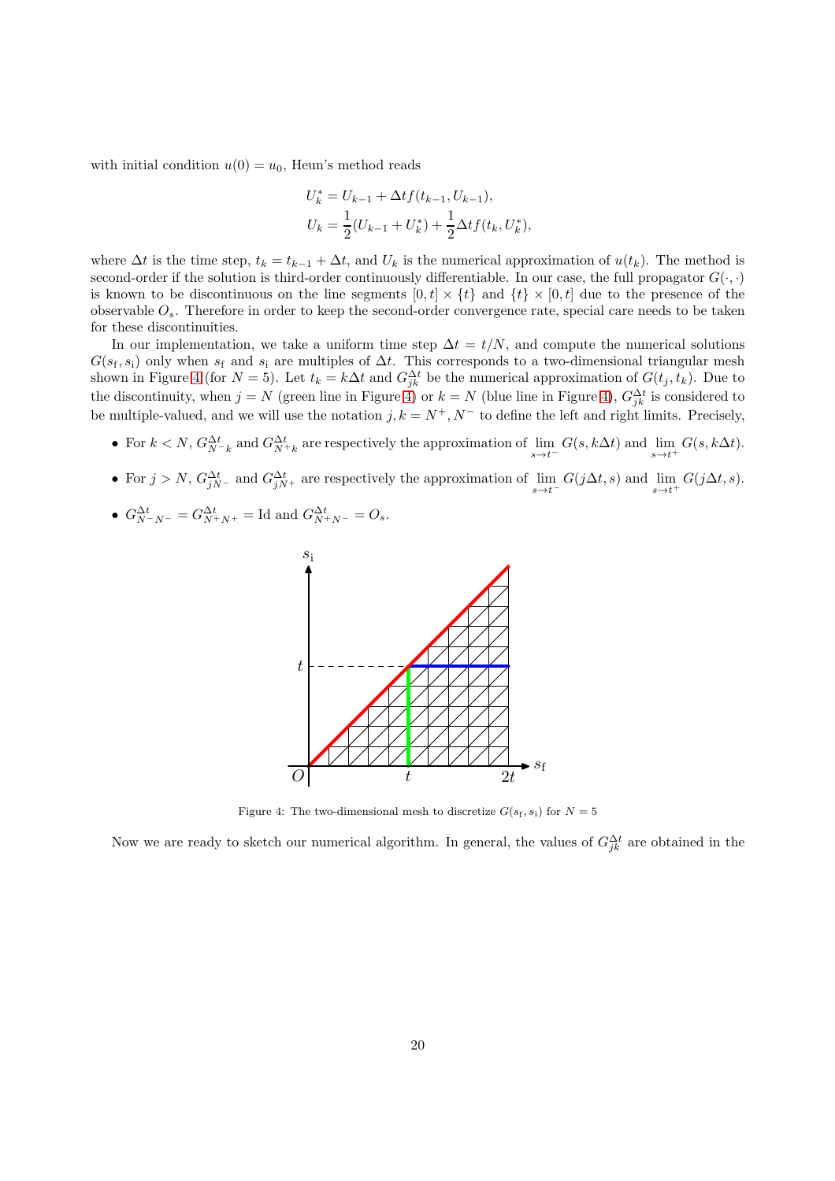with initial condition $u(0) = u_0$, Heun's method reads

$$U_k^* = U_{k-1} + \Delta t f(t_{k-1}, U_{k-1}),$$
$$U_k = \frac{1}{2}(U_{k-1} + U_k^*) + \frac{1}{2}\Delta t f(t_k, U_k^*),$$

where $\Delta t$ is the time step, $t_k = t_{k-1} + \Delta t$, and $U_k$ is the numerical approximation of $u(t_k)$. The method is second-order if the solution is third-order continuously differentiable. In our case, the full propagator $G(\cdot,\cdot)$ is known to be discontinuous on the line segments $[0,t] \times \{t\}$ and $\{t\} \times [0,t]$ due to the presence of the observable $O_s$. Therefore in order to keep the second-order convergence rate, special care needs to be taken for these discontinuities.

In our implementation, we take a uniform time step $\Delta t = t/N$, and compute the numerical solutions $G(s_\mathrm{f}, s_\mathrm{i})$ only when $s_\mathrm{f}$ and $s_\mathrm{i}$ are multiples of $\Delta t$. This corresponds to a two-dimensional triangular mesh shown in Figure 4 (for $N = 5$). Let $t_k = k\Delta t$ and $G_{jk}^{\Delta t}$ be the numerical approximation of $G(t_j, t_k)$. Due to the discontinuity, when $j = N$ (green line in Figure 4) or $k = N$ (blue line in Figure 4), $G_{jk}^{\Delta t}$ is considered to be multiple-valued, and we will use the notation $j, k = N^+, N^-$ to define the left and right limits. Precisely,

- For $k < N$, $G_{N^-k}^{\Delta t}$ and $G_{N^+k}^{\Delta t}$ are respectively the approximation of $\lim\limits_{s \to t^-} G(s, k\Delta t)$ and $\lim\limits_{s \to t^+} G(s, k\Delta t)$.
- For $j > N$, $G_{jN^-}^{\Delta t}$ and $G_{jN^+}^{\Delta t}$ are respectively the approximation of $\lim\limits_{s \to t^-} G(j\Delta t, s)$ and $\lim\limits_{s \to t^+} G(j\Delta t, s)$.
- $G_{N^-N^-}^{\Delta t} = G_{N^+N^+}^{\Delta t} = \mathrm{Id}$ and $G_{N^+N^-}^{\Delta t} = O_s$.

$s_\mathrm{i}$

$t$

$O$

$t$

$2t$

$s_\mathrm{f}$

Figure 4: The two-dimensional mesh to discretize $G(s_\mathrm{f}, s_\mathrm{i})$ for $N = 5$

Now we are ready to sketch our numerical algorithm. In general, the values of $G_{jk}^{\Delta t}$ are obtained in the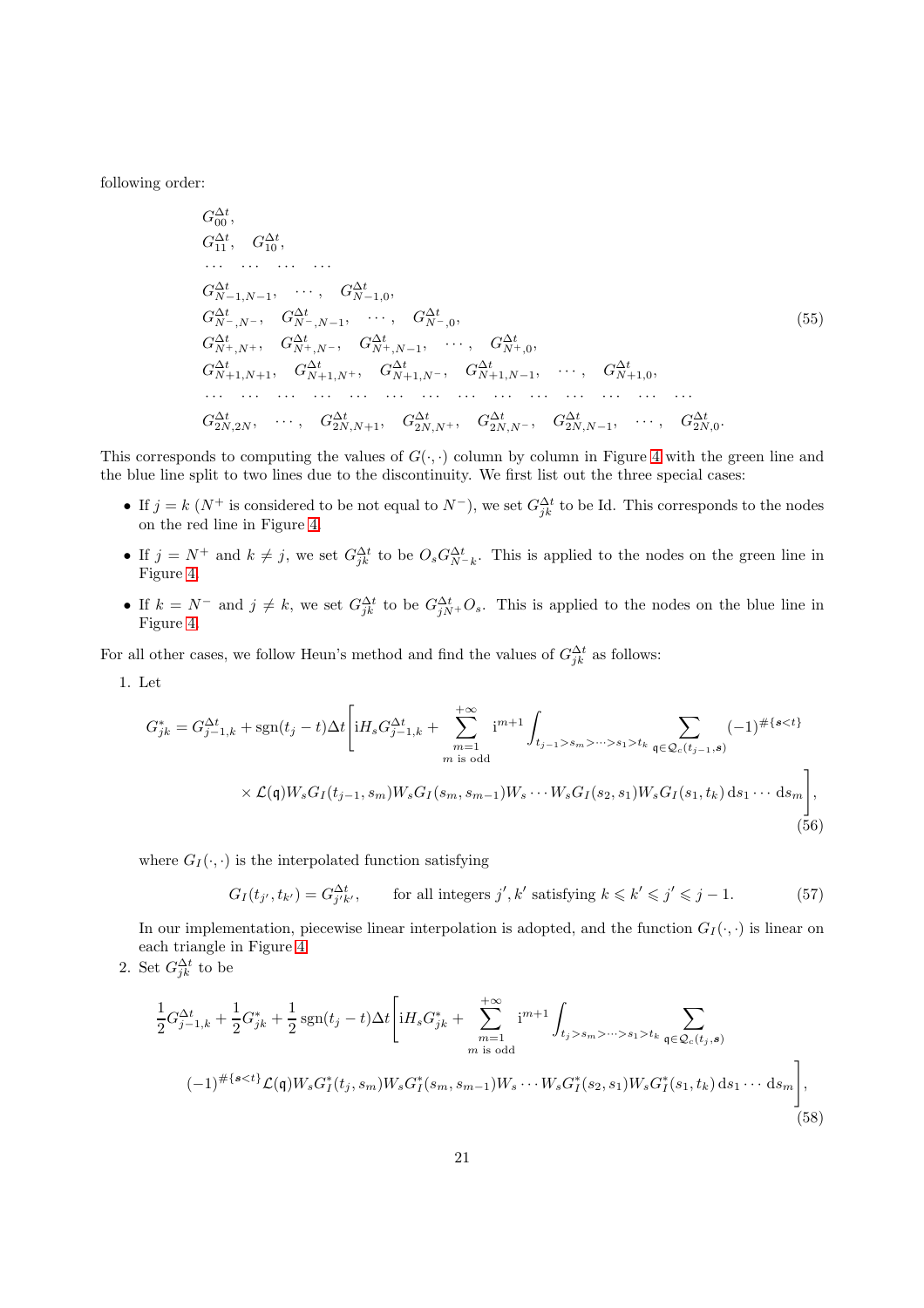following order:

$$
\begin{array}{llllllll}
G^{\Delta t}_{00}, & & & & & & & \\
G^{\Delta t}_{11}, & G^{\Delta t}_{10}, & & & & & & \\
\cdots & \cdots & \cdots & \cdots & & & & \\
G^{\Delta t}_{N-1,N-1}, & \cdots, & G^{\Delta t}_{N-1,0}, & & & & & \\
G^{\Delta t}_{N^-,N^-}, & G^{\Delta t}_{N^-,N-1}, & \cdots, & G^{\Delta t}_{N^-,0}, & & & & \\
G^{\Delta t}_{N^+,N^+}, & G^{\Delta t}_{N^+,N^-}, & G^{\Delta t}_{N^+,N-1}, & \cdots, & G^{\Delta t}_{N^+,0}, & & & \\
G^{\Delta t}_{N+1,N+1}, & G^{\Delta t}_{N+1,N^+}, & G^{\Delta t}_{N+1,N^-}, & G^{\Delta t}_{N+1,N-1}, & \cdots, & G^{\Delta t}_{N+1,0}, & & \\
\cdots & \cdots & \cdots & \cdots & \cdots & \cdots & \cdots & \cdots \\
G^{\Delta t}_{2N,2N}, & \cdots, & G^{\Delta t}_{2N,N+1}, & G^{\Delta t}_{2N,N^+}, & G^{\Delta t}_{2N,N^-}, & G^{\Delta t}_{2N,N-1}, & \cdots, & G^{\Delta t}_{2N,0}.
\end{array}
\tag{55}
$$

This corresponds to computing the values of $G(\cdot,\cdot)$ column by column in Figure 4 with the green line and the blue line split to two lines due to the discontinuity. We first list out the three special cases:

- If $j = k$ ($N^+$ is considered to be not equal to $N^-$), we set $G^{\Delta t}_{jk}$ to be Id. This corresponds to the nodes on the red line in Figure 4.
- If $j = N^+$ and $k \neq j$, we set $G^{\Delta t}_{jk}$ to be $O_s G^{\Delta t}_{N^-k}$. This is applied to the nodes on the green line in Figure 4.
- If $k = N^-$ and $j \neq k$, we set $G^{\Delta t}_{jk}$ to be $G^{\Delta t}_{jN^+} O_s$. This is applied to the nodes on the blue line in Figure 4.

For all other cases, we follow Heun's method and find the values of $G^{\Delta t}_{jk}$ as follows:

1. Let

$$
\begin{aligned}
G^*_{jk} = G^{\Delta t}_{j-1,k} + \operatorname{sgn}(t_j - t)\Delta t \Bigg[ \mathrm{i} H_s G^{\Delta t}_{j-1,k} + \sum_{\substack{m=1 \\ m \text{ is odd}}}^{+\infty} \mathrm{i}^{m+1} \int_{t_{j-1}>s_m>\cdots>s_1>t_k} \sum_{\mathfrak{q}\in\mathcal{Q}_c(t_{j-1},\boldsymbol{s})} (-1)^{\#\{\boldsymbol{s}<t\}} \\
\times \mathcal{L}(\mathfrak{q}) W_s G_I(t_{j-1}, s_m) W_s G_I(s_m, s_{m-1}) W_s \cdots W_s G_I(s_2, s_1) W_s G_I(s_1, t_k) \, \mathrm{d}s_1 \cdots \mathrm{d}s_m \Bigg],
\end{aligned}
\tag{56}
$$

   where $G_I(\cdot,\cdot)$ is the interpolated function satisfying

$$
G_I(t_{j'}, t_{k'}) = G^{\Delta t}_{j'k'}, \qquad \text{for all integers } j', k' \text{ satisfying } k \leqslant k' \leqslant j' \leqslant j-1. \tag{57}
$$

   In our implementation, piecewise linear interpolation is adopted, and the function $G_I(\cdot,\cdot)$ is linear on each triangle in Figure 4.

2. Set $G^{\Delta t}_{jk}$ to be

$$
\begin{aligned}
&\frac{1}{2} G^{\Delta t}_{j-1,k} + \frac{1}{2} G^*_{jk} + \frac{1}{2} \operatorname{sgn}(t_j - t)\Delta t \Bigg[ \mathrm{i} H_s G^*_{jk} + \sum_{\substack{m=1 \\ m \text{ is odd}}}^{+\infty} \mathrm{i}^{m+1} \int_{t_j>s_m>\cdots>s_1>t_k} \sum_{\mathfrak{q}\in\mathcal{Q}_c(t_j,\boldsymbol{s})} \\
&\quad (-1)^{\#\{\boldsymbol{s}<t\}} \mathcal{L}(\mathfrak{q}) W_s G^*_I(t_j, s_m) W_s G^*_I(s_m, s_{m-1}) W_s \cdots W_s G^*_I(s_2, s_1) W_s G^*_I(s_1, t_k) \, \mathrm{d}s_1 \cdots \mathrm{d}s_m \Bigg],
\end{aligned}
\tag{58}
$$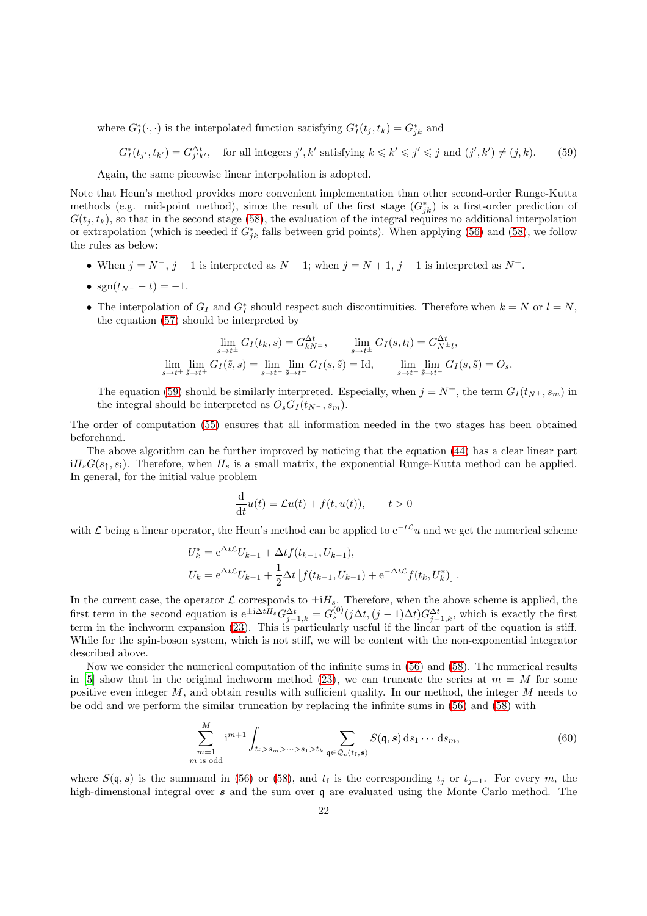where $G_I^*(\cdot,\cdot)$ is the interpolated function satisfying $G_I^*(t_j,t_k) = G_{jk}^*$ and

$$G_I^*(t_{j'},t_{k'}) = G_{j'k'}^{\Delta t}, \quad \text{for all integers } j',k' \text{ satisfying } k \leqslant k' \leqslant j' \leqslant j \text{ and } (j',k') \neq (j,k). \tag{59}$$

Again, the same piecewise linear interpolation is adopted.

Note that Heun's method provides more convenient implementation than other second-order Runge-Kutta methods (e.g. mid-point method), since the result of the first stage ($G_{jk}^*$) is a first-order prediction of $G(t_j,t_k)$, so that in the second stage (58), the evaluation of the integral requires no additional interpolation or extrapolation (which is needed if $G_{jk}^*$ falls between grid points). When applying (56) and (58), we follow the rules as below:

- When $j = N^-$, $j-1$ is interpreted as $N-1$; when $j = N+1$, $j-1$ is interpreted as $N^+$.
- $\operatorname{sgn}(t_{N^-} - t) = -1$.
- The interpolation of $G_I$ and $G_I^*$ should respect such discontinuities. Therefore when $k = N$ or $l = N$, the equation (57) should be interpreted by

$$\lim_{s\to t^{\pm}} G_I(t_k, s) = G_{kN^{\pm}}^{\Delta t}, \qquad \lim_{s\to t^{\pm}} G_I(s, t_l) = G_{N^{\pm}l}^{\Delta t},$$

$$\lim_{s\to t^+}\lim_{\tilde{s}\to t^+} G_I(\tilde{s}, s) = \lim_{s\to t^-}\lim_{\tilde{s}\to t^-} G_I(s,\tilde{s}) = \mathrm{Id}, \qquad \lim_{s\to t^+}\lim_{\tilde{s}\to t^-} G_I(s,\tilde{s}) = O_s.$$

The equation (59) should be similarly interpreted. Especially, when $j = N^+$, the term $G_I(t_{N^+}, s_m)$ in the integral should be interpreted as $O_s G_I(t_{N^-}, s_m)$.

The order of computation (55) ensures that all information needed in the two stages has been obtained beforehand.

The above algorithm can be further improved by noticing that the equation (44) has a clear linear part $\mathrm{i}H_s G(s_\uparrow, s_\mathrm{i})$. Therefore, when $H_s$ is a small matrix, the exponential Runge-Kutta method can be applied. In general, for the initial value problem

$$\frac{\mathrm{d}}{\mathrm{d}t}u(t) = \mathcal{L}u(t) + f(t,u(t)), \qquad t > 0$$

with $\mathcal{L}$ being a linear operator, the Heun's method can be applied to $\mathrm{e}^{-t\mathcal{L}}u$ and we get the numerical scheme

$$U_k^* = \mathrm{e}^{\Delta t\mathcal{L}} U_{k-1} + \Delta t f(t_{k-1}, U_{k-1}),$$
$$U_k = \mathrm{e}^{\Delta t\mathcal{L}} U_{k-1} + \frac{1}{2}\Delta t\left[f(t_{k-1},U_{k-1}) + \mathrm{e}^{-\Delta t\mathcal{L}} f(t_k, U_k^*)\right].$$

In the current case, the operator $\mathcal{L}$ corresponds to $\pm\mathrm{i}H_s$. Therefore, when the above scheme is applied, the first term in the second equation is $\mathrm{e}^{\pm\mathrm{i}\Delta t H_s} G_{j-1,k}^{\Delta t} = G_s^{(0)}(j\Delta t, (j-1)\Delta t) G_{j-1,k}^{\Delta t}$, which is exactly the first term in the inchworm expansion (23). This is particularly useful if the linear part of the equation is stiff. While for the spin-boson system, which is not stiff, we will be content with the non-exponential integrator described above.

Now we consider the numerical computation of the infinite sums in (56) and (58). The numerical results in [5] show that in the original inchworm method (23), we can truncate the series at $m = M$ for some positive even integer $M$, and obtain results with sufficient quality. In our method, the integer $M$ needs to be odd and we perform the similar truncation by replacing the infinite sums in (56) and (58) with

$$\sum_{\substack{m=1\\ m \text{ is odd}}}^{M} \mathrm{i}^{m+1} \int_{t_\mathrm{f} > s_m > \cdots > s_1 > t_k} \sum_{\mathfrak{q}\in\mathcal{Q}_c(t_\mathrm{f},\boldsymbol{s})} S(\mathfrak{q},\boldsymbol{s})\,\mathrm{d}s_1\cdots\mathrm{d}s_m, \tag{60}$$

where $S(\mathfrak{q},\boldsymbol{s})$ is the summand in (56) or (58), and $t_\mathrm{f}$ is the corresponding $t_j$ or $t_{j+1}$. For every $m$, the high-dimensional integral over $\boldsymbol{s}$ and the sum over $\mathfrak{q}$ are evaluated using the Monte Carlo method. The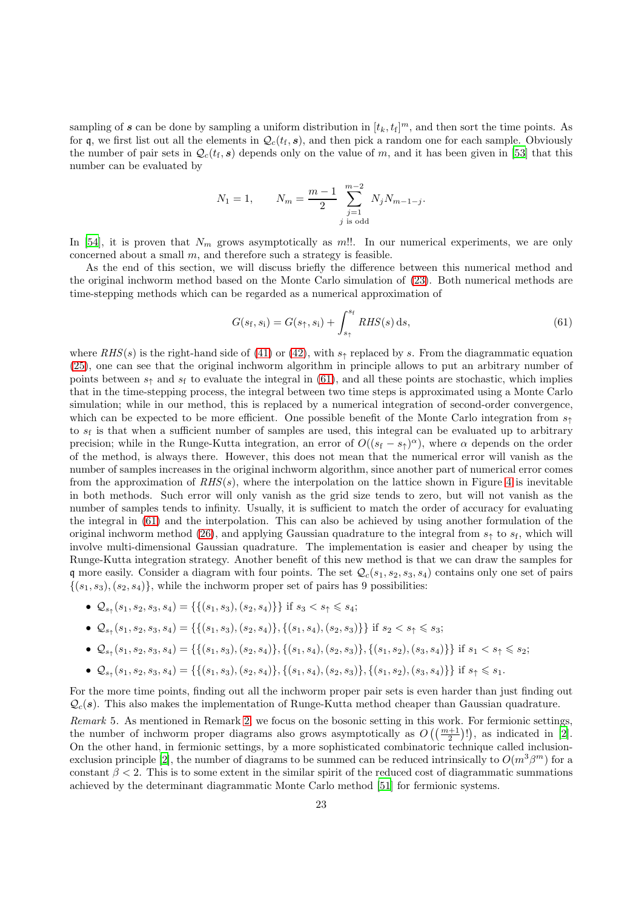sampling of $\boldsymbol{s}$ can be done by sampling a uniform distribution in $[t_k, t_\mathrm{f}]^m$, and then sort the time points. As for $\mathfrak{q}$, we first list out all the elements in $\mathcal{Q}_c(t_\mathrm{f}, \boldsymbol{s})$, and then pick a random one for each sample. Obviously the number of pair sets in $\mathcal{Q}_c(t_\mathrm{f}, \boldsymbol{s})$ depends only on the value of $m$, and it has been given in [53] that this number can be evaluated by

$$N_1 = 1, \qquad N_m = \frac{m-1}{2} \sum_{\substack{j=1 \\ j \text{ is odd}}}^{m-2} N_j N_{m-1-j}.$$

In [54], it is proven that $N_m$ grows asymptotically as $m!!$. In our numerical experiments, we are only concerned about a small $m$, and therefore such a strategy is feasible.

As the end of this section, we will discuss briefly the difference between this numerical method and the original inchworm method based on the Monte Carlo simulation of (23). Both numerical methods are time-stepping methods which can be regarded as a numerical approximation of

$$G(s_\mathrm{f}, s_\mathrm{i}) = G(s_\uparrow, s_\mathrm{i}) + \int_{s_\uparrow}^{s_\mathrm{f}} RHS(s)\,\mathrm{d}s, \tag{61}$$

where $RHS(s)$ is the right-hand side of (41) or (42), with $s_\uparrow$ replaced by $s$. From the diagrammatic equation (25), one can see that the original inchworm algorithm in principle allows to put an arbitrary number of points between $s_\uparrow$ and $s_\mathrm{f}$ to evaluate the integral in (61), and all these points are stochastic, which implies that in the time-stepping process, the integral between two time steps is approximated using a Monte Carlo simulation; while in our method, this is replaced by a numerical integration of second-order convergence, which can be expected to be more efficient. One possible benefit of the Monte Carlo integration from $s_\uparrow$ to $s_\mathrm{f}$ is that when a sufficient number of samples are used, this integral can be evaluated up to arbitrary precision; while in the Runge-Kutta integration, an error of $O((s_\mathrm{f} - s_\uparrow)^\alpha)$, where $\alpha$ depends on the order of the method, is always there. However, this does not mean that the numerical error will vanish as the number of samples increases in the original inchworm algorithm, since another part of numerical error comes from the approximation of $RHS(s)$, where the interpolation on the lattice shown in Figure 4 is inevitable in both methods. Such error will only vanish as the grid size tends to zero, but will not vanish as the number of samples tends to infinity. Usually, it is sufficient to match the order of accuracy for evaluating the integral in (61) and the interpolation. This can also be achieved by using another formulation of the original inchworm method (26), and applying Gaussian quadrature to the integral from $s_\uparrow$ to $s_\mathrm{f}$, which will involve multi-dimensional Gaussian quadrature. The implementation is easier and cheaper by using the Runge-Kutta integration strategy. Another benefit of this new method is that we can draw the samples for $\mathfrak{q}$ more easily. Consider a diagram with four points. The set $\mathcal{Q}_c(s_1, s_2, s_3, s_4)$ contains only one set of pairs $\{(s_1, s_3), (s_2, s_4)\}$, while the inchworm proper set of pairs has 9 possibilities:

- $\mathcal{Q}_{s_\uparrow}(s_1, s_2, s_3, s_4) = \{\{(s_1, s_3), (s_2, s_4)\}\}$ if $s_3 < s_\uparrow \leqslant s_4$;
- $\mathcal{Q}_{s_\uparrow}(s_1, s_2, s_3, s_4) = \{\{(s_1, s_3), (s_2, s_4)\}, \{(s_1, s_4), (s_2, s_3)\}\}$ if $s_2 < s_\uparrow \leqslant s_3$;
- $\mathcal{Q}_{s_\uparrow}(s_1, s_2, s_3, s_4) = \{\{(s_1, s_3), (s_2, s_4)\}, \{(s_1, s_4), (s_2, s_3)\}, \{(s_1, s_2), (s_3, s_4)\}\}$ if $s_1 < s_\uparrow \leqslant s_2$;
- $\mathcal{Q}_{s_\uparrow}(s_1, s_2, s_3, s_4) = \{\{(s_1, s_3), (s_2, s_4)\}, \{(s_1, s_4), (s_2, s_3)\}, \{(s_1, s_2), (s_3, s_4)\}\}$ if $s_\uparrow \leqslant s_1$.

For the more time points, finding out all the inchworm proper pair sets is even harder than just finding out $\mathcal{Q}_c(\boldsymbol{s})$. This also makes the implementation of Runge-Kutta method cheaper than Gaussian quadrature.

*Remark* 5. As mentioned in Remark 2, we focus on the bosonic setting in this work. For fermionic settings, the number of inchworm proper diagrams also grows asymptotically as $O\left(\left(\frac{m+1}{2}\right)!\right)$, as indicated in [2]. On the other hand, in fermionic settings, by a more sophisticated combinatoric technique called inclusion-exclusion principle [2], the number of diagrams to be summed can be reduced intrinsically to $O(m^3 \beta^m)$ for a constant $\beta < 2$. This is to some extent in the similar spirit of the reduced cost of diagrammatic summations achieved by the determinant diagrammatic Monte Carlo method [51] for fermionic systems.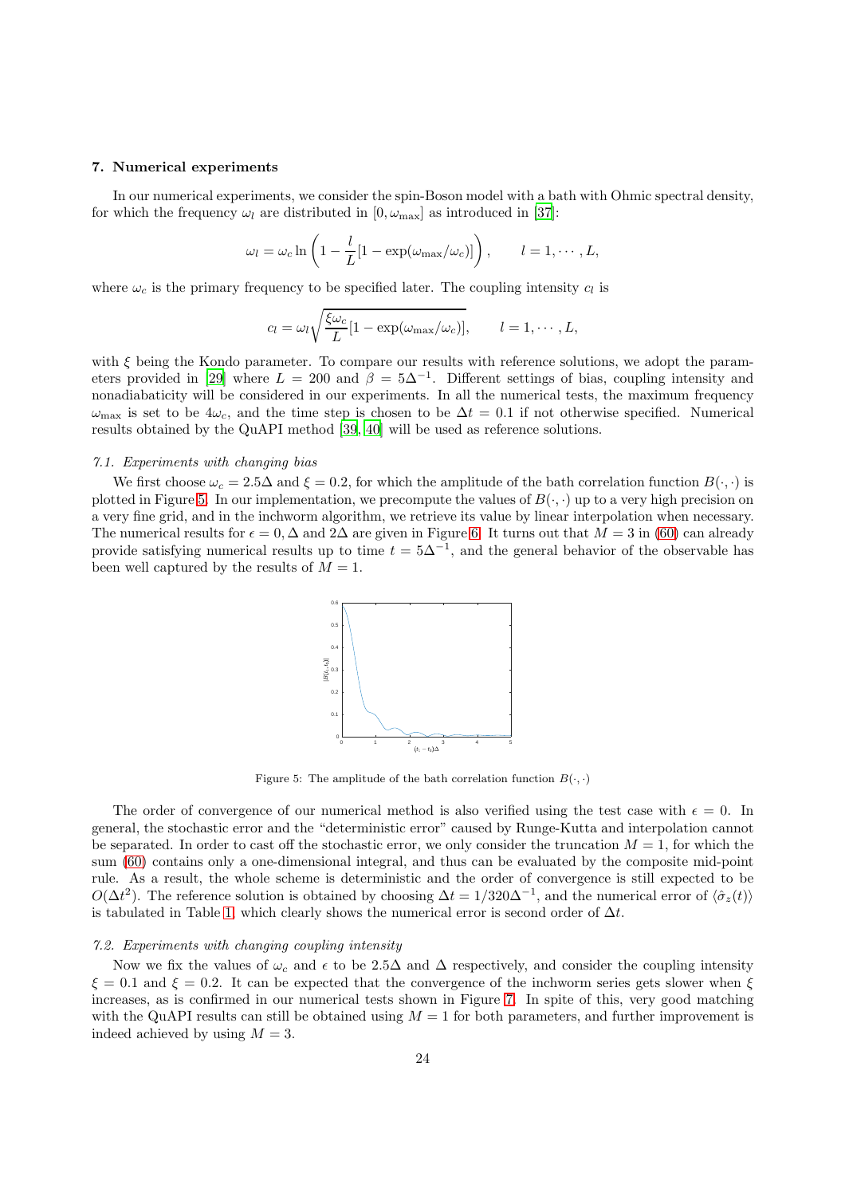## 7. Numerical experiments

In our numerical experiments, we consider the spin-Boson model with a bath with Ohmic spectral density, for which the frequency $\omega_l$ are distributed in $[0, \omega_{\max}]$ as introduced in [37]:

$$\omega_l = \omega_c \ln\left(1 - \frac{l}{L}[1 - \exp(\omega_{\max}/\omega_c)]\right), \qquad l = 1, \cdots, L,$$

where $\omega_c$ is the primary frequency to be specified later. The coupling intensity $c_l$ is

$$c_l = \omega_l \sqrt{\frac{\xi \omega_c}{L}[1 - \exp(\omega_{\max}/\omega_c)]}, \qquad l = 1, \cdots, L,$$

with $\xi$ being the Kondo parameter. To compare our results with reference solutions, we adopt the parameters provided in [29] where $L = 200$ and $\beta = 5\Delta^{-1}$. Different settings of bias, coupling intensity and nonadiabaticity will be considered in our experiments. In all the numerical tests, the maximum frequency $\omega_{\max}$ is set to be $4\omega_c$, and the time step is chosen to be $\Delta t = 0.1$ if not otherwise specified. Numerical results obtained by the QuAPI method [39, 40] will be used as reference solutions.

### *7.1. Experiments with changing bias*

We first choose $\omega_c = 2.5\Delta$ and $\xi = 0.2$, for which the amplitude of the bath correlation function $B(\cdot,\cdot)$ is plotted in Figure 5. In our implementation, we precompute the values of $B(\cdot,\cdot)$ up to a very high precision on a very fine grid, and in the inchworm algorithm, we retrieve its value by linear interpolation when necessary. The numerical results for $\epsilon = 0, \Delta$ and $2\Delta$ are given in Figure 6. It turns out that $M = 3$ in (60) can already provide satisfying numerical results up to time $t = 5\Delta^{-1}$, and the general behavior of the observable has been well captured by the results of $M = 1$.

0.6
0.5
0.4
0.3
0.2
0.1
0
$|B(t_i, t_0)|$
0 1 2 3 4 5
$(t_i - t_0)\Delta$

Figure 5: The amplitude of the bath correlation function $B(\cdot,\cdot)$

The order of convergence of our numerical method is also verified using the test case with $\epsilon = 0$. In general, the stochastic error and the "deterministic error" caused by Runge-Kutta and interpolation cannot be separated. In order to cast off the stochastic error, we only consider the truncation $M = 1$, for which the sum (60) contains only a one-dimensional integral, and thus can be evaluated by the composite mid-point rule. As a result, the whole scheme is deterministic and the order of convergence is still expected to be $O(\Delta t^2)$. The reference solution is obtained by choosing $\Delta t = 1/320\Delta^{-1}$, and the numerical error of $\langle \hat{\sigma}_z(t) \rangle$ is tabulated in Table 1, which clearly shows the numerical error is second order of $\Delta t$.

### *7.2. Experiments with changing coupling intensity*

Now we fix the values of $\omega_c$ and $\epsilon$ to be $2.5\Delta$ and $\Delta$ respectively, and consider the coupling intensity $\xi = 0.1$ and $\xi = 0.2$. It can be expected that the convergence of the inchworm series gets slower when $\xi$ increases, as is confirmed in our numerical tests shown in Figure 7. In spite of this, very good matching with the QuAPI results can still be obtained using $M = 1$ for both parameters, and further improvement is indeed achieved by using $M = 3$.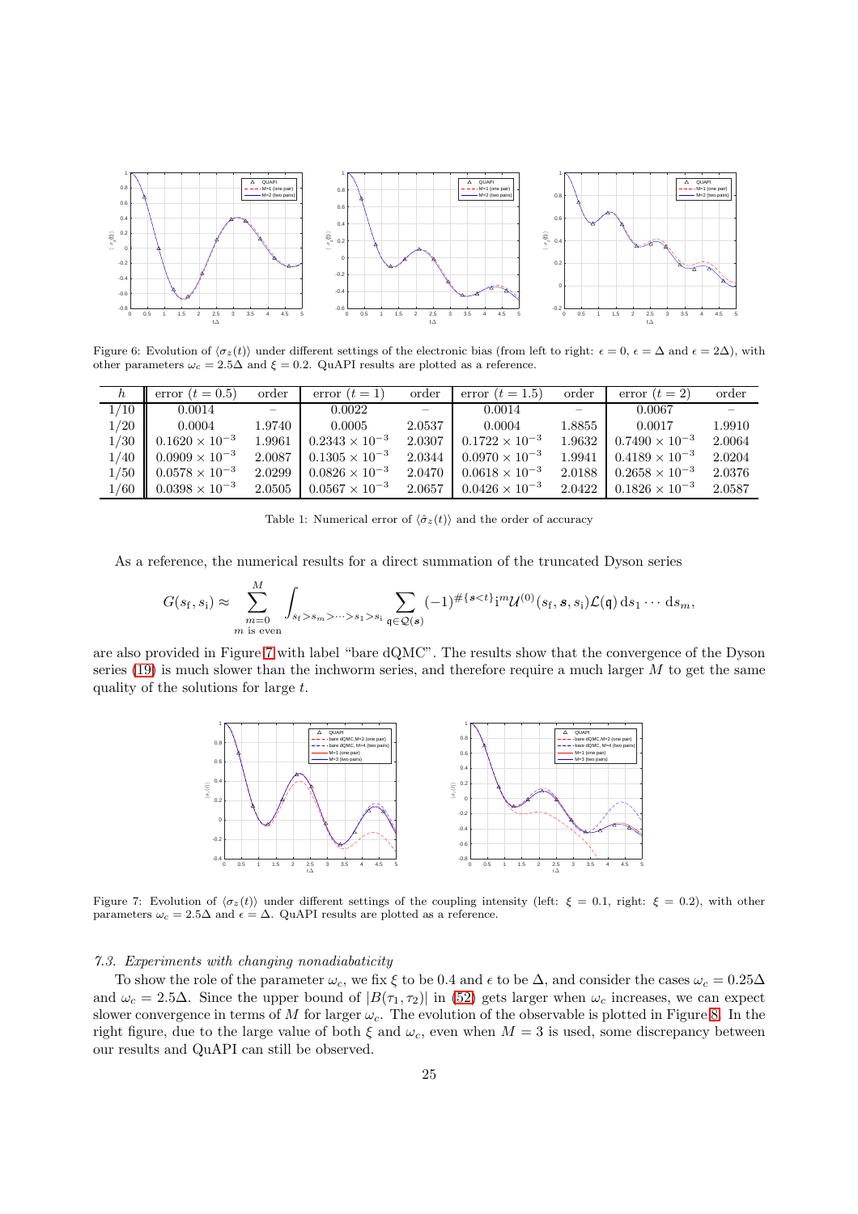Figure 6: Evolution of $\langle \sigma_z(t) \rangle$ under different settings of the electronic bias (from left to right: $\epsilon = 0$, $\epsilon = \Delta$ and $\epsilon = 2\Delta$), with other parameters $\omega_c = 2.5\Delta$ and $\xi = 0.2$. QuAPI results are plotted as a reference.

| $h$ | error ($t = 0.5$) | order | error ($t = 1$) | order | error ($t = 1.5$) | order | error ($t = 2$) | order |
|---|---|---|---|---|---|---|---|---|
| 1/10 | 0.0014 | – | 0.0022 | – | 0.0014 | – | 0.0067 | – |
| 1/20 | 0.0004 | 1.9740 | 0.0005 | 2.0537 | 0.0004 | 1.8855 | 0.0017 | 1.9910 |
| 1/30 | $0.1620 \times 10^{-3}$ | 1.9961 | $0.2343 \times 10^{-3}$ | 2.0307 | $0.1722 \times 10^{-3}$ | 1.9632 | $0.7490 \times 10^{-3}$ | 2.0064 |
| 1/40 | $0.0909 \times 10^{-3}$ | 2.0087 | $0.1305 \times 10^{-3}$ | 2.0344 | $0.0970 \times 10^{-3}$ | 1.9941 | $0.4189 \times 10^{-3}$ | 2.0204 |
| 1/50 | $0.0578 \times 10^{-3}$ | 2.0299 | $0.0826 \times 10^{-3}$ | 2.0470 | $0.0618 \times 10^{-3}$ | 2.0188 | $0.2658 \times 10^{-3}$ | 2.0376 |
| 1/60 | $0.0398 \times 10^{-3}$ | 2.0505 | $0.0567 \times 10^{-3}$ | 2.0657 | $0.0426 \times 10^{-3}$ | 2.0422 | $0.1826 \times 10^{-3}$ | 2.0587 |

Table 1: Numerical error of $\langle \hat{\sigma}_z(t) \rangle$ and the order of accuracy

As a reference, the numerical results for a direct summation of the truncated Dyson series

$$G(s_{\mathrm{f}}, s_{\mathrm{i}}) \approx \sum_{\substack{m=0 \\ m \text{ is even}}}^{M} \int_{s_{\mathrm{f}} > s_m > \cdots > s_1 > s_{\mathrm{i}}} \sum_{\mathfrak{q} \in \mathcal{Q}(\boldsymbol{s})} (-1)^{\#\{\boldsymbol{s} < t\}} \mathrm{i}^m \mathcal{U}^{(0)}(s_{\mathrm{f}}, \boldsymbol{s}, s_{\mathrm{i}}) \mathcal{L}(\mathfrak{q}) \, \mathrm{d}s_1 \cdots \mathrm{d}s_m,$$

are also provided in Figure 7 with label "bare dQMC". The results show that the convergence of the Dyson series (19) is much slower than the inchworm series, and therefore require a much larger $M$ to get the same quality of the solutions for large $t$.

Figure 7: Evolution of $\langle \sigma_z(t) \rangle$ under different settings of the coupling intensity (left: $\xi = 0.1$, right: $\xi = 0.2$), with other parameters $\omega_c = 2.5\Delta$ and $\epsilon = \Delta$. QuAPI results are plotted as a reference.

### 7.3. Experiments with changing nonadiabaticity

To show the role of the parameter $\omega_c$, we fix $\xi$ to be 0.4 and $\epsilon$ to be $\Delta$, and consider the cases $\omega_c = 0.25\Delta$ and $\omega_c = 2.5\Delta$. Since the upper bound of $|B(\tau_1, \tau_2)|$ in (52) gets larger when $\omega_c$ increases, we can expect slower convergence in terms of $M$ for larger $\omega_c$. The evolution of the observable is plotted in Figure 8. In the right figure, due to the large value of both $\xi$ and $\omega_c$, even when $M = 3$ is used, some discrepancy between our results and QuAPI can still be observed.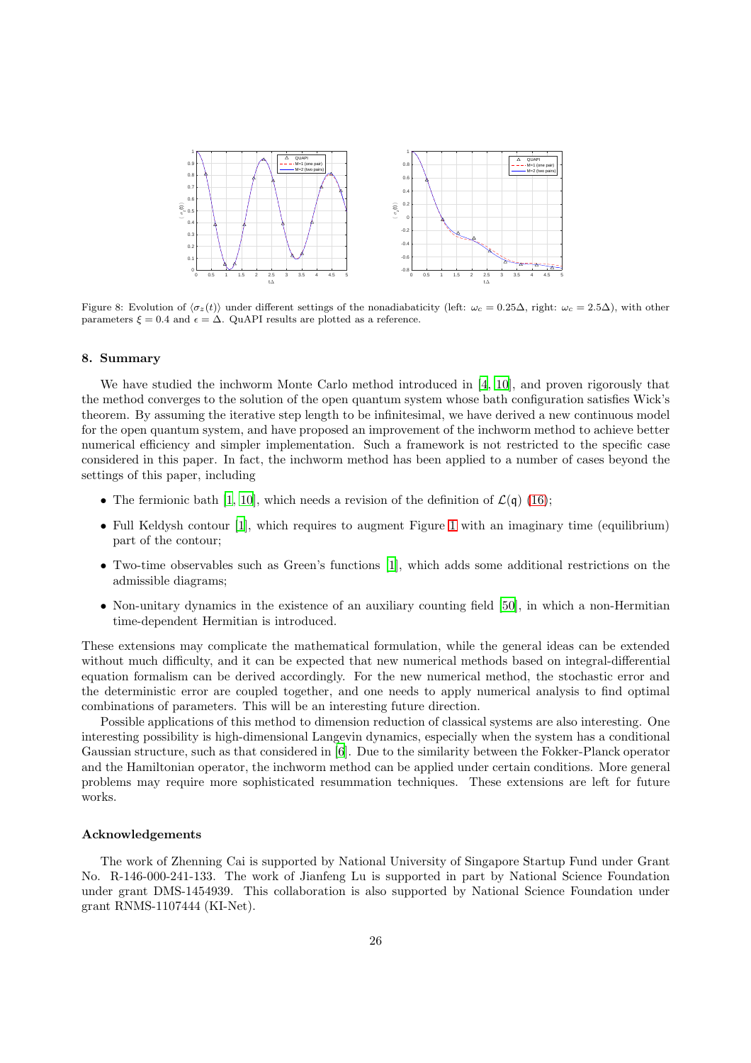1
0.9
0.8
0.7
0.6
0.5
0.4
0.3
0.2
0.1
0
0 0.5 1 1.5 2 2.5 3 3.5 4 4.5 5
tΔ
⟨ σz(t) ⟩
QuAPI
M=1 (one pair)
M=2 (two pairs)

1
0.8
0.6
0.4
0.2
0
-0.2
-0.4
-0.6
-0.8
0 0.5 1 1.5 2 2.5 3 3.5 4 4.5 5
tΔ
⟨ σz(t) ⟩
QuAPI
M=1 (one pair)
M=2 (two pairs)

Figure 8: Evolution of $\langle \sigma_z(t) \rangle$ under different settings of the nonadiabaticity (left: $\omega_c = 0.25\Delta$, right: $\omega_c = 2.5\Delta$), with other parameters $\xi = 0.4$ and $\epsilon = \Delta$. QuAPI results are plotted as a reference.

## 8. Summary

We have studied the inchworm Monte Carlo method introduced in [4, 10], and proven rigorously that the method converges to the solution of the open quantum system whose bath configuration satisfies Wick's theorem. By assuming the iterative step length to be infinitesimal, we have derived a new continuous model for the open quantum system, and have proposed an improvement of the inchworm method to achieve better numerical efficiency and simpler implementation. Such a framework is not restricted to the specific case considered in this paper. In fact, the inchworm method has been applied to a number of cases beyond the settings of this paper, including

- The fermionic bath [1, 10], which needs a revision of the definition of $\mathcal{L}(\mathfrak{q})$ (16);
- Full Keldysh contour [1], which requires to augment Figure 1 with an imaginary time (equilibrium) part of the contour;
- Two-time observables such as Green's functions [1], which adds some additional restrictions on the admissible diagrams;
- Non-unitary dynamics in the existence of an auxiliary counting field [50], in which a non-Hermitian time-dependent Hermitian is introduced.

These extensions may complicate the mathematical formulation, while the general ideas can be extended without much difficulty, and it can be expected that new numerical methods based on integral-differential equation formalism can be derived accordingly. For the new numerical method, the stochastic error and the deterministic error are coupled together, and one needs to apply numerical analysis to find optimal combinations of parameters. This will be an interesting future direction.

Possible applications of this method to dimension reduction of classical systems are also interesting. One interesting possibility is high-dimensional Langevin dynamics, especially when the system has a conditional Gaussian structure, such as that considered in [6]. Due to the similarity between the Fokker-Planck operator and the Hamiltonian operator, the inchworm method can be applied under certain conditions. More general problems may require more sophisticated resummation techniques. These extensions are left for future works.

### Acknowledgements

The work of Zhenning Cai is supported by National University of Singapore Startup Fund under Grant No. R-146-000-241-133. The work of Jianfeng Lu is supported in part by National Science Foundation under grant DMS-1454939. This collaboration is also supported by National Science Foundation under grant RNMS-1107444 (KI-Net).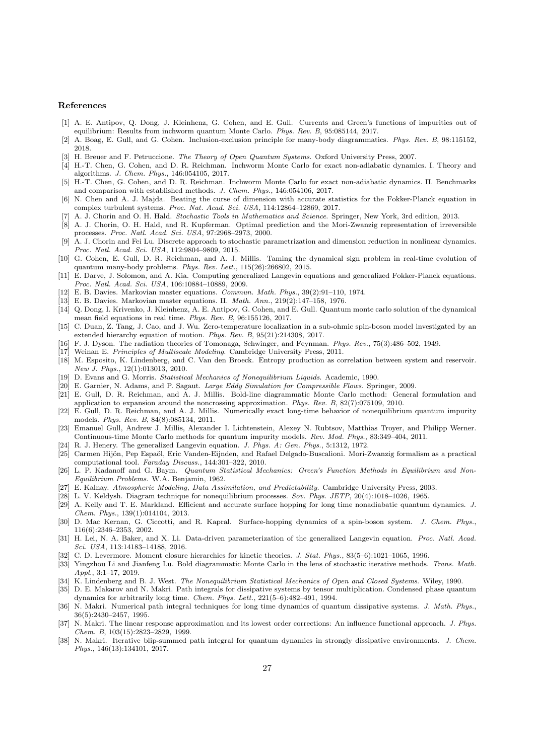## References

[1] A. E. Antipov, Q. Dong, J. Kleinhenz, G. Cohen, and E. Gull. Currents and Green's functions of impurities out of equilibrium: Results from inchworm quantum Monte Carlo. *Phys. Rev. B*, 95:085144, 2017.

[2] A. Boag, E. Gull, and G. Cohen. Inclusion-exclusion principle for many-body diagrammatics. *Phys. Rev. B*, 98:115152, 2018.

[3] H. Breuer and F. Petruccione. *The Theory of Open Quantum Systems*. Oxford University Press, 2007.

[4] H.-T. Chen, G. Cohen, and D. R. Reichman. Inchworm Monte Carlo for exact non-adiabatic dynamics. I. Theory and algorithms. *J. Chem. Phys.*, 146:054105, 2017.

[5] H.-T. Chen, G. Cohen, and D. R. Reichman. Inchworm Monte Carlo for exact non-adiabatic dynamics. II. Benchmarks and comparison with established methods. *J. Chem. Phys.*, 146:054106, 2017.

[6] N. Chen and A. J. Majda. Beating the curse of dimension with accurate statistics for the Fokker-Planck equation in complex turbulent systems. *Proc. Nat. Acad. Sci. USA*, 114:12864–12869, 2017.

[7] A. J. Chorin and O. H. Hald. *Stochastic Tools in Mathematics and Science*. Springer, New York, 3rd edition, 2013.

[8] A. J. Chorin, O. H. Hald, and R. Kupferman. Optimal prediction and the Mori-Zwanzig representation of irreversible processes. *Proc. Natl. Acad. Sci. USA*, 97:2968–2973, 2000.

[9] A. J. Chorin and Fei Lu. Discrete approach to stochastic parametrization and dimension reduction in nonlinear dynamics. *Proc. Natl. Acad. Sci. USA*, 112:9804–9809, 2015.

[10] G. Cohen, E. Gull, D. R. Reichman, and A. J. Millis. Taming the dynamical sign problem in real-time evolution of quantum many-body problems. *Phys. Rev. Lett.*, 115(26):266802, 2015.

[11] E. Darve, J. Solomon, and A. Kia. Computing generalized Langevin equations and generalized Fokker-Planck equations. *Proc. Natl. Acad. Sci. USA*, 106:10884–10889, 2009.

[12] E. B. Davies. Markovian master equations. *Commun. Math. Phys.*, 39(2):91–110, 1974.

[13] E. B. Davies. Markovian master equations. II. *Math. Ann.*, 219(2):147–158, 1976.

[14] Q. Dong, I. Krivenko, J. Kleinhenz, A. E. Antipov, G. Cohen, and E. Gull. Quantum monte carlo solution of the dynamical mean field equations in real time. *Phys. Rev. B*, 96:155126, 2017.

[15] C. Duan, Z. Tang, J. Cao, and J. Wu. Zero-temperature localization in a sub-ohmic spin-boson model investigated by an extended hierarchy equation of motion. *Phys. Rev. B*, 95(21):214308, 2017.

[16] F. J. Dyson. The radiation theories of Tomonaga, Schwinger, and Feynman. *Phys. Rev.*, 75(3):486–502, 1949.

[17] Weinan E. *Principles of Multiscale Modeling*. Cambridge University Press, 2011.

[18] M. Esposito, K. Lindenberg, and C. Van den Broeck. Entropy production as correlation between system and reservoir. *New J. Phys.*, 12(1):013013, 2010.

[19] D. Evans and G. Morris. *Statistical Mechanics of Nonequilibrium Liquids*. Academic, 1990.

[20] E. Garnier, N. Adams, and P. Sagaut. *Large Eddy Simulation for Compressible Flows*. Springer, 2009.

[21] E. Gull, D. R. Reichman, and A. J. Millis. Bold-line diagrammatic Monte Carlo method: General formulation and application to expansion around the noncrossing approximation. *Phys. Rev. B*, 82(7):075109, 2010.

[22] E. Gull, D. R. Reichman, and A. J. Millis. Numerically exact long-time behavior of nonequilibrium quantum impurity models. *Phys. Rev. B*, 84(8):085134, 2011.

[23] Emanuel Gull, Andrew J. Millis, Alexander I. Lichtenstein, Alexey N. Rubtsov, Matthias Troyer, and Philipp Werner. Continuous-time Monte Carlo methods for quantum impurity models. *Rev. Mod. Phys.*, 83:349–404, 2011.

[24] R. J. Henery. The generalized Langevin equation. *J. Phys. A: Gen. Phys.*, 5:1312, 1972.

[25] Carmen Hijön, Pep Espaöl, Eric Vanden-Eijnden, and Rafael Delgado-Buscalioni. Mori-Zwanzig formalism as a practical computational tool. *Faraday Discuss.*, 144:301–322, 2010.

[26] L. P. Kadanoff and G. Baym. *Quantum Statistical Mechanics: Green's Function Methods in Equilibrium and Non-Equilibrium Problems*. W.A. Benjamin, 1962.

[27] E. Kalnay. *Atmospheric Modeling, Data Assimilation, and Predictability*. Cambridge University Press, 2003.

[28] L. V. Keldysh. Diagram technique for nonequilibrium processes. *Sov. Phys. JETP*, 20(4):1018–1026, 1965.

[29] A. Kelly and T. E. Markland. Efficient and accurate surface hopping for long time nonadiabatic quantum dynamics. *J. Chem. Phys.*, 139(1):014104, 2013.

[30] D. Mac Kernan, G. Ciccotti, and R. Kapral. Surface-hopping dynamics of a spin-boson system. *J. Chem. Phys.*, 116(6):2346–2353, 2002.

[31] H. Lei, N. A. Baker, and X. Li. Data-driven parameterization of the generalized Langevin equation. *Proc. Natl. Acad. Sci. USA*, 113:14183–14188, 2016.

[32] C. D. Levermore. Moment closure hierarchies for kinetic theories. *J. Stat. Phys.*, 83(5–6):1021–1065, 1996.

[33] Yingzhou Li and Jianfeng Lu. Bold diagrammatic Monte Carlo in the lens of stochastic iterative methods. *Trans. Math. Appl.*, 3:1–17, 2019.

[34] K. Lindenberg and B. J. West. *The Nonequilibrium Statistical Mechanics of Open and Closed Systems*. Wiley, 1990.

[35] D. E. Makarov and N. Makri. Path integrals for dissipative systems by tensor multiplication. Condensed phase quantum dynamics for arbitrarily long time. *Chem. Phys. Lett.*, 221(5–6):482–491, 1994.

[36] N. Makri. Numerical path integral techniques for long time dynamics of quantum dissipative systems. *J. Math. Phys.*, 36(5):2430–2457, 1995.

[37] N. Makri. The linear response approximation and its lowest order corrections: An influence functional approach. *J. Phys. Chem. B*, 103(15):2823–2829, 1999.

[38] N. Makri. Iterative blip-summed path integral for quantum dynamics in strongly dissipative environments. *J. Chem. Phys.*, 146(13):134101, 2017.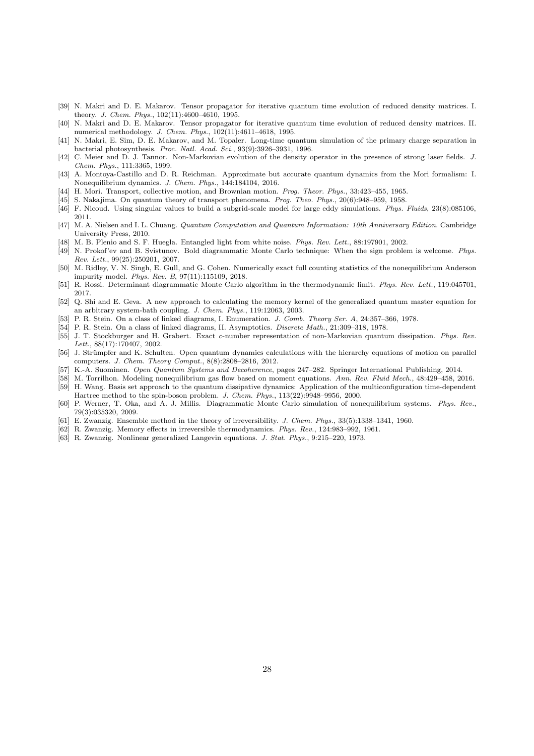[39] N. Makri and D. E. Makarov. Tensor propagator for iterative quantum time evolution of reduced density matrices. I. theory. *J. Chem. Phys.*, 102(11):4600–4610, 1995.

[40] N. Makri and D. E. Makarov. Tensor propagator for iterative quantum time evolution of reduced density matrices. II. numerical methodology. *J. Chem. Phys.*, 102(11):4611–4618, 1995.

[41] N. Makri, E. Sim, D. E. Makarov, and M. Topaler. Long-time quantum simulation of the primary charge separation in bacterial photosynthesis. *Proc. Natl. Acad. Sci.*, 93(9):3926–3931, 1996.

[42] C. Meier and D. J. Tannor. Non-Markovian evolution of the density operator in the presence of strong laser fields. *J. Chem. Phys.*, 111:3365, 1999.

[43] A. Montoya-Castillo and D. R. Reichman. Approximate but accurate quantum dynamics from the Mori formalism: I. Nonequilibrium dynamics. *J. Chem. Phys.*, 144:184104, 2016.

[44] H. Mori. Transport, collective motion, and Brownian motion. *Prog. Theor. Phys.*, 33:423–455, 1965.

[45] S. Nakajima. On quantum theory of transport phenomena. *Prog. Theo. Phys.*, 20(6):948–959, 1958.

[46] F. Nicoud. Using singular values to build a subgrid-scale model for large eddy simulations. *Phys. Fluids*, 23(8):085106, 2011.

[47] M. A. Nielsen and I. L. Chuang. *Quantum Computation and Quantum Information: 10th Anniversary Edition*. Cambridge University Press, 2010.

[48] M. B. Plenio and S. F. Huegla. Entangled light from white noise. *Phys. Rev. Lett.*, 88:197901, 2002.

[49] N. Prokof'ev and B. Svistunov. Bold diagrammatic Monte Carlo technique: When the sign problem is welcome. *Phys. Rev. Lett.*, 99(25):250201, 2007.

[50] M. Ridley, V. N. Singh, E. Gull, and G. Cohen. Numerically exact full counting statistics of the nonequilibrium Anderson impurity model. *Phys. Rev. B*, 97(11):115109, 2018.

[51] R. Rossi. Determinant diagrammatic Monte Carlo algorithm in the thermodynamic limit. *Phys. Rev. Lett.*, 119:045701, 2017.

[52] Q. Shi and E. Geva. A new approach to calculating the memory kernel of the generalized quantum master equation for an arbitrary system-bath coupling. *J. Chem. Phys.*, 119:12063, 2003.

[53] P. R. Stein. On a class of linked diagrams, I. Enumeration. *J. Comb. Theory Ser. A*, 24:357–366, 1978.

[54] P. R. Stein. On a class of linked diagrams, II. Asymptotics. *Discrete Math.*, 21:309–318, 1978.

[55] J. T. Stockburger and H. Grabert. Exact *c*-number representation of non-Markovian quantum dissipation. *Phys. Rev. Lett.*, 88(17):170407, 2002.

[56] J. Strümpfer and K. Schulten. Open quantum dynamics calculations with the hierarchy equations of motion on parallel computers. *J. Chem. Theory Comput.*, 8(8):2808–2816, 2012.

[57] K.-A. Suominen. *Open Quantum Systems and Decoherence*, pages 247–282. Springer International Publishing, 2014.

[58] M. Torrilhon. Modeling nonequilibrium gas flow based on moment equations. *Ann. Rev. Fluid Mech.*, 48:429–458, 2016.

[59] H. Wang. Basis set approach to the quantum dissipative dynamics: Application of the multiconfiguration time-dependent Hartree method to the spin-boson problem. *J. Chem. Phys.*, 113(22):9948–9956, 2000.

[60] P. Werner, T. Oka, and A. J. Millis. Diagrammatic Monte Carlo simulation of nonequilibrium systems. *Phys. Rev.*, 79(3):035320, 2009.

[61] E. Zwanzig. Ensemble method in the theory of irreversibility. *J. Chem. Phys.*, 33(5):1338–1341, 1960.

[62] R. Zwanzig. Memory effects in irreversible thermodynamics. *Phys. Rev.*, 124:983–992, 1961.

[63] R. Zwanzig. Nonlinear generalized Langevin equations. *J. Stat. Phys.*, 9:215–220, 1973.